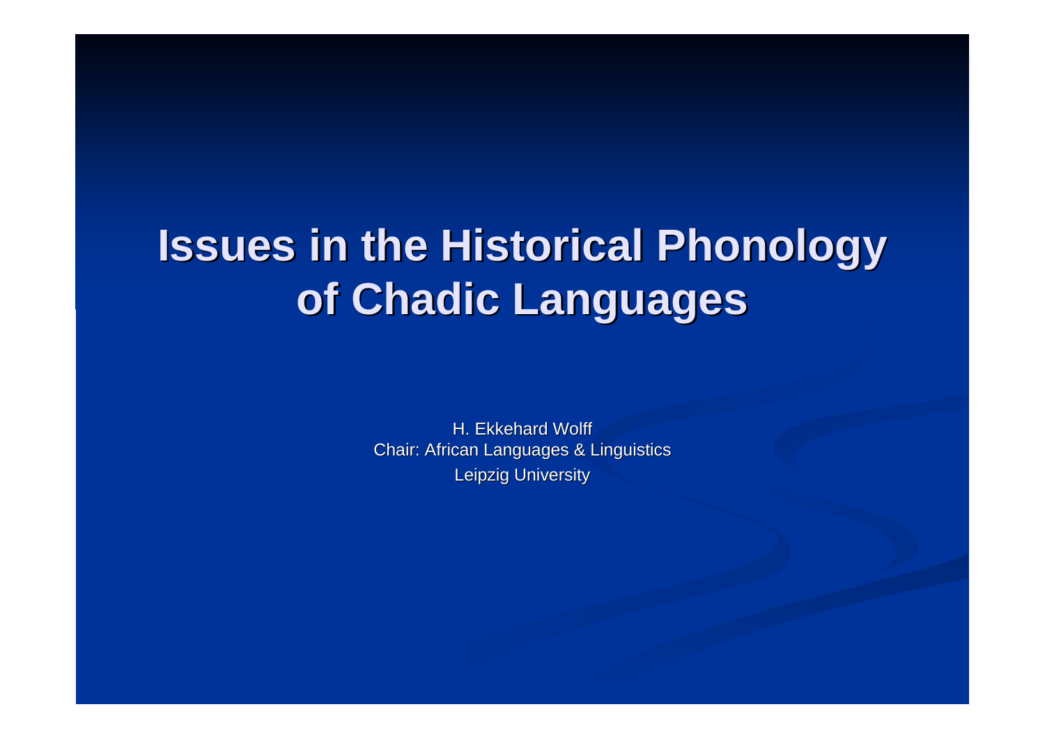# Issues in the Historical Phonology of Chadic Languages

H. Ekkehard Wolff
Chair: African Languages & Linguistics
Leipzig University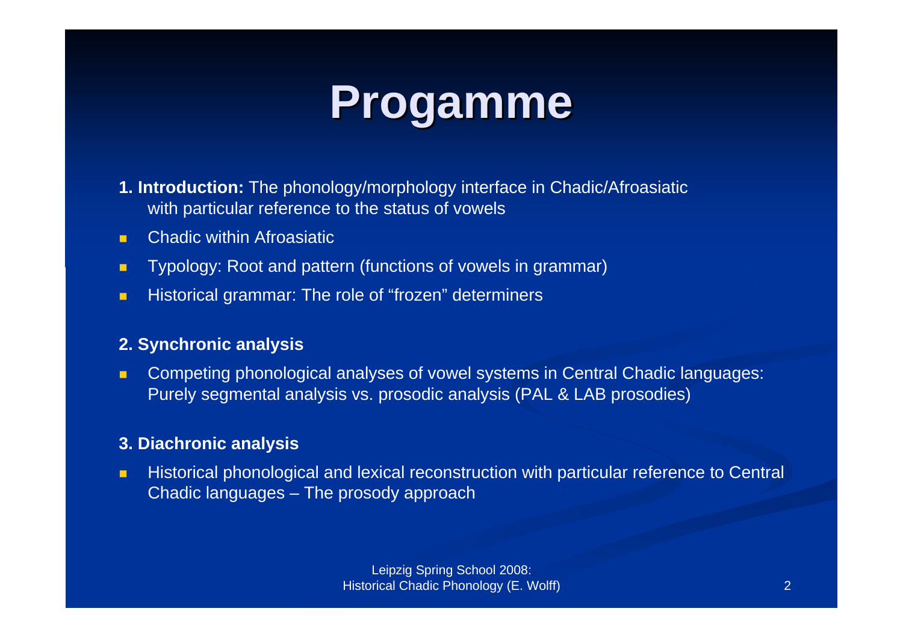# Progamme

**1. Introduction:** The phonology/morphology interface in Chadic/Afroasiatic with particular reference to the status of vowels

- Chadic within Afroasiatic
- Typology: Root and pattern (functions of vowels in grammar)
- Historical grammar: The role of "frozen" determiners

**2. Synchronic analysis**

- Competing phonological analyses of vowel systems in Central Chadic languages: Purely segmental analysis vs. prosodic analysis (PAL & LAB prosodies)

**3. Diachronic analysis**

- Historical phonological and lexical reconstruction with particular reference to Central Chadic languages – The prosody approach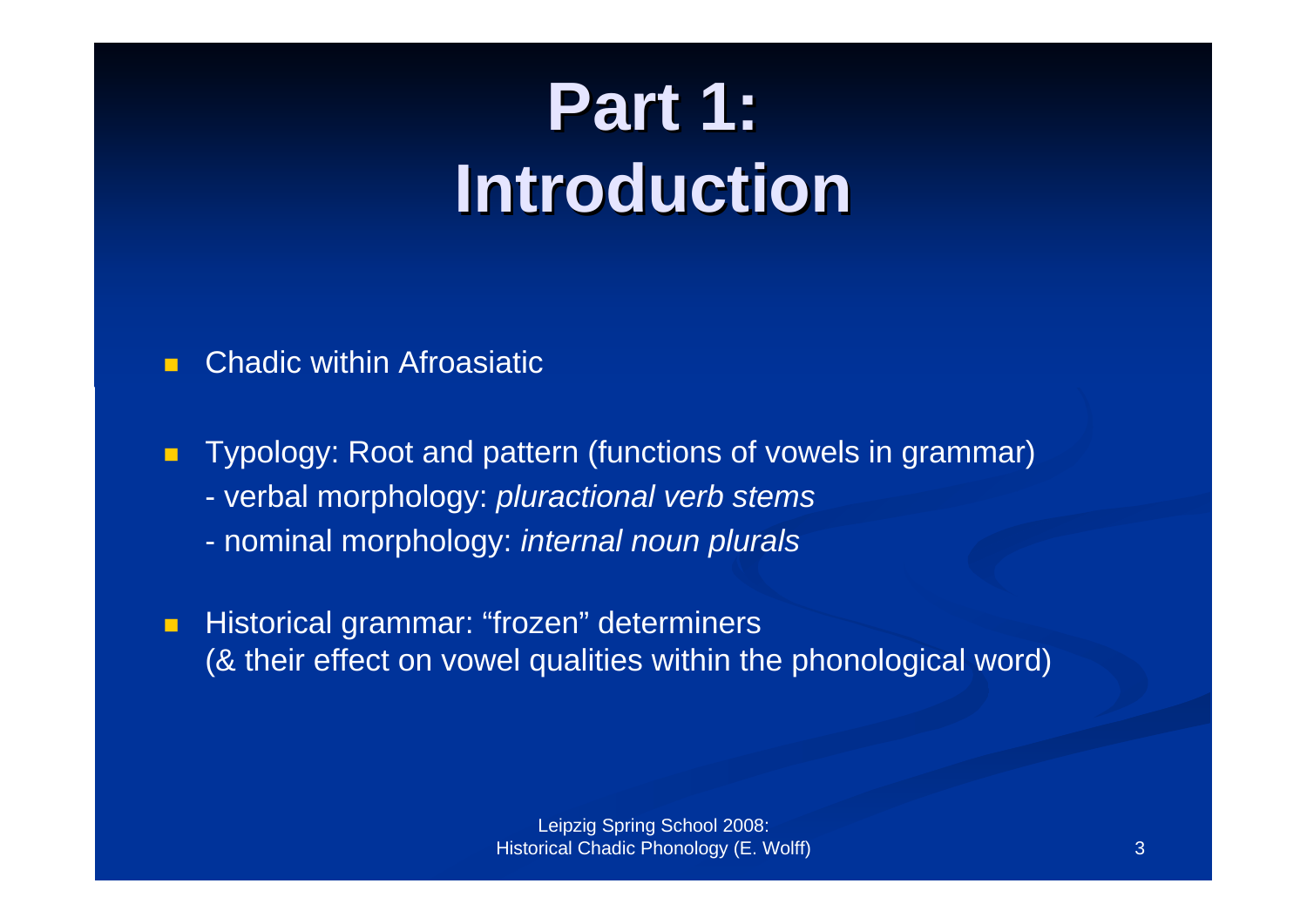# Part 1: Introduction

- Chadic within Afroasiatic

- Typology: Root and pattern (functions of vowels in grammar)
  - verbal morphology: *pluractional verb stems*
  - nominal morphology: *internal noun plurals*

- Historical grammar: “frozen” determiners
  (& their effect on vowel qualities within the phonological word)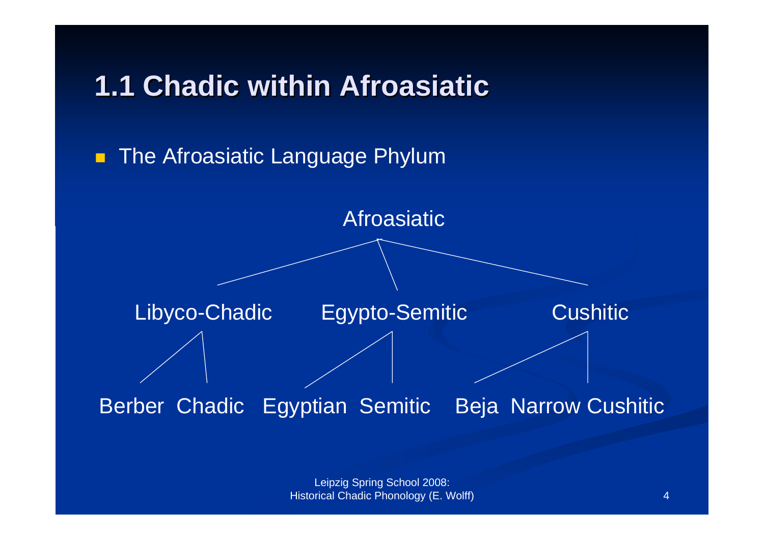# 1.1 Chadic within Afroasiatic

- The Afroasiatic Language Phylum

Afroasiatic

- Libyco-Chadic
  - Berber
  - Chadic
- Egypto-Semitic
  - Egyptian
  - Semitic
- Cushitic
  - Beja
  - Narrow Cushitic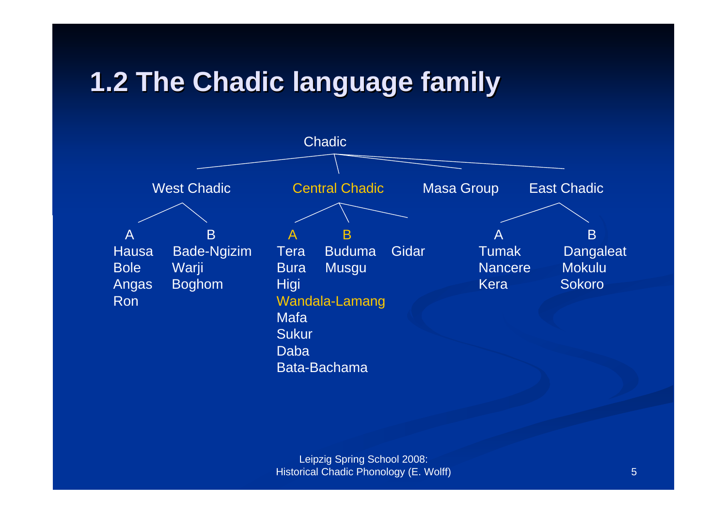## 1.2 The Chadic language family

Chadic

- West Chadic
  - A: Hausa, Bole, Angas, Ron
  - B: Bade-Ngizim, Warji, Boghom
- Central Chadic
  - A: Tera, Bura, Higi, Wandala-Lamang, Mafa, Sukur, Daba, Bata-Bachama
  - B: Buduma, Musgu
  - Gidar
- Masa Group
- East Chadic
  - A: Tumak, Nancere, Kera
  - B: Dangaleat, Mokulu, Sokoro

Leipzig Spring School 2008:
Historical Chadic Phonology (E. Wolff)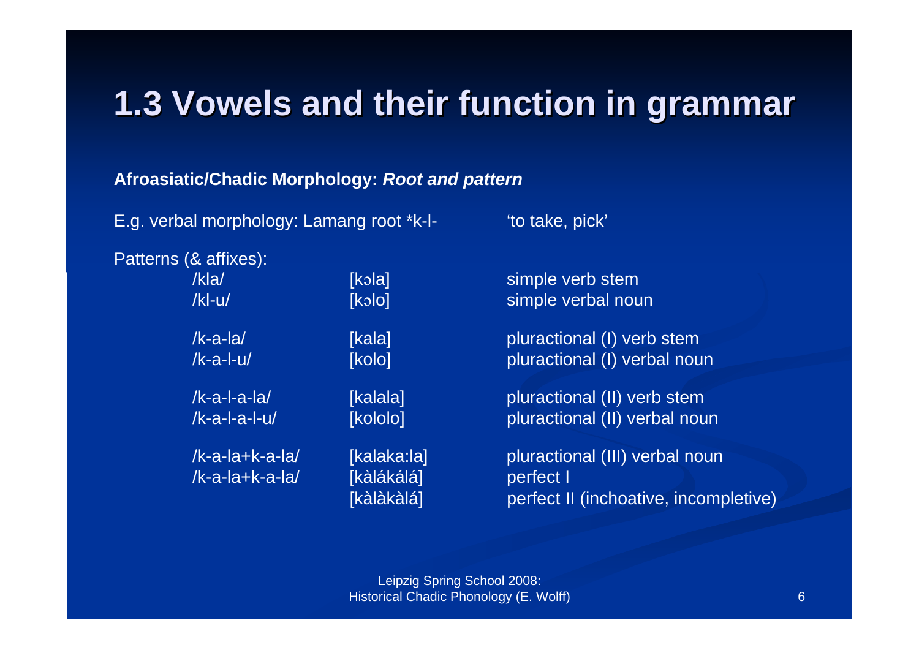# 1.3 Vowels and their function in grammar

**Afroasiatic/Chadic Morphology: *Root and pattern***

E.g. verbal morphology: Lamang root *k-l- 'to take, pick'

Patterns (& affixes):

| | | |
|---|---|---|
| /kla/ | [kəla] | simple verb stem |
| /kl-u/ | [kəlo] | simple verbal noun |
| /k-a-la/ | [kala] | pluractional (I) verb stem |
| /k-a-l-u/ | [kolo] | pluractional (I) verbal noun |
| /k-a-l-a-la/ | [kalala] | pluractional (II) verb stem |
| /k-a-l-a-l-u/ | [kololo] | pluractional (II) verbal noun |
| /k-a-la+k-a-la/ | [kalaka:la] | pluractional (III) verbal noun |
| /k-a-la+k-a-la/ | [kàlákálá] | perfect I |
| | [kàlàkàlá] | perfect II (inchoative, incompletive) |

Leipzig Spring School 2008: Historical Chadic Phonology (E. Wolff)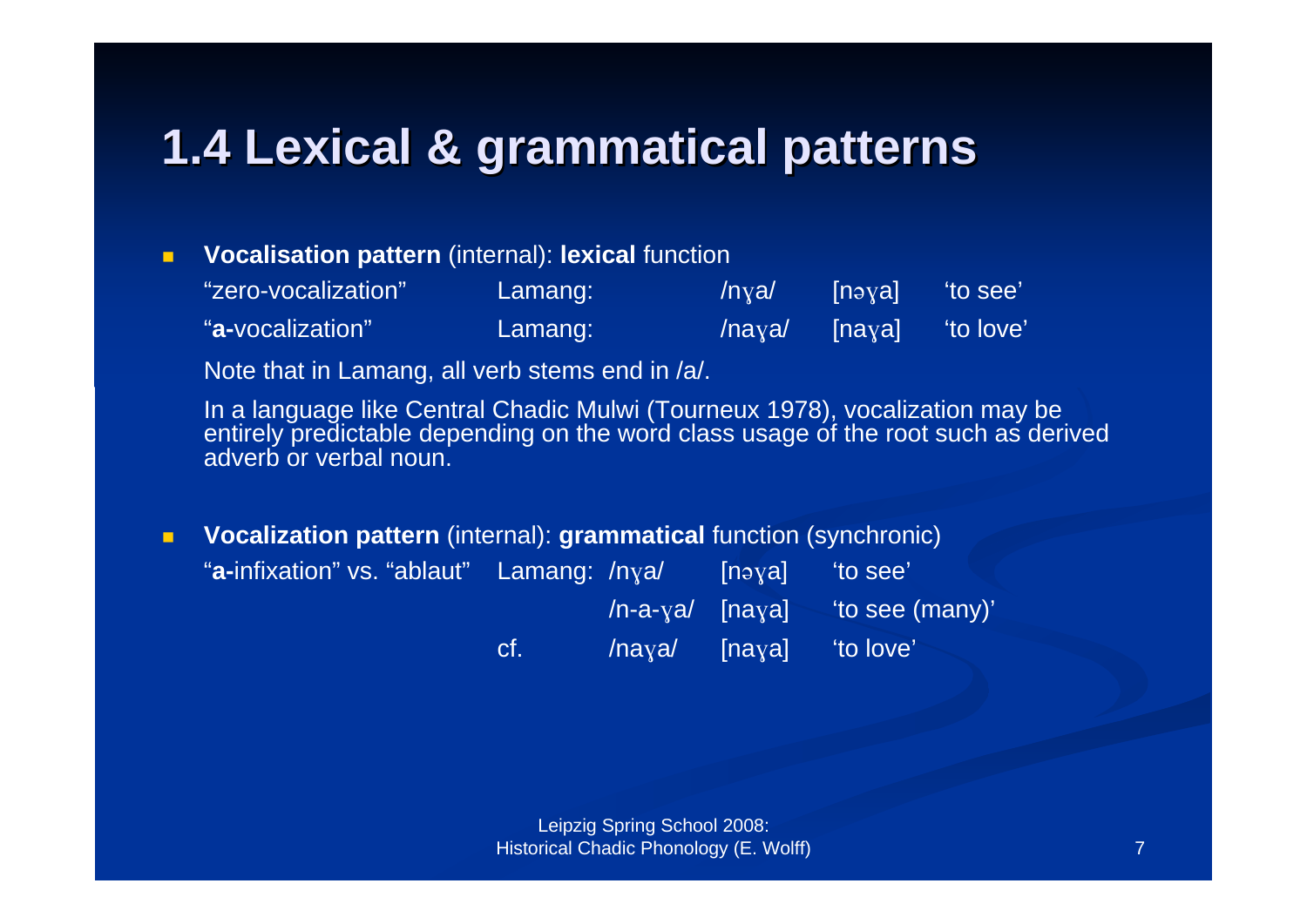# 1.4 Lexical & grammatical patterns

- **Vocalisation pattern** (internal): **lexical** function

| | | | | |
|---|---|---|---|---|
| "zero-vocalization" | Lamang: | /nɣa/ | [nəɣa] | 'to see' |
| "**a-**vocalization" | Lamang: | /naɣa/ | [naɣa] | 'to love' |

  Note that in Lamang, all verb stems end in /a/.

  In a language like Central Chadic Mulwi (Tourneux 1978), vocalization may be entirely predictable depending on the word class usage of the root such as derived adverb or verbal noun.

- **Vocalization pattern** (internal): **grammatical** function (synchronic)

| | | | | |
|---|---|---|---|---|
| "**a-**infixation" vs. "ablaut" | Lamang: | /nɣa/ | [nəɣa] | 'to see' |
| | | /n-a-ɣa/ | [naɣa] | 'to see (many)' |
| | cf. | /naɣa/ | [naɣa] | 'to love' |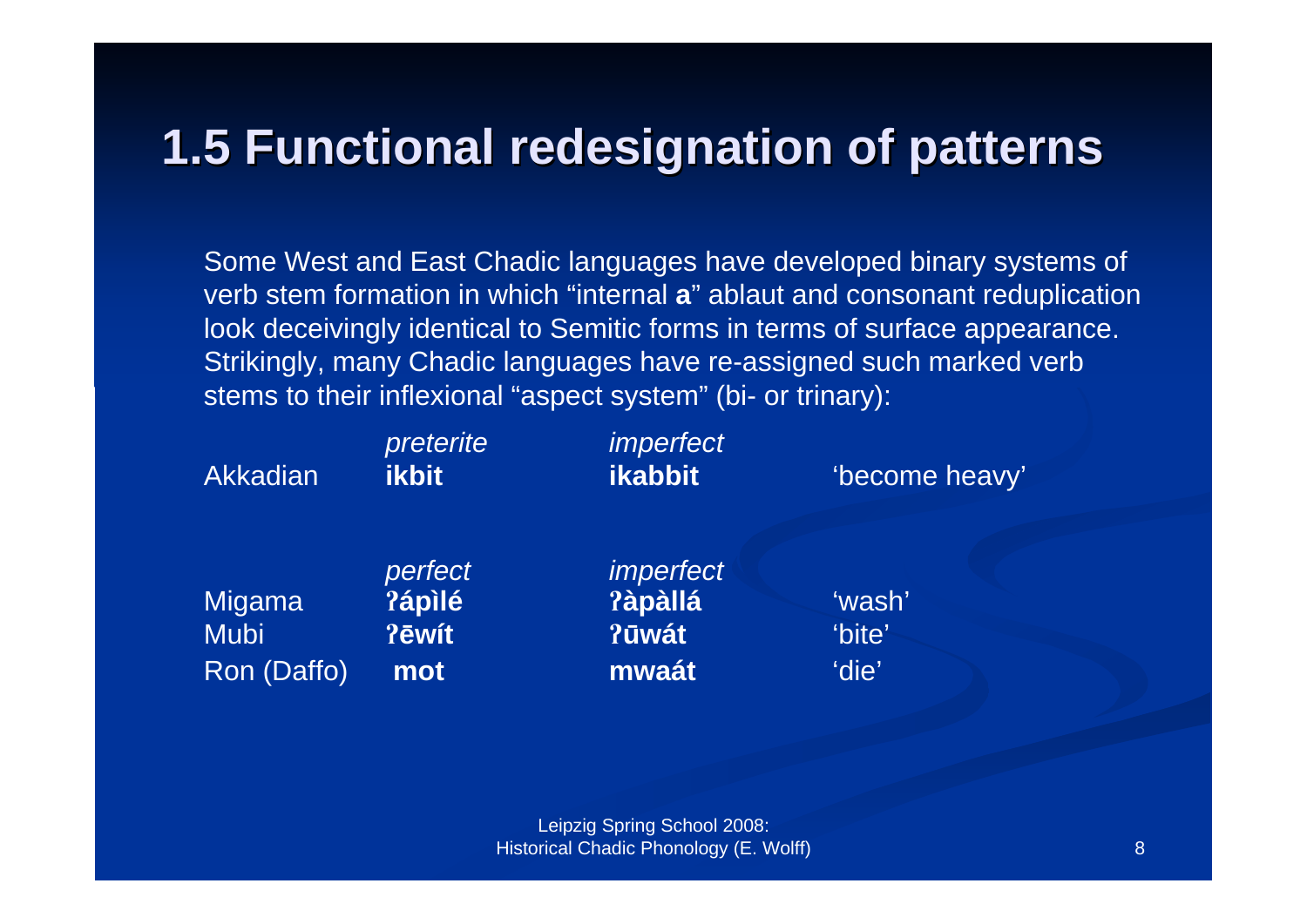# 1.5 Functional redesignation of patterns

Some West and East Chadic languages have developed binary systems of verb stem formation in which "internal **a**" ablaut and consonant reduplication look deceivingly identical to Semitic forms in terms of surface appearance. Strikingly, many Chadic languages have re-assigned such marked verb stems to their inflexional "aspect system" (bi- or trinary):

| | *preterite* | *imperfect* | |
|---|---|---|---|
| Akkadian | **ikbit** | **ikabbit** | 'become heavy' |

| | *perfect* | *imperfect* | |
|---|---|---|---|
| Migama | **ʔápìlé** | **ʔàpàllá** | 'wash' |
| Mubi | **ʔēwít** | **ʔūwát** | 'bite' |
| Ron (Daffo) | **mot** | **mwaát** | 'die' |

Leipzig Spring School 2008:
Historical Chadic Phonology (E. Wolff)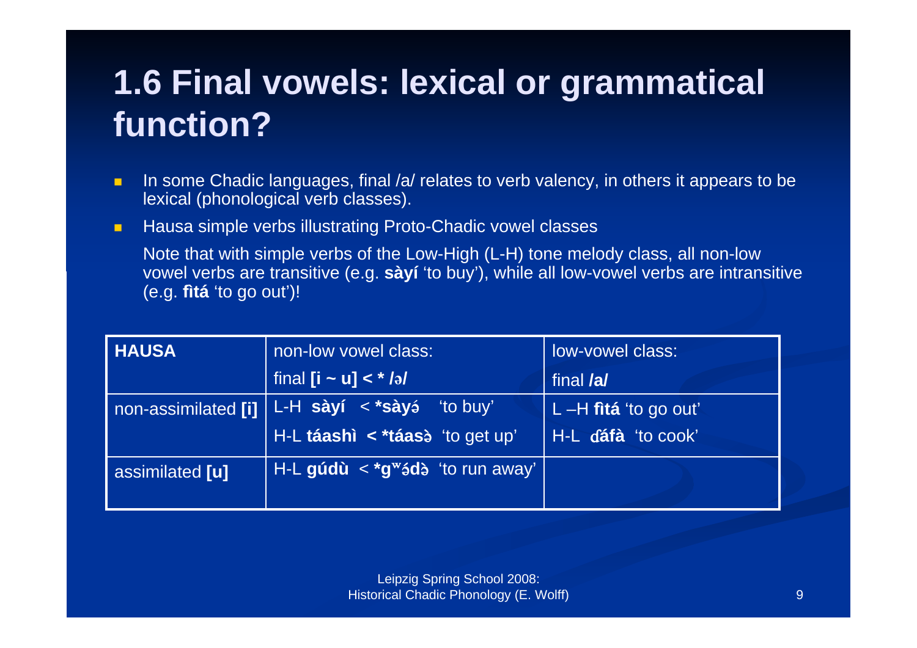# 1.6 Final vowels: lexical or grammatical function?

- In some Chadic languages, final /a/ relates to verb valency, in others it appears to be lexical (phonological verb classes).
- Hausa simple verbs illustrating Proto-Chadic vowel classes

  Note that with simple verbs of the Low-High (L-H) tone melody class, all non-low vowel verbs are transitive (e.g. **sàyí** 'to buy'), while all low-vowel verbs are intransitive (e.g. **fìtá** 'to go out')!

| **HAUSA** | non-low vowel class: final **[i ~ u] < * /ə/** | low-vowel class: final **/a/** |
|---|---|---|
| non-assimilated **[i]** | L-H **sàyí** < ***sàyə́** 'to buy'<br>H-L **táashì** < ***táasə̀** 'to get up' | L –H **fìtá** 'to go out'<br>H-L **ɗáfà** 'to cook' |
| assimilated **[u]** | H-L **gúdù** < ***gʷə́də̀** 'to run away' | |

Leipzig Spring School 2008:
Historical Chadic Phonology (E. Wolff)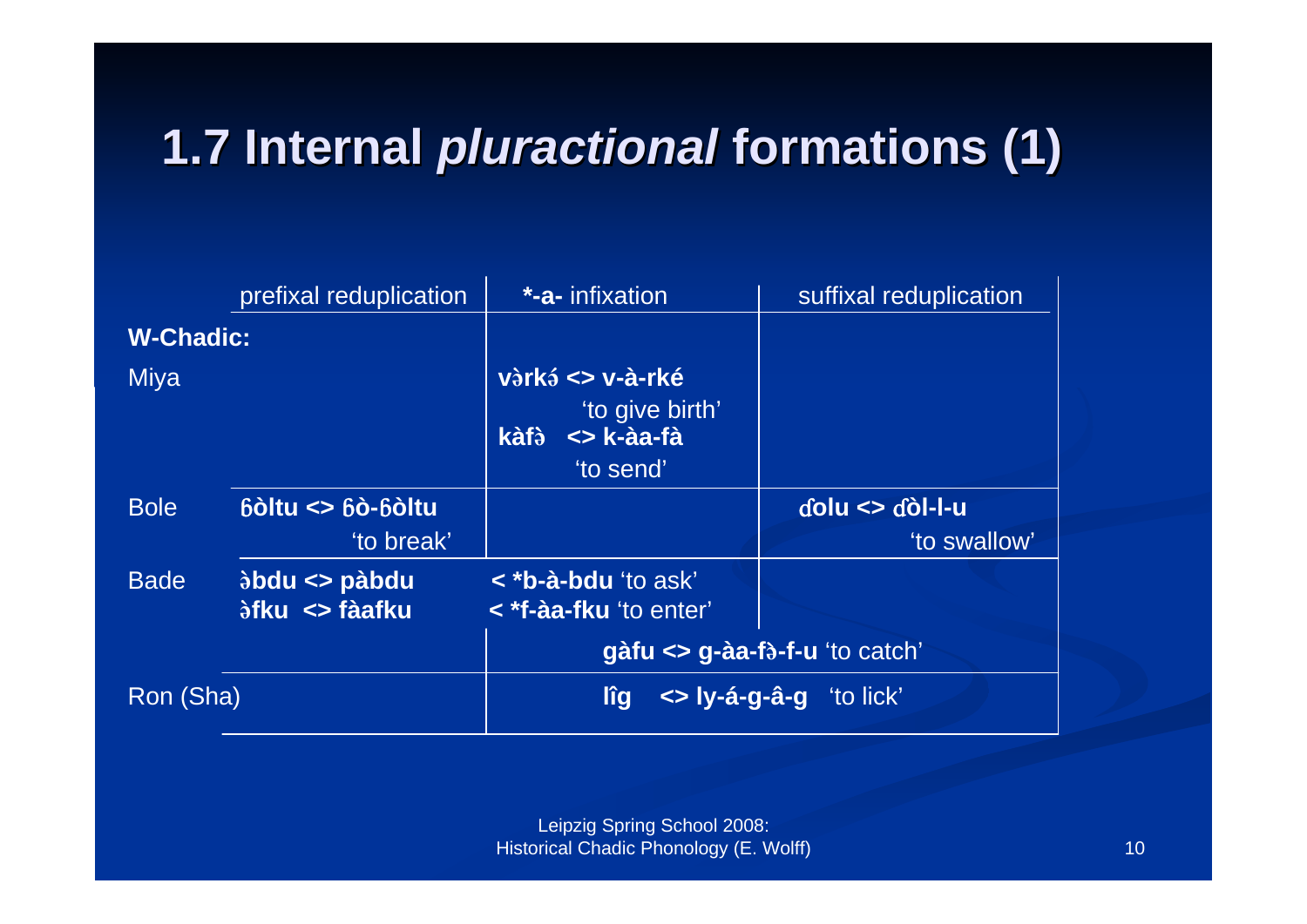# 1.7 Internal *pluractional* formations (1)

| | prefixal reduplication | **\*-a-** infixation | suffixal reduplication |
|---|---|---|---|
| **W-Chadic:** | | | |
| Miya | | **və̀rkə́ <> v-à-rké** 'to give birth' **kàfə̀ <> k-àa-fà** 'to send' | |
| Bole | **ɓòltu <> ɓò-ɓòltu** 'to break' | | **ɗolu <> ɗòl-l-u** 'to swallow' |
| Bade | **ə̀bdu <> pàbdu** **ə̀fku <> fàafku** | **< \*b-à-bdu** 'to ask' **< \*f-àa-fku** 'to enter' | |
| | | **gàfu <> g-àa-fə̀-f-u** 'to catch' | |
| Ron (Sha) | | **lîg <> ly-á-g-â-g** 'to lick' | |

Leipzig Spring School 2008: Historical Chadic Phonology (E. Wolff)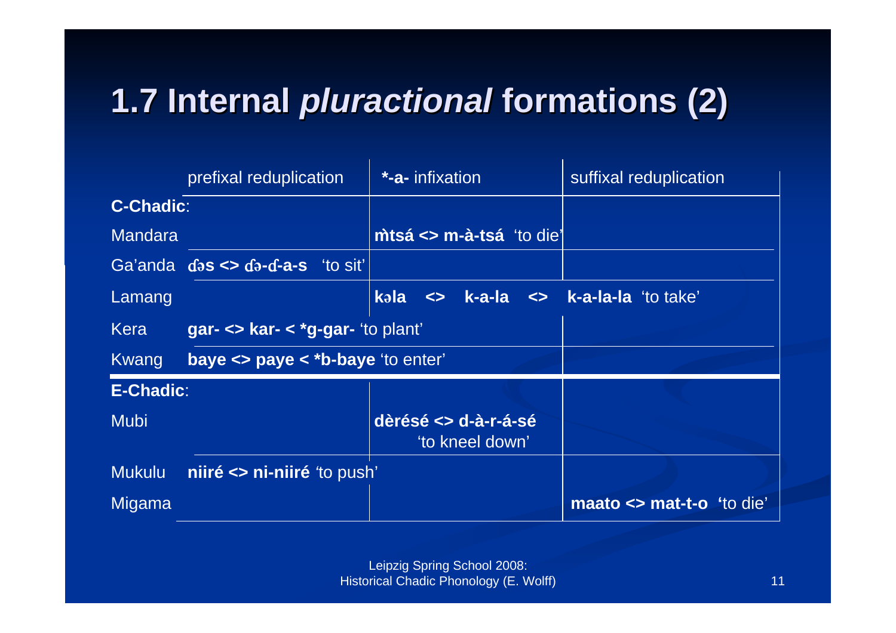# 1.7 Internal *pluractional* formations (2)

| | prefixal reduplication | ***-a-** infixation | suffixal reduplication |
|---|---|---|---|
| **C-Chadic**: | | | |
| Mandara | | **m̀tsá <> m-à-tsá** 'to die' | |
| Ga'anda | **ɗəs <> ɗə-ɗ-a-s** 'to sit' | | |
| Lamang | | **kəla <> k-a-la <>** | **k-a-la-la** 'to take' |
| Kera | **gar- <> kar- < *g-gar-** 'to plant' | | |
| Kwang | **baye <> paye < *b-baye** 'to enter' | | |
| **E-Chadic**: | | | |
| Mubi | | **dèrésé <> d-à-r-á-sé** 'to kneel down' | |
| Mukulu | **niiré <> ni-niiré** 'to push' | | |
| Migama | | | **maato <> mat-t-o** 'to die' |

Leipzig Spring School 2008:
Historical Chadic Phonology (E. Wolff)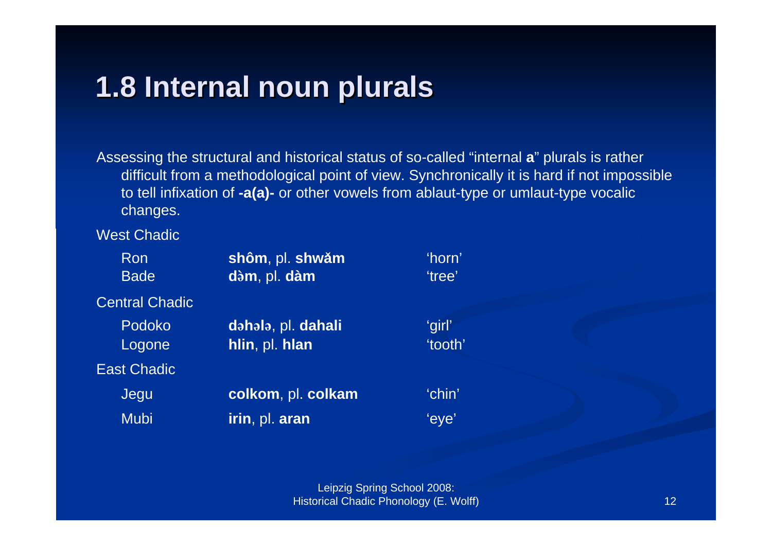# 1.8 Internal noun plurals

Assessing the structural and historical status of so-called "internal **a**" plurals is rather difficult from a methodological point of view. Synchronically it is hard if not impossible to tell infixation of **-a(a)-** or other vowels from ablaut-type or umlaut-type vocalic changes.

West Chadic

| | | |
|---|---|---|
| Ron | **shôm**, pl. **shwǎm** | 'horn' |
| Bade | **də̀m**, pl. **dàm** | 'tree' |

Central Chadic

| | | |
|---|---|---|
| Podoko | **dəhələ**, pl. **dahali** | 'girl' |
| Logone | **hlin**, pl. **hlan** | 'tooth' |

East Chadic

| | | |
|---|---|---|
| Jegu | **colkom**, pl. **colkam** | 'chin' |
| Mubi | **irin**, pl. **aran** | 'eye' |

Leipzig Spring School 2008:
Historical Chadic Phonology (E. Wolff)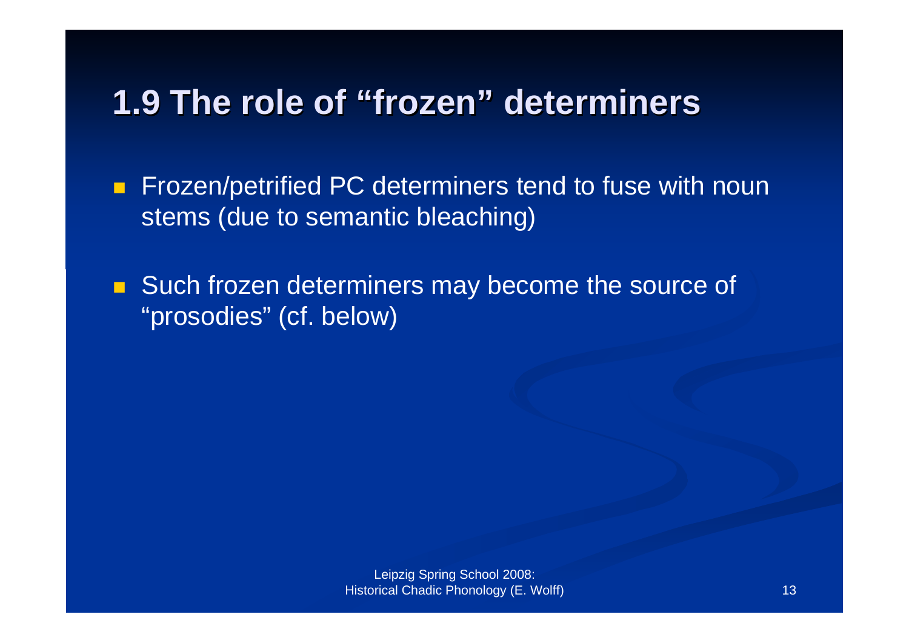# 1.9 The role of "frozen" determiners

- Frozen/petrified PC determiners tend to fuse with noun stems (due to semantic bleaching)
- Such frozen determiners may become the source of "prosodies" (cf. below)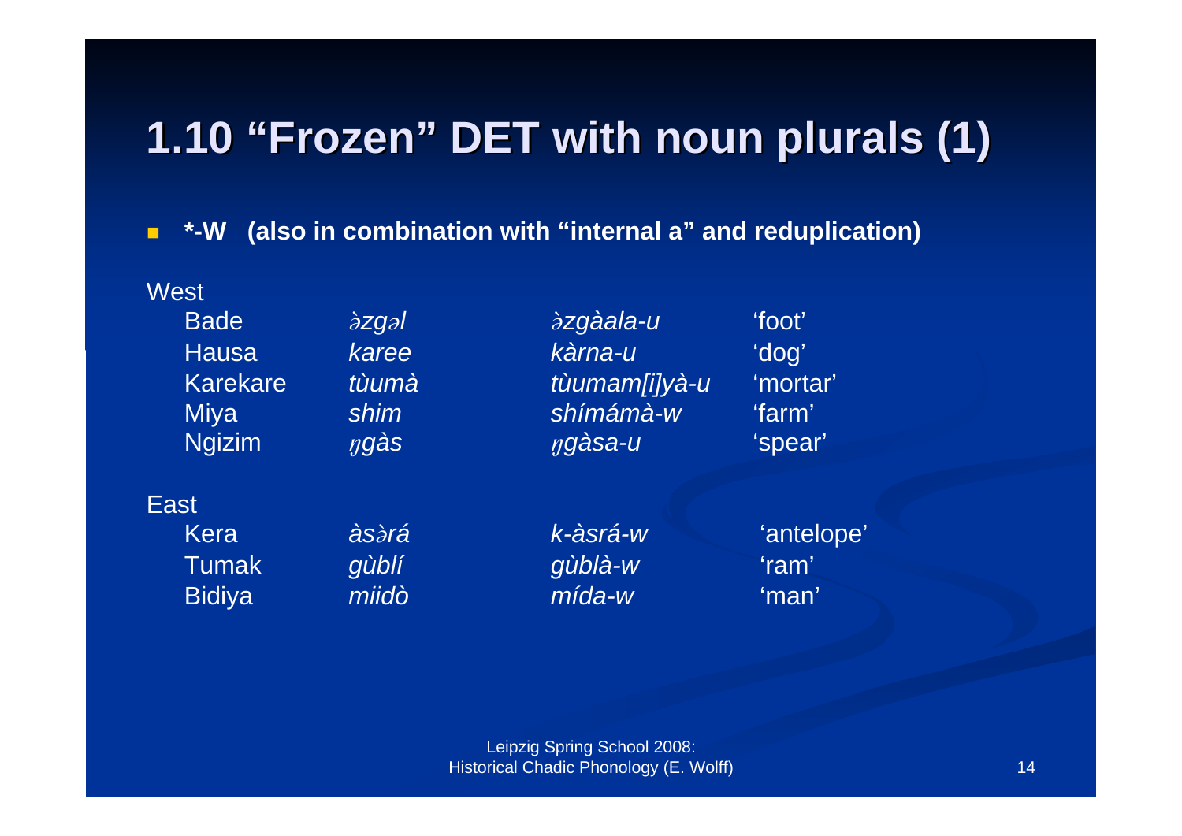# 1.10 “Frozen” DET with noun plurals (1)

- **\*-W (also in combination with “internal a” and reduplication)**

West

| | | | |
|---|---|---|---|
| Bade | *ə̀zgəl* | *ə̀zgàala-u* | ‘foot’ |
| Hausa | *karee* | *kàrna-u* | ‘dog’ |
| Karekare | *tùumà* | *tùumam[i]yà-u* | ‘mortar’ |
| Miya | *shim* | *shímámà-w* | ‘farm’ |
| Ngizim | *ŋgàs* | *ŋgàsa-u* | ‘spear’ |

East

| | | | |
|---|---|---|---|
| Kera | *àsə̀rá* | *k-àsrá-w* | ‘antelope’ |
| Tumak | *gùblí* | *gùblà-w* | ‘ram’ |
| Bidiya | *miidò* | *mída-w* | ‘man’ |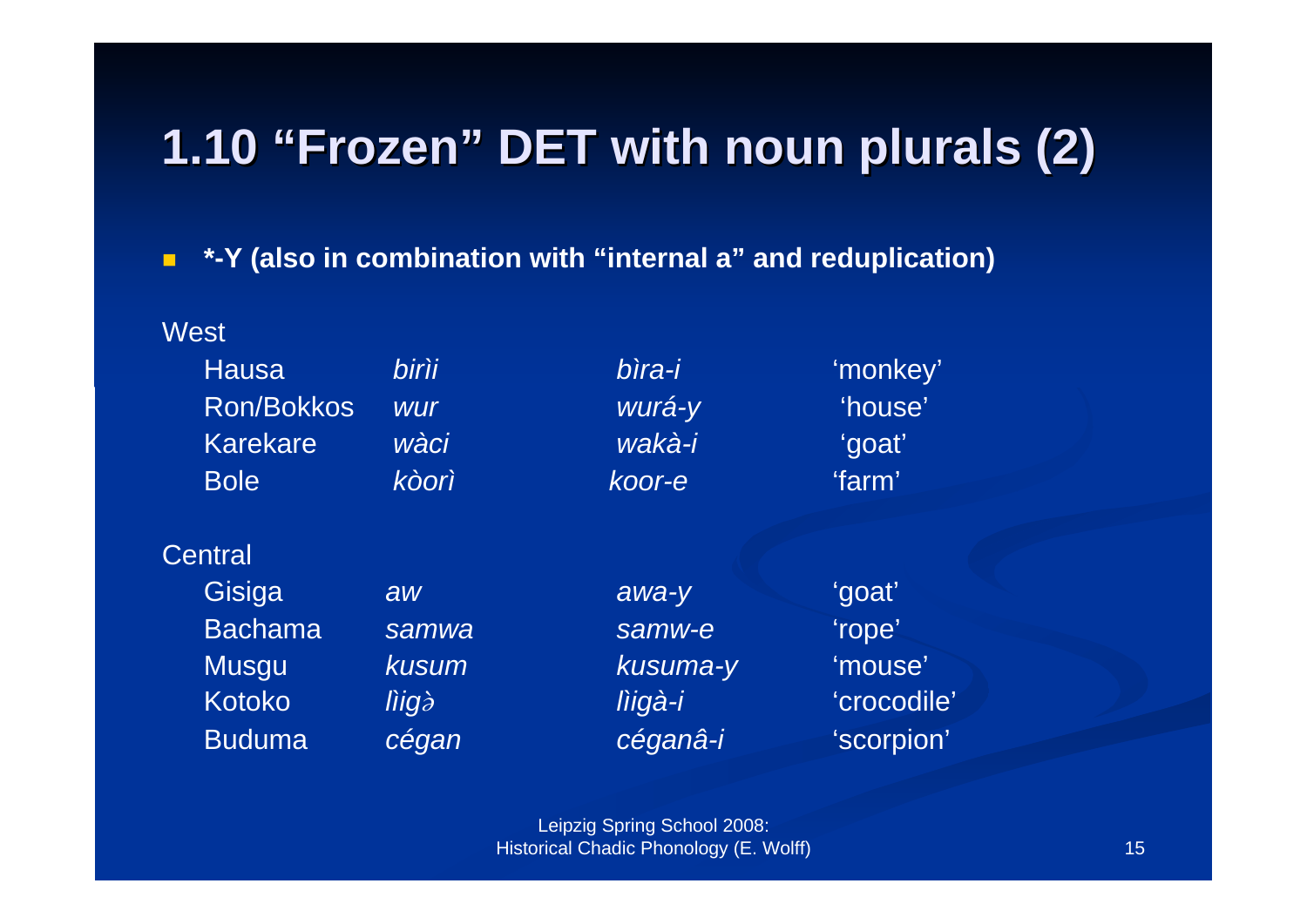# 1.10 "Frozen" DET with noun plurals (2)

- **\*-Y (also in combination with "internal a" and reduplication)**

West

| | | | |
|---|---|---|---|
| Hausa | *birìi* | *bìra-i* | 'monkey' |
| Ron/Bokkos | *wur* | *wurá-y* | 'house' |
| Karekare | *wàci* | *wakà-i* | 'goat' |
| Bole | *kòorì* | *koor-e* | 'farm' |

Central

| | | | |
|---|---|---|---|
| Gisiga | *aw* | *awa-y* | 'goat' |
| Bachama | *samwa* | *samw-e* | 'rope' |
| Musgu | *kusum* | *kusuma-y* | 'mouse' |
| Kotoko | *lìigə̀* | *lìigà-i* | 'crocodile' |
| Buduma | *cégan* | *céganâ-i* | 'scorpion' |

Leipzig Spring School 2008: Historical Chadic Phonology (E. Wolff)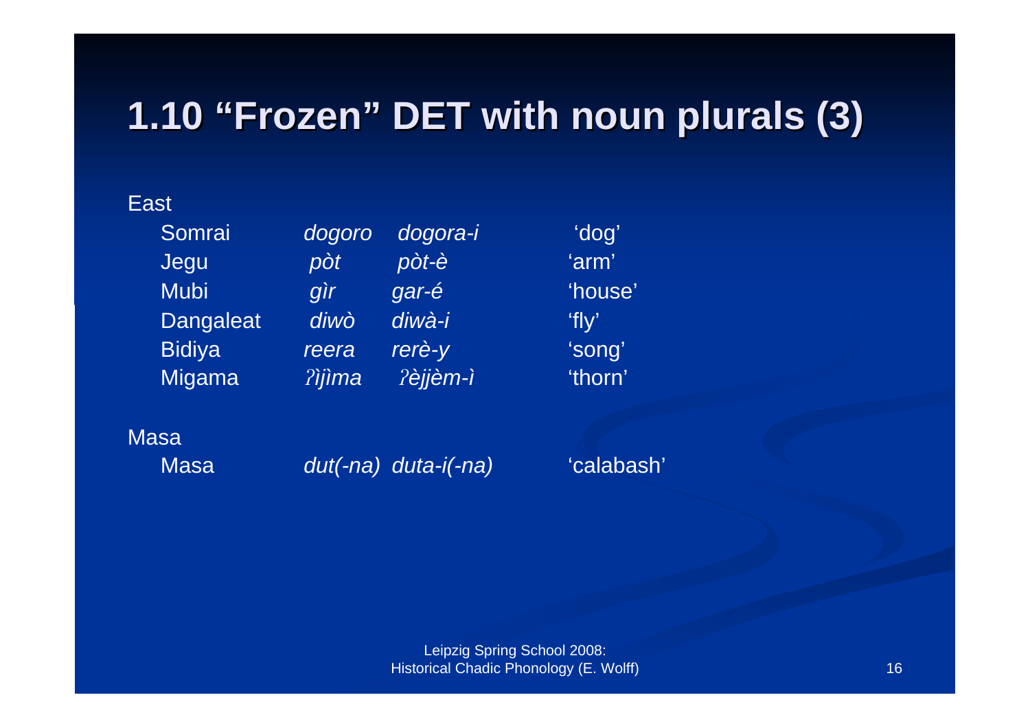# 1.10 “Frozen” DET with noun plurals (3)

East

| | | | |
|---|---|---|---|
| Somrai | *dogoro* | *dogora-i* | ‘dog’ |
| Jegu | *pòt* | *pòt-è* | ‘arm’ |
| Mubi | *gìr* | *gar-é* | ‘house’ |
| Dangaleat | *diwò* | *diwà-i* | ‘fly’ |
| Bidiya | *reera* | *rerè-y* | ‘song’ |
| Migama | *ʔìjìma* | *ʔèjjèm-ì* | ‘thorn’ |

Masa

| | | | |
|---|---|---|---|
| Masa | *dut(-na)* | *duta-i(-na)* | ‘calabash’ |

Leipzig Spring School 2008:
Historical Chadic Phonology (E. Wolff)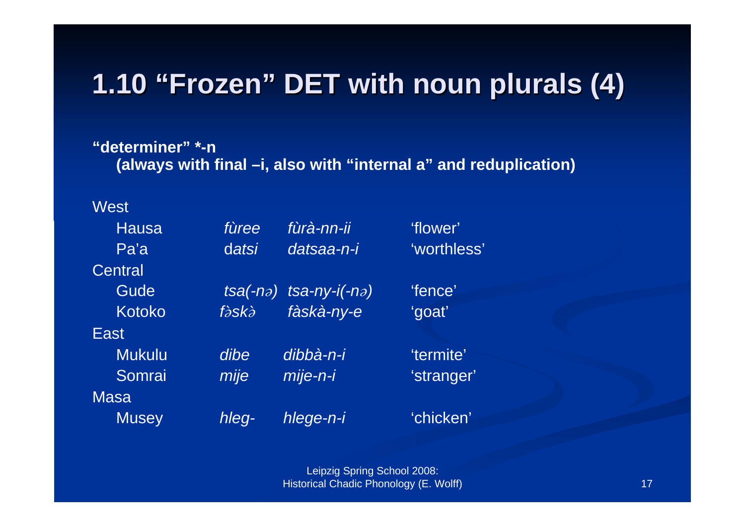# 1.10 "Frozen" DET with noun plurals (4)

**"determiner" *-n**
**(always with final –i, also with "internal a" and reduplication)**

| | | | |
|---|---|---|---|
| West | | | |
| Hausa | *fùree* | *fùrà-nn-ii* | 'flower' |
| Pa'a | d*atsi* | *datsaa-n-i* | 'worthless' |
| Central | | | |
| Gude | *tsa(-nə)* | *tsa-ny-i(-nə)* | 'fence' |
| Kotoko | *fə̀skə̀* | *fàskà-ny-e* | 'goat' |
| East | | | |
| Mukulu | *dibe* | *dibbà-n-i* | 'termite' |
| Somrai | *mije* | *mije-n-i* | 'stranger' |
| Masa | | | |
| Musey | *hleg-* | *hlege-n-i* | 'chicken' |

Leipzig Spring School 2008:
Historical Chadic Phonology (E. Wolff)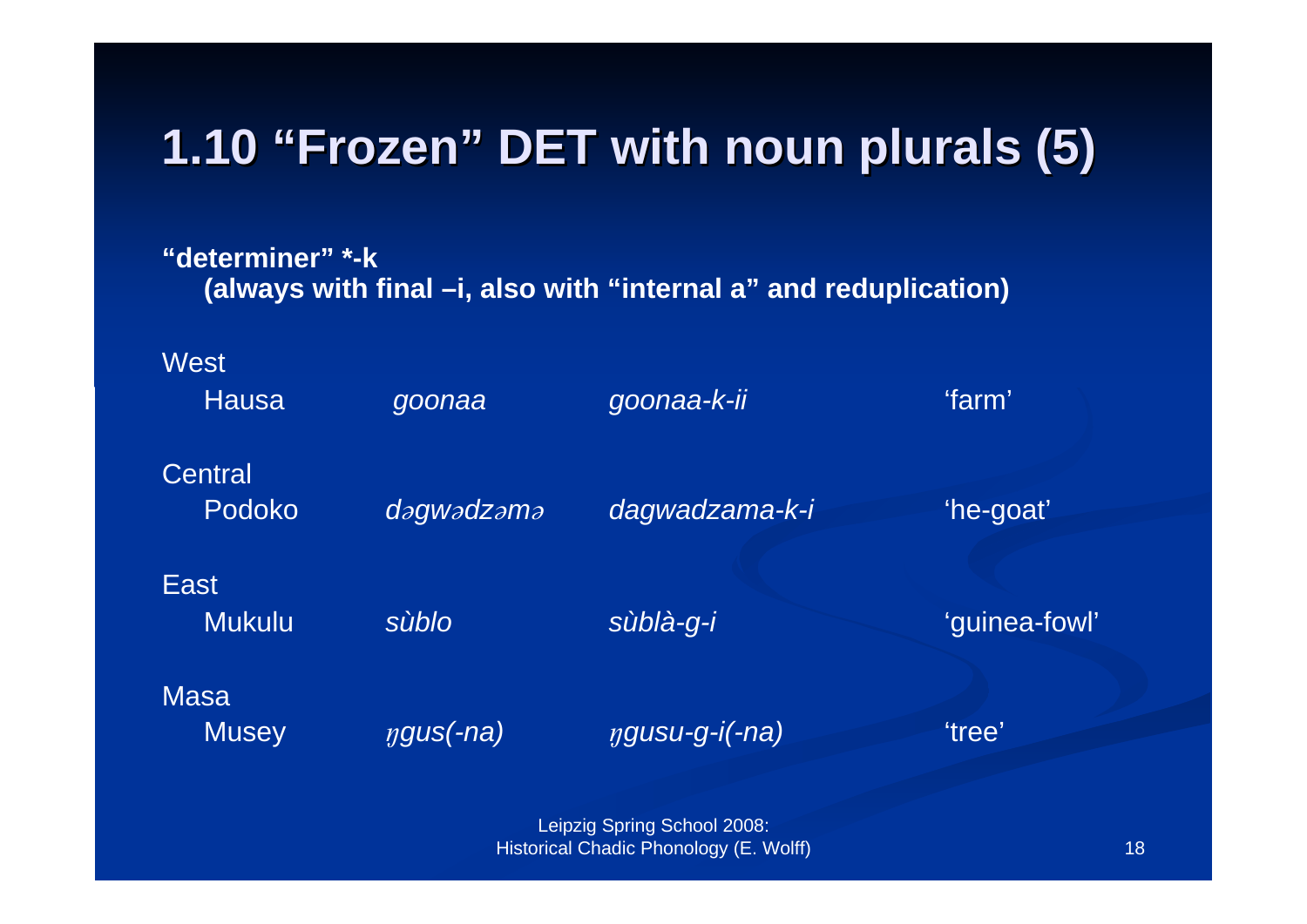# 1.10 “Frozen” DET with noun plurals (5)

**“determiner” *-k**
**(always with final –i, also with “internal a” and reduplication)**

| | | | |
|---|---|---|---|
| West | | | |
| Hausa | *goonaa* | *goonaa-k-ii* | ‘farm’ |
| Central | | | |
| Podoko | *dəgwədzəmə* | *dagwadzama-k-i* | ‘he-goat’ |
| East | | | |
| Mukulu | *sùblo* | *sùblà-g-i* | ‘guinea-fowl’ |
| Masa | | | |
| Musey | *ŋgus(-na)* | *ŋgusu-g-i(-na)* | ‘tree’ |

Leipzig Spring School 2008:
Historical Chadic Phonology (E. Wolff)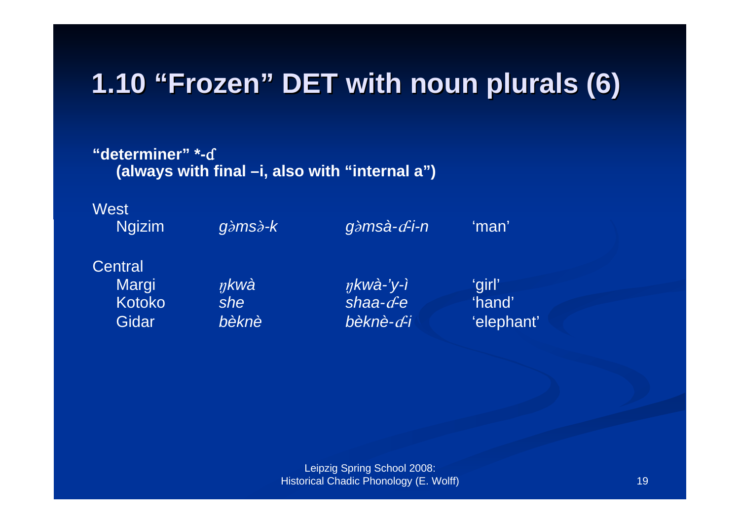# 1.10 “Frozen” DET with noun plurals (6)

**“determiner” *-ɗ**
**(always with final –i, also with “internal a”)**

West

| | | | |
|---|---|---|---|
| Ngizim | *gəmsə-k* | *gəmsà-ɗ-i-n* | ‘man’ |

Central

| | | | |
|---|---|---|---|
| Margi | *ŋkwà* | *ŋkwà-’y-ì* | ‘girl’ |
| Kotoko | *she* | *shaa-ɗ-e* | ‘hand’ |
| Gidar | *bèknè* | *bèknè-ɗ-i* | ‘elephant’ |

Leipzig Spring School 2008:
Historical Chadic Phonology (E. Wolff)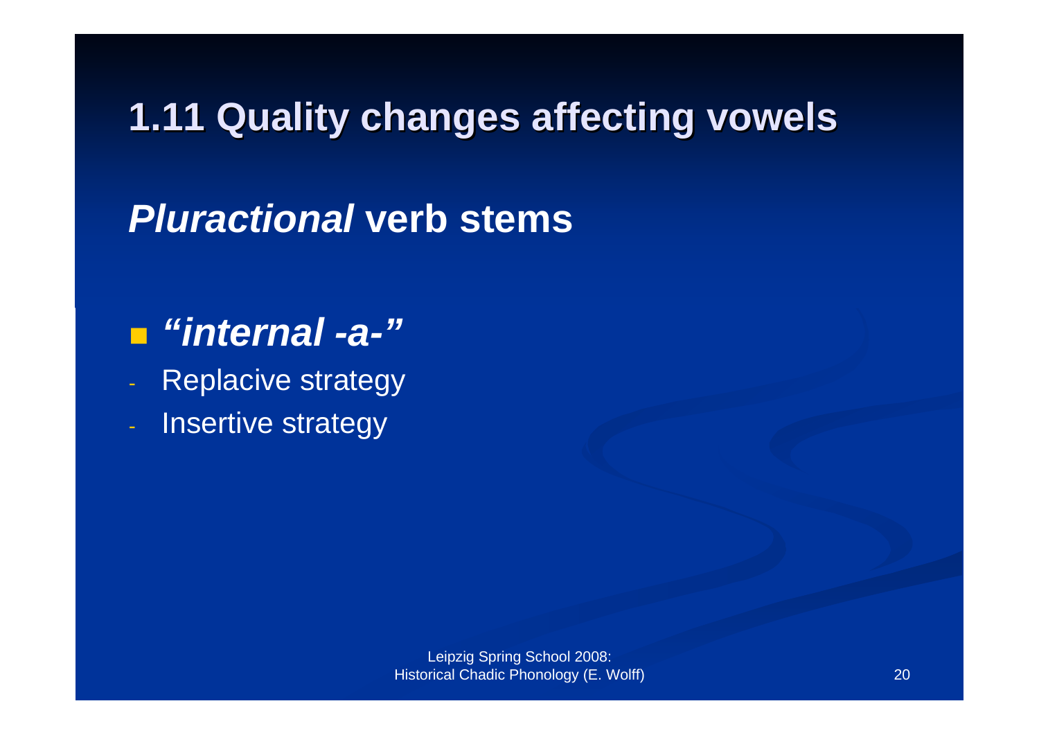# 1.11 Quality changes affecting vowels

## *Pluractional* verb stems

- ***"internal -a-"***
  - Replacive strategy
  - Insertive strategy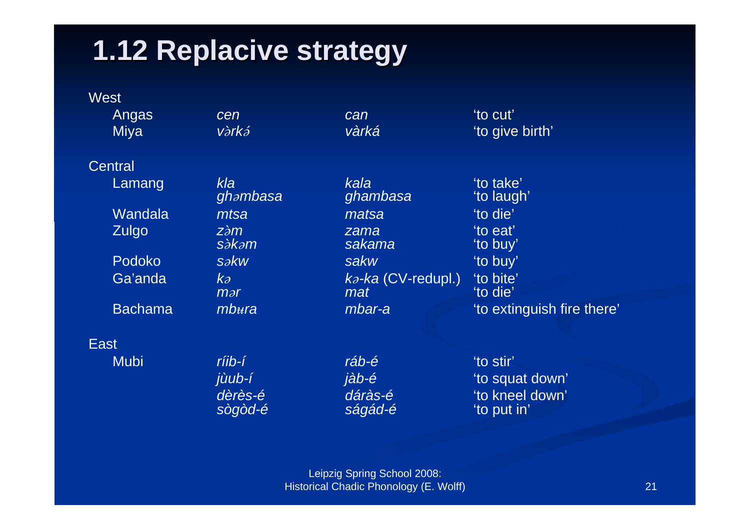# 1.12 Replacive strategy

| | | | |
|---|---|---|---|
| **West** | | | |
| Angas | *cen* | *can* | 'to cut' |
| Miya | *vərkə́* | *vàrká* | 'to give birth' |
| **Central** | | | |
| Lamang | *kla* | *kala* | 'to take' |
| | *ghəmbasa* | *ghambasa* | 'to laugh' |
| Wandala | *mtsa* | *matsa* | 'to die' |
| Zulgo | *zə̀m* | *zama* | 'to eat' |
| | *sə̀kəm* | *sakama* | 'to buy' |
| Podoko | *səkw* | *sakw* | 'to buy' |
| Ga'anda | *kə* | *kə-ka* (CV-redupl.) | 'to bite' |
| | *mər* | *mat* | 'to die' |
| Bachama | *mbʉra* | *mbar-a* | 'to extinguish fire there' |
| **East** | | | |
| Mubi | *ríib-í* | *ráb-é* | 'to stir' |
| | *jùub-í* | *jàb-é* | 'to squat down' |
| | *dèrès-é* | *dáràs-é* | 'to kneel down' |
| | *sògòd-é* | *ságád-é* | 'to put in' |

Leipzig Spring School 2008: Historical Chadic Phonology (E. Wolff)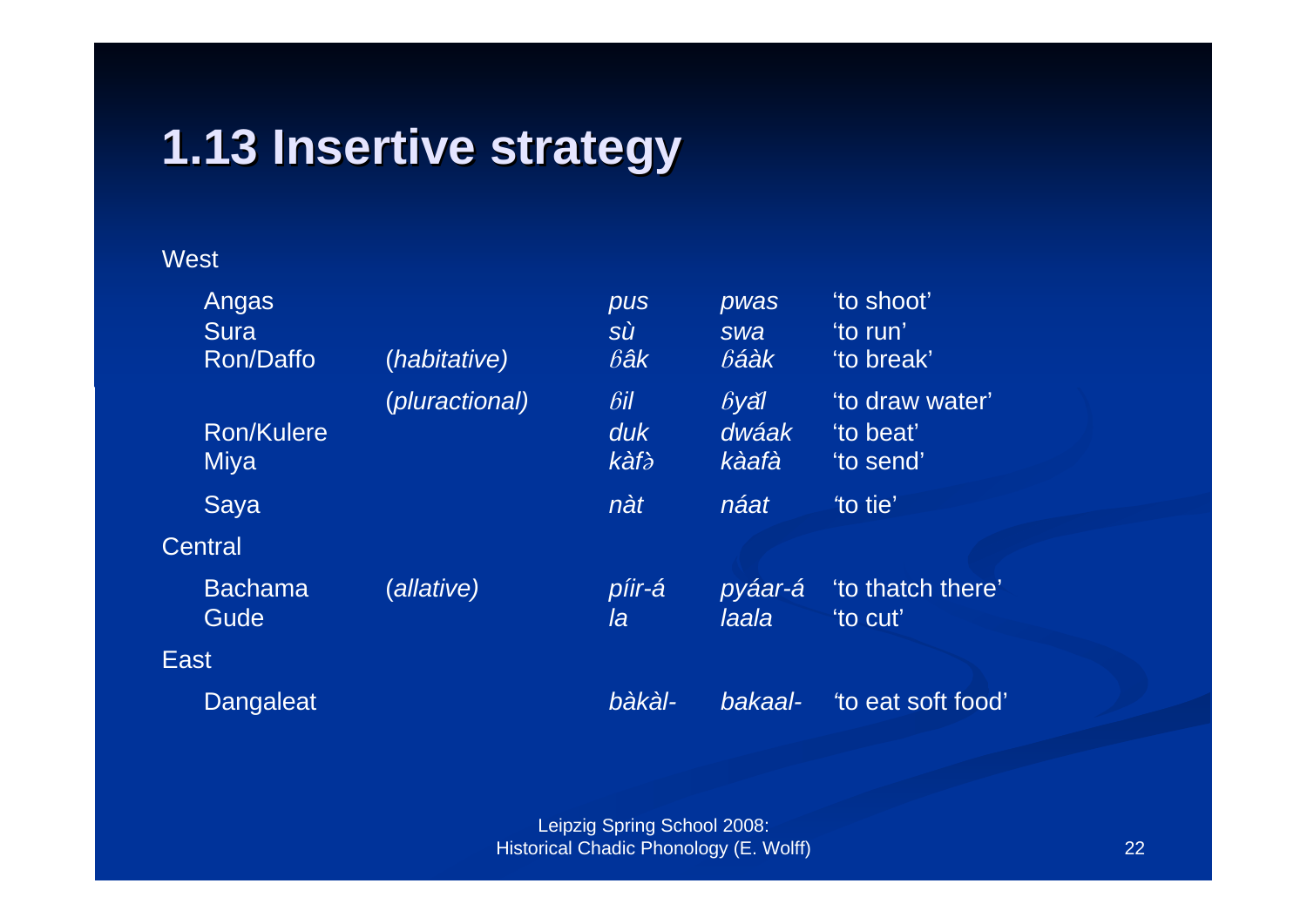# 1.13 Insertive strategy

West

| | | | | |
|---|---|---|---|---|
| Angas | | *pus* | *pwas* | 'to shoot' |
| Sura | | *sù* | *swa* | 'to run' |
| Ron/Daffo | (*habitative)* | *ɓâk* | *ɓáàk* | 'to break' |
| | (*pluractional)* | *ɓil* | *ɓyǎl* | 'to draw water' |
| Ron/Kulere | | *duk* | *dwáak* | 'to beat' |
| Miya | | *kàfə̀* | *kàafà* | 'to send' |
| Saya | | *nàt* | *náat* | 'to tie' |

Central

| | | | | |
|---|---|---|---|---|
| Bachama | (*allative)* | *píir-á* | *pyáar-á* | 'to thatch there' |
| Gude | | *la* | *laala* | 'to cut' |

East

| | | | | |
|---|---|---|---|---|
| Dangaleat | | *bàkàl-* | *bakaal-* | 'to eat soft food' |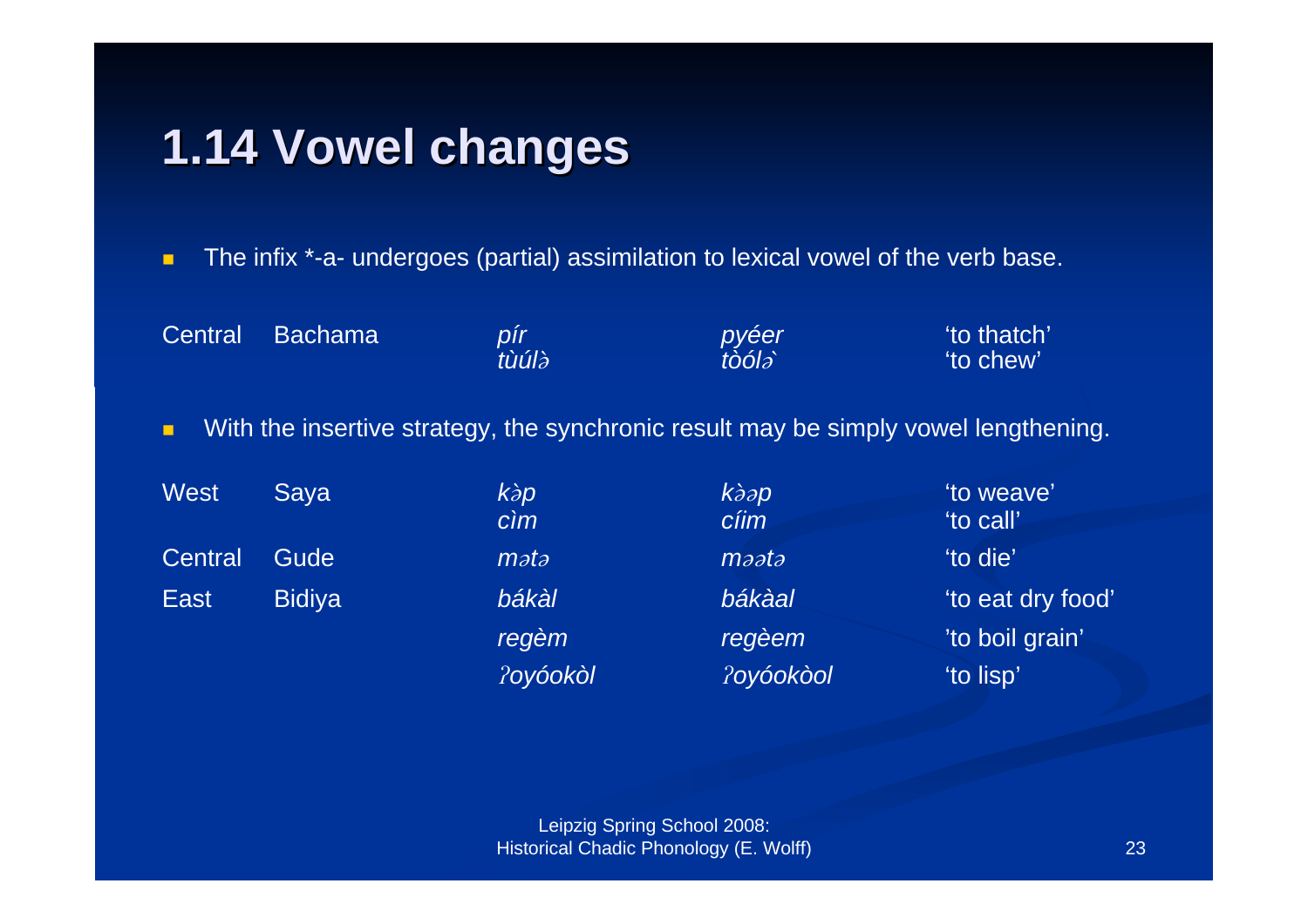# 1.14 Vowel changes

- The infix *-a- undergoes (partial) assimilation to lexical vowel of the verb base.

| | | | | |
|---|---|---|---|---|
| Central | Bachama | *pír* | *pyéer* | 'to thatch' |
| | | *tùúlə̀* | *tòólə̀* | 'to chew' |

- With the insertive strategy, the synchronic result may be simply vowel lengthening.

| | | | | |
|---|---|---|---|---|
| West | Saya | *kə̀p* | *kə̀əp* | 'to weave' |
| | | *cìm* | *cíim* | 'to call' |
| Central | Gude | *mətə* | *məətə* | 'to die' |
| East | Bidiya | *bákàl* | *bákàal* | 'to eat dry food' |
| | | *regèm* | *regèem* | 'to boil grain' |
| | | *ʔoyóokòl* | *ʔoyóokòol* | 'to lisp' |

Leipzig Spring School 2008: Historical Chadic Phonology (E. Wolff)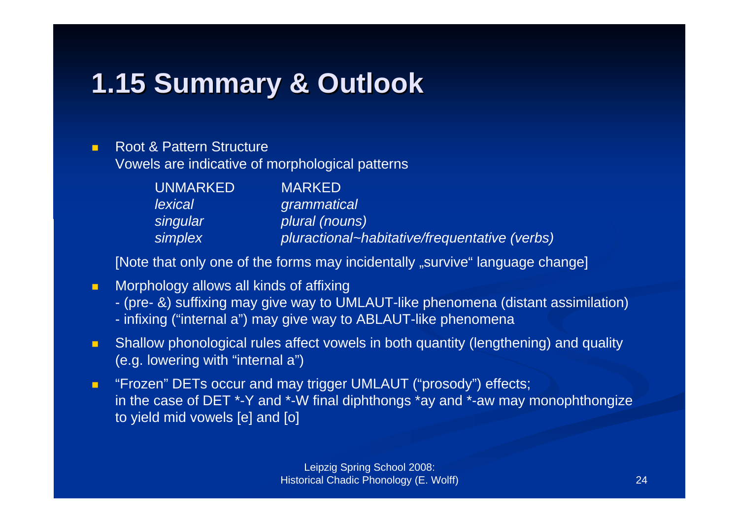# 1.15 Summary & Outlook

- Root & Pattern Structure
  Vowels are indicative of morphological patterns

| UNMARKED | MARKED |
|---|---|
| *lexical* | *grammatical* |
| *singular* | *plural (nouns)* |
| *simplex* | *pluractional~habitative/frequentative (verbs)* |

  [Note that only one of the forms may incidentally „survive" language change]

- Morphology allows all kinds of affixing
  - (pre- &) suffixing may give way to UMLAUT-like phenomena (distant assimilation)
  - infixing ("internal a") may give way to ABLAUT-like phenomena
- Shallow phonological rules affect vowels in both quantity (lengthening) and quality (e.g. lowering with "internal a")
- "Frozen" DETs occur and may trigger UMLAUT ("prosody") effects;
  in the case of DET *-Y and *-W final diphthongs *ay and *-aw may monophthongize to yield mid vowels [e] and [o]

Leipzig Spring School 2008:
Historical Chadic Phonology (E. Wolff)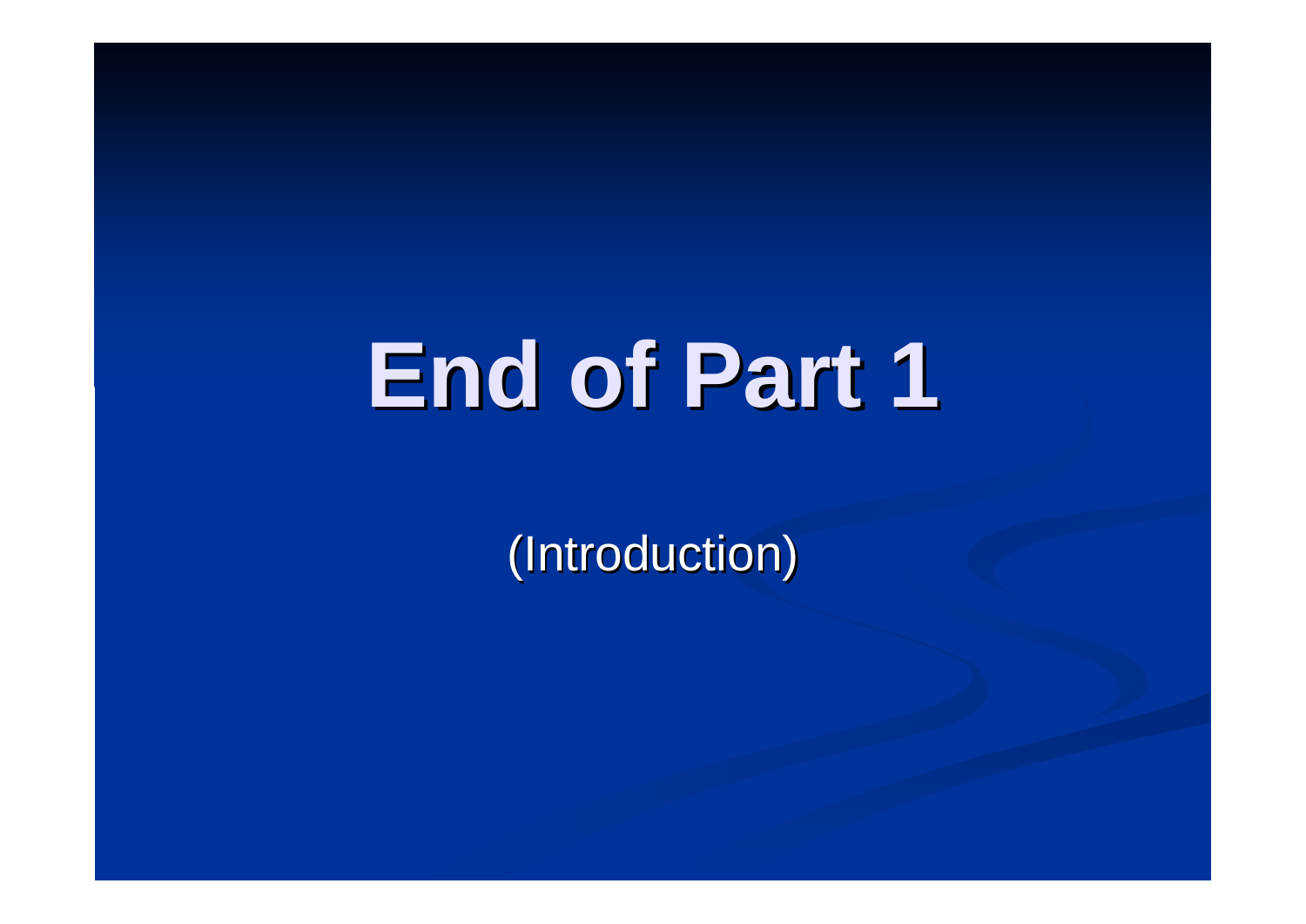# End of Part 1

(Introduction)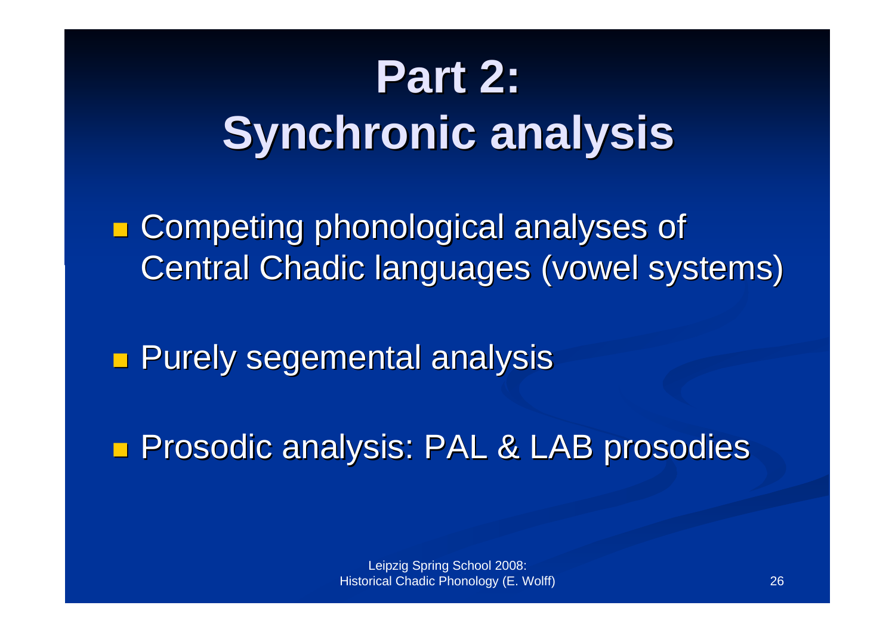# Part 2: Synchronic analysis

- Competing phonological analyses of Central Chadic languages (vowel systems)
- Purely segemental analysis
- Prosodic analysis: PAL & LAB prosodies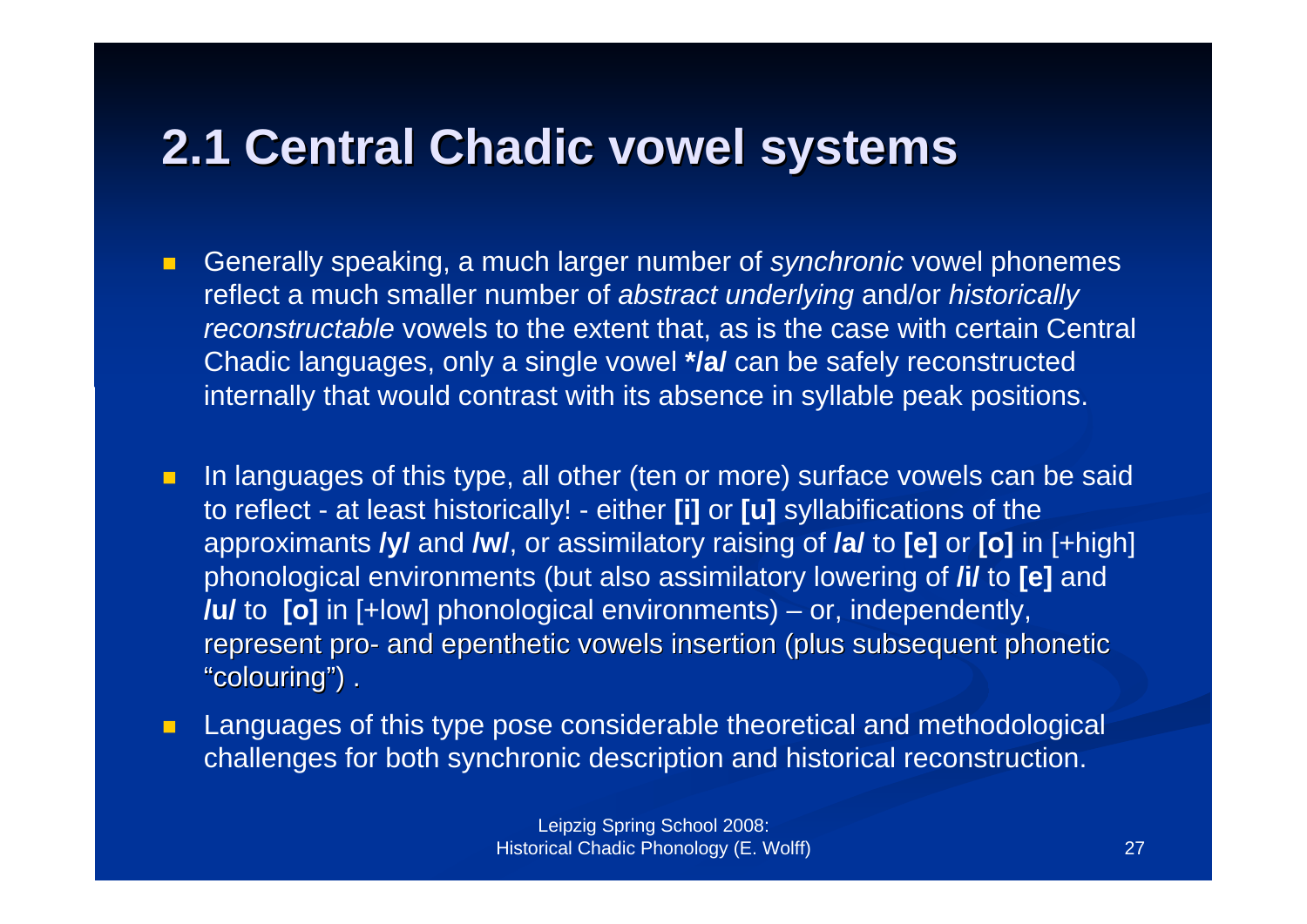## 2.1 Central Chadic vowel systems

- Generally speaking, a much larger number of *synchronic* vowel phonemes reflect a much smaller number of *abstract underlying* and/or *historically reconstructable* vowels to the extent that, as is the case with certain Central Chadic languages, only a single vowel ***/a/** can be safely reconstructed internally that would contrast with its absence in syllable peak positions.

- In languages of this type, all other (ten or more) surface vowels can be said to reflect - at least historically! - either **[i]** or **[u]** syllabifications of the approximants ***/y/*** and ***/w/***, or assimilatory raising of ***/a/*** to **[e]** or **[o]** in [+high] phonological environments (but also assimilatory lowering of ***/i/*** to **[e]** and ***/u/*** to **[o]** in [+low] phonological environments) – or, independently, represent pro- and epenthetic vowels insertion (plus subsequent phonetic "colouring") .

- Languages of this type pose considerable theoretical and methodological challenges for both synchronic description and historical reconstruction.

Leipzig Spring School 2008:
Historical Chadic Phonology (E. Wolff)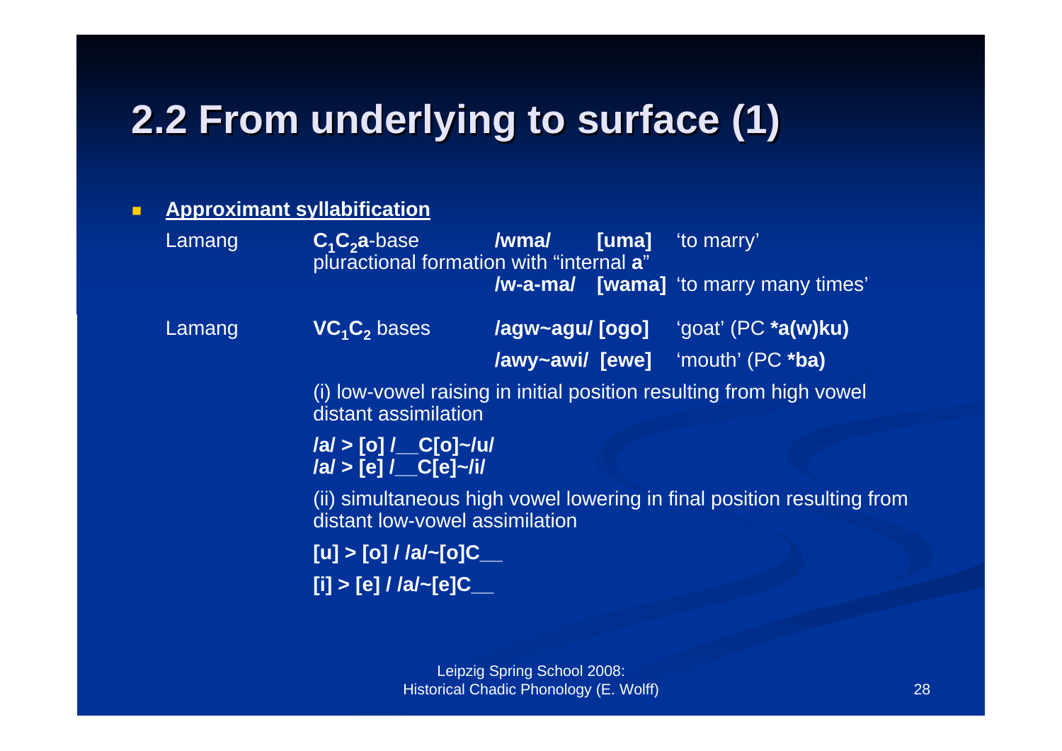# 2.2 From underlying to surface (1)

- **Approximant syllabification**

Lamang — **$C_1C_2$a**-base — **/wma/** **[uma]** ‘to marry’

pluractional formation with “internal **a**”

**/w-a-ma/** **[wama]** ‘to marry many times’

Lamang — **$VC_1C_2$** bases — **/agw~agu/** **[ogo]** ‘goat’ (PC **\*a(w)ku)**

**/awy~awi/** **[ewe]** ‘mouth’ (PC **\*ba)**

(i) low-vowel raising in initial position resulting from high vowel distant assimilation

**/a/ > [o] /__C[o]~/u/**
**/a/ > [e] /__C[e]~/i/**

(ii) simultaneous high vowel lowering in final position resulting from distant low-vowel assimilation

**[u] > [o] / /a/~[o]C__**

**[i] > [e] / /a/~[e]C__**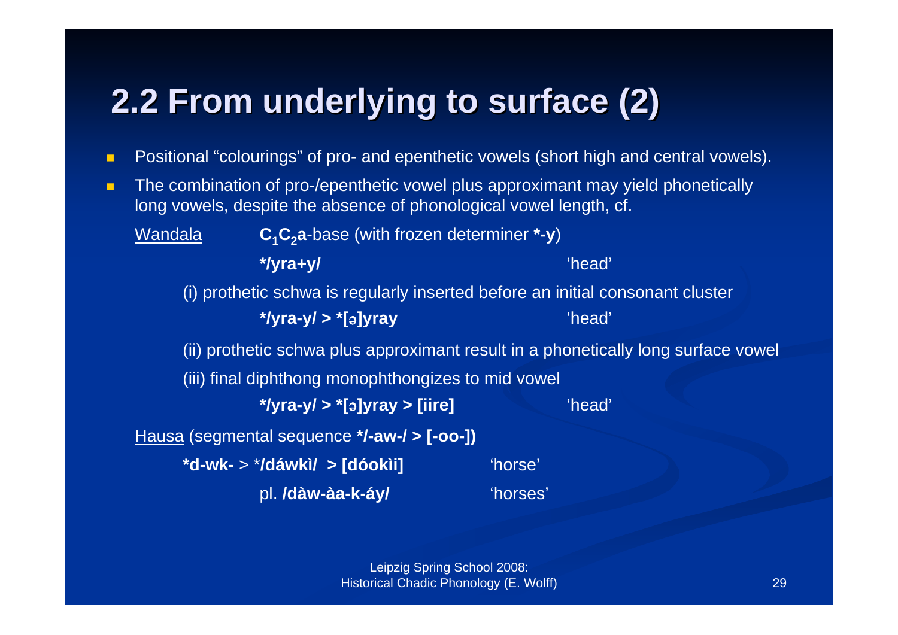# 2.2 From underlying to surface (2)

- Positional "colourings" of pro- and epenthetic vowels (short high and central vowels).
- The combination of pro-/epenthetic vowel plus approximant may yield phonetically long vowels, despite the absence of phonological vowel length, cf.

<u>Wandala</u> $C_1C_2$**a**-base (with frozen determiner **\*-y**)

**\*/yra+y/** 'head'

(i) prothetic schwa is regularly inserted before an initial consonant cluster

**\*/yra-y/ > \*[ə]yray** 'head'

(ii) prothetic schwa plus approximant result in a phonetically long surface vowel

(iii) final diphthong monophthongizes to mid vowel

**\*/yra-y/ > \*[ə]yray > [iire]** 'head'

<u>Hausa</u> (segmental sequence **\*/-aw-/ > [-oo-])**

**\*d-wk-** > \***/dáwkì/ > [dóokìi]** 'horse'

pl. **/dàw-àa-k-áy/** 'horses'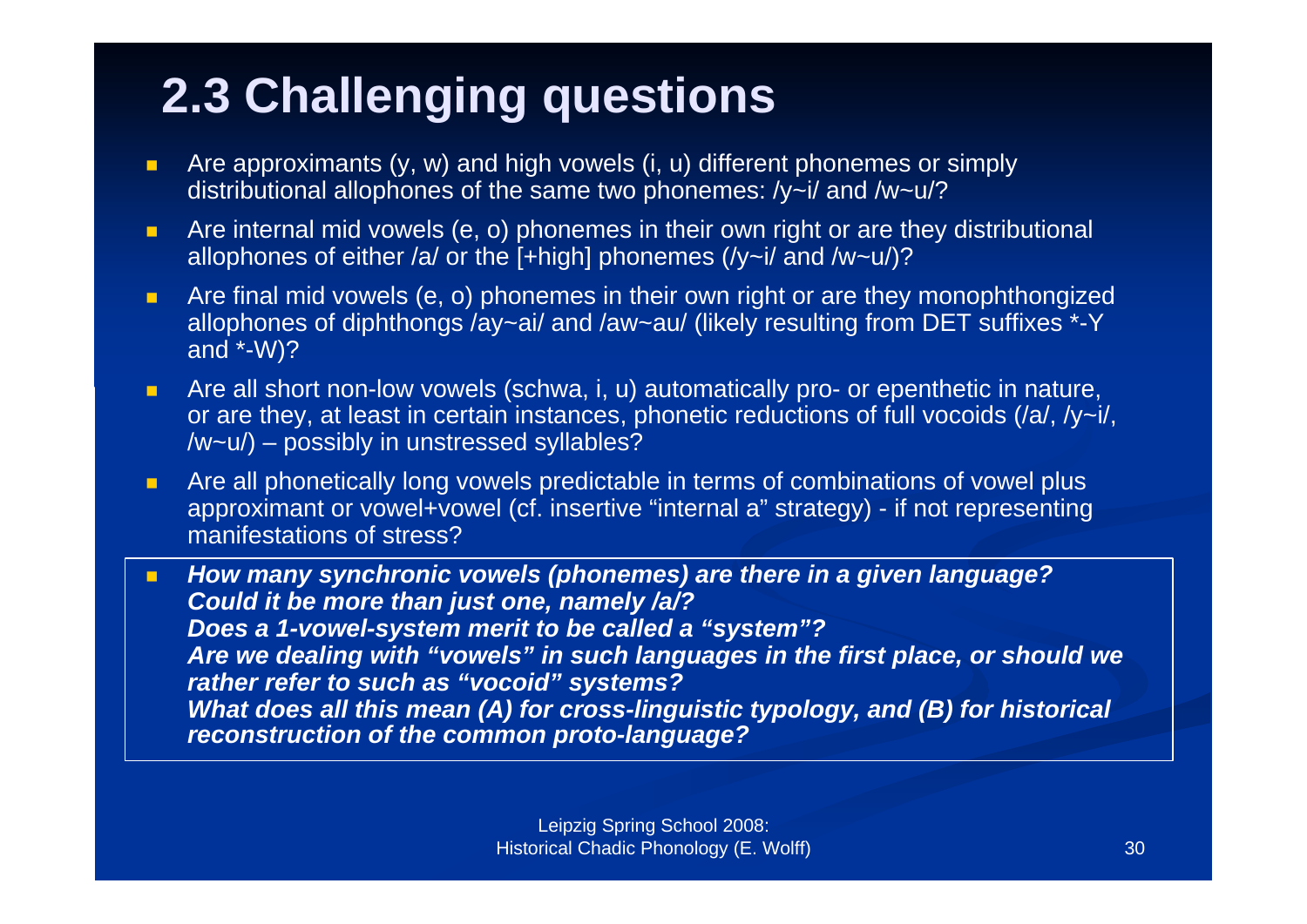## 2.3 Challenging questions

- Are approximants (y, w) and high vowels (i, u) different phonemes or simply distributional allophones of the same two phonemes: /y~i/ and /w~u/?
- Are internal mid vowels (e, o) phonemes in their own right or are they distributional allophones of either /a/ or the [+high] phonemes (/y~i/ and /w~u/)?
- Are final mid vowels (e, o) phonemes in their own right or are they monophthongized allophones of diphthongs /ay~ai/ and /aw~au/ (likely resulting from DET suffixes *-Y and *-W)?
- Are all short non-low vowels (schwa, i, u) automatically pro- or epenthetic in nature, or are they, at least in certain instances, phonetic reductions of full vocoids (/a/, /y~i/, /w~u/) – possibly in unstressed syllables?
- Are all phonetically long vowels predictable in terms of combinations of vowel plus approximant or vowel+vowel (cf. insertive "internal a" strategy) - if not representing manifestations of stress?
- ***How many synchronic vowels (phonemes) are there in a given language? Could it be more than just one, namely /a/?***
  ***Does a 1-vowel-system merit to be called a "system"?***
  ***Are we dealing with "vowels" in such languages in the first place, or should we rather refer to such as "vocoid" systems?***
  ***What does all this mean (A) for cross-linguistic typology, and (B) for historical reconstruction of the common proto-language?***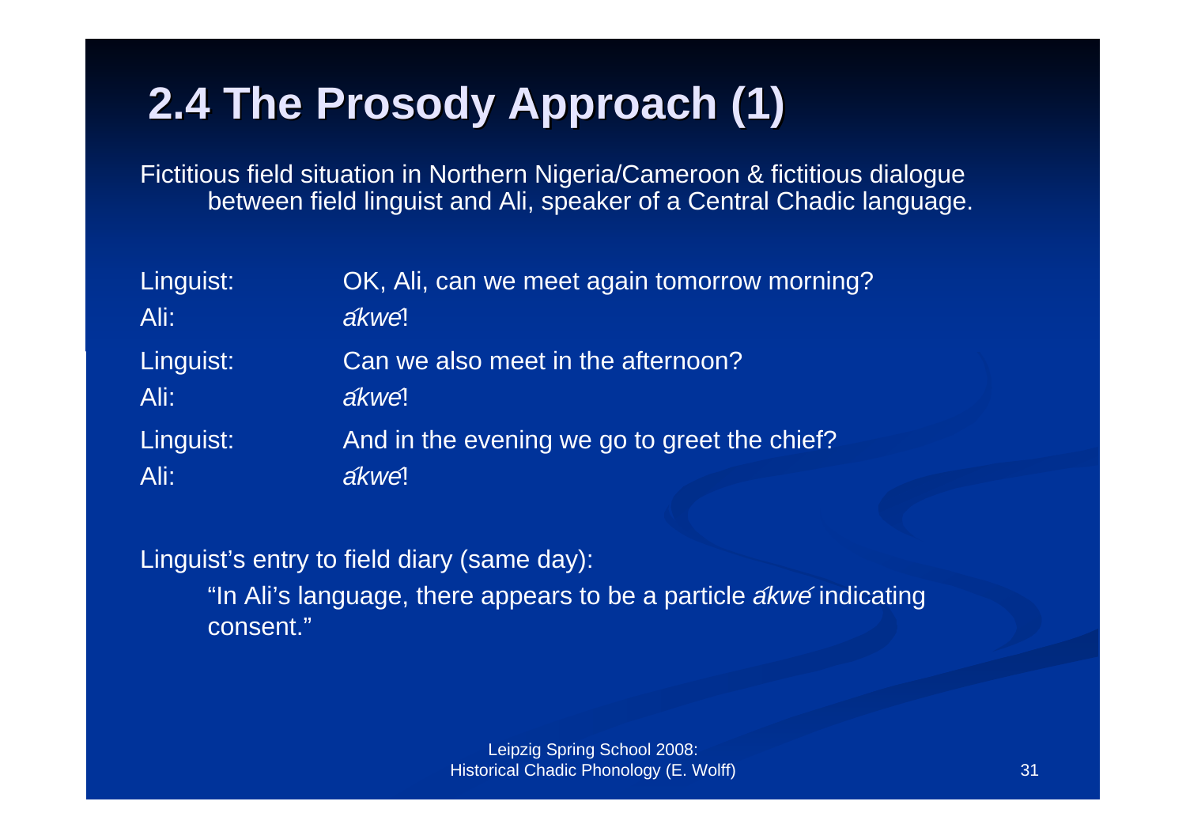# 2.4 The Prosody Approach (1)

Fictitious field situation in Northern Nigeria/Cameroon & fictitious dialogue between field linguist and Ali, speaker of a Central Chadic language.

Linguist: OK, Ali, can we meet again tomorrow morning?

Ali: *ákwé*!

Linguist: Can we also meet in the afternoon?

Ali: *ákwé*!

Linguist: And in the evening we go to greet the chief?

Ali: *ákwé*!

Linguist's entry to field diary (same day):

"In Ali's language, there appears to be a particle *ákwé* indicating consent."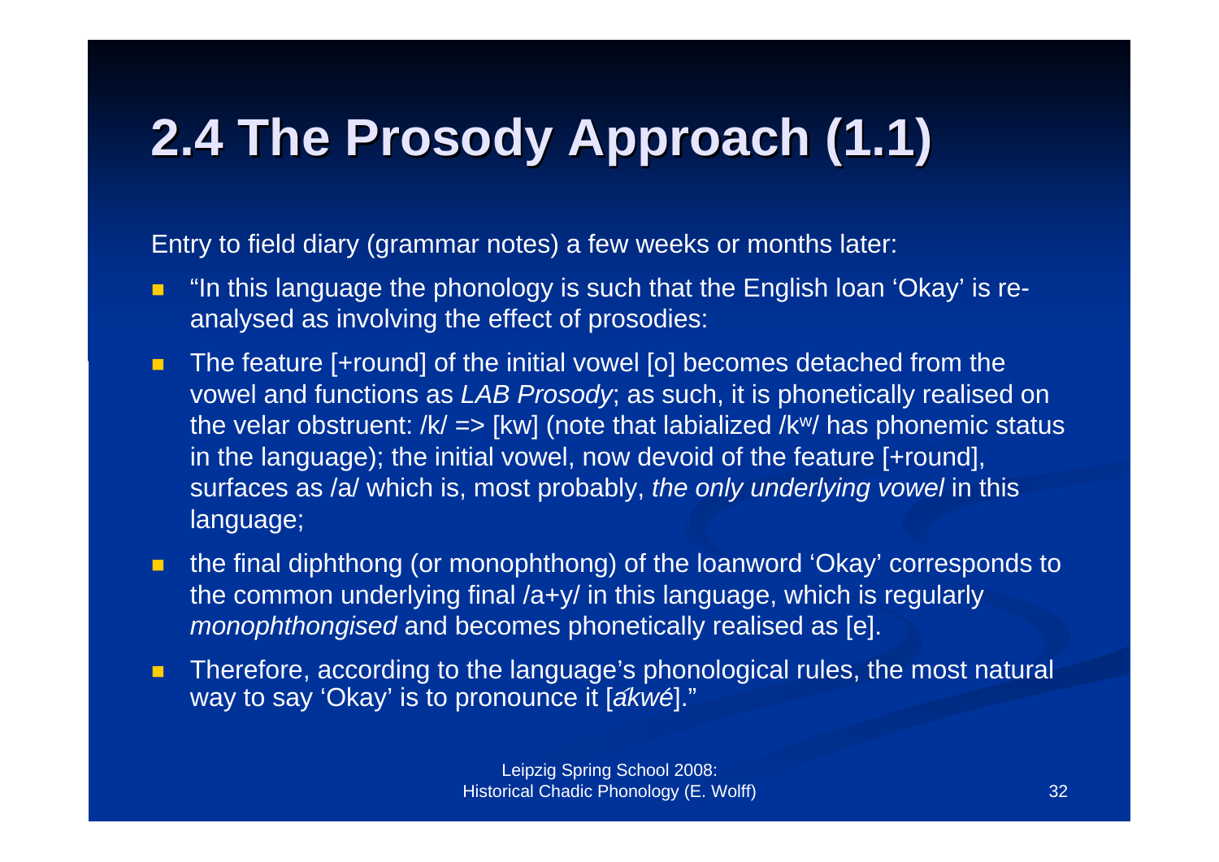# 2.4 The Prosody Approach (1.1)

Entry to field diary (grammar notes) a few weeks or months later:

- "In this language the phonology is such that the English loan 'Okay' is re-analysed as involving the effect of prosodies:
- The feature [+round] of the initial vowel [o] becomes detached from the vowel and functions as *LAB Prosody*; as such, it is phonetically realised on the velar obstruent: /k/ => [kw] (note that labialized /k$^w$/ has phonemic status in the language); the initial vowel, now devoid of the feature [+round], surfaces as /a/ which is, most probably, *the only underlying vowel* in this language;
- the final diphthong (or monophthong) of the loanword 'Okay' corresponds to the common underlying final /a+y/ in this language, which is regularly *monophthongised* and becomes phonetically realised as [e].
- Therefore, according to the language's phonological rules, the most natural way to say 'Okay' is to pronounce it [*ákwé*]."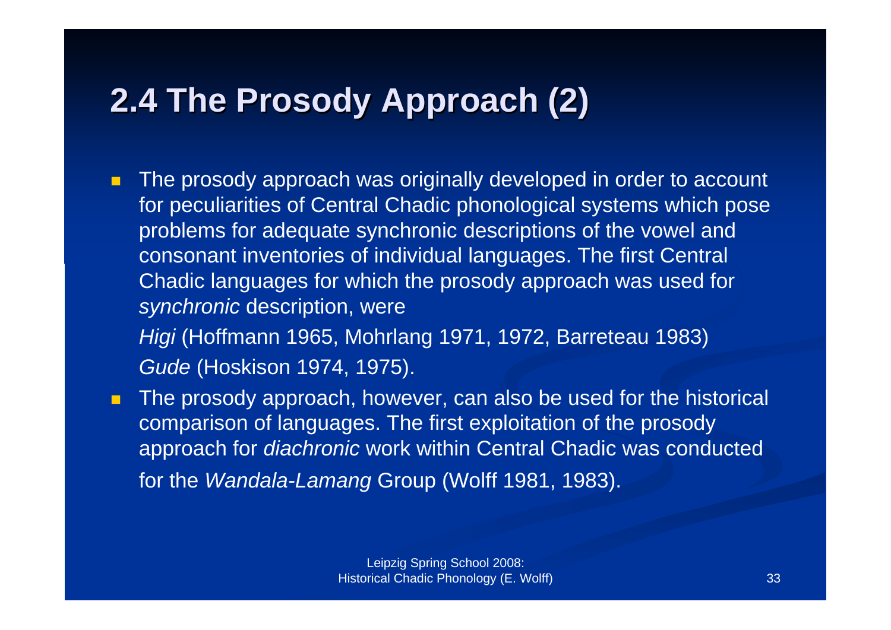## 2.4 The Prosody Approach (2)

- The prosody approach was originally developed in order to account for peculiarities of Central Chadic phonological systems which pose problems for adequate synchronic descriptions of the vowel and consonant inventories of individual languages. The first Central Chadic languages for which the prosody approach was used for *synchronic* description, were

  *Higi* (Hoffmann 1965, Mohrlang 1971, 1972, Barreteau 1983)

  *Gude* (Hoskison 1974, 1975).

- The prosody approach, however, can also be used for the historical comparison of languages. The first exploitation of the prosody approach for *diachronic* work within Central Chadic was conducted for the *Wandala-Lamang* Group (Wolff 1981, 1983).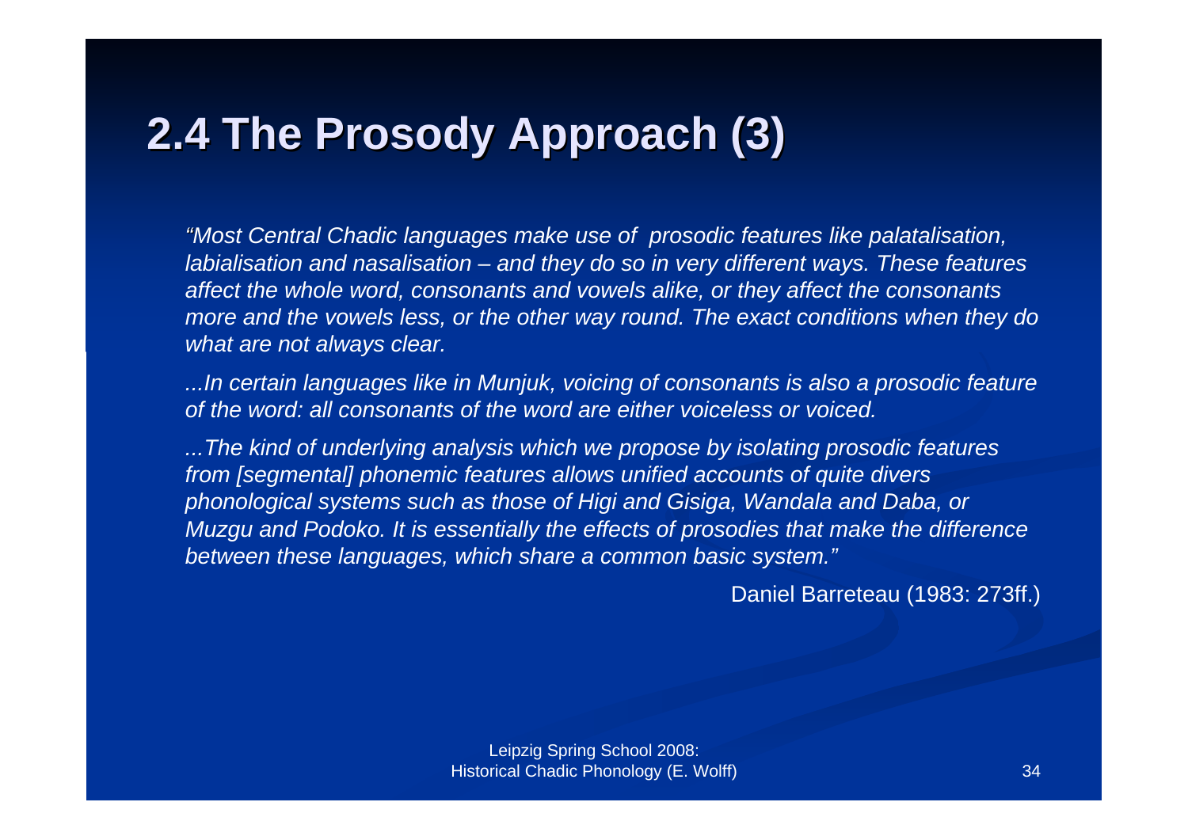## 2.4 The Prosody Approach (3)

*"Most Central Chadic languages make use of prosodic features like palatalisation, labialisation and nasalisation – and they do so in very different ways. These features affect the whole word, consonants and vowels alike, or they affect the consonants more and the vowels less, or the other way round. The exact conditions when they do what are not always clear.*

*...In certain languages like in Munjuk, voicing of consonants is also a prosodic feature of the word: all consonants of the word are either voiceless or voiced.*

*...The kind of underlying analysis which we propose by isolating prosodic features from [segmental] phonemic features allows unified accounts of quite divers phonological systems such as those of Higi and Gisiga, Wandala and Daba, or Muzgu and Podoko. It is essentially the effects of prosodies that make the difference between these languages, which share a common basic system."*

Daniel Barreteau (1983: 273ff.)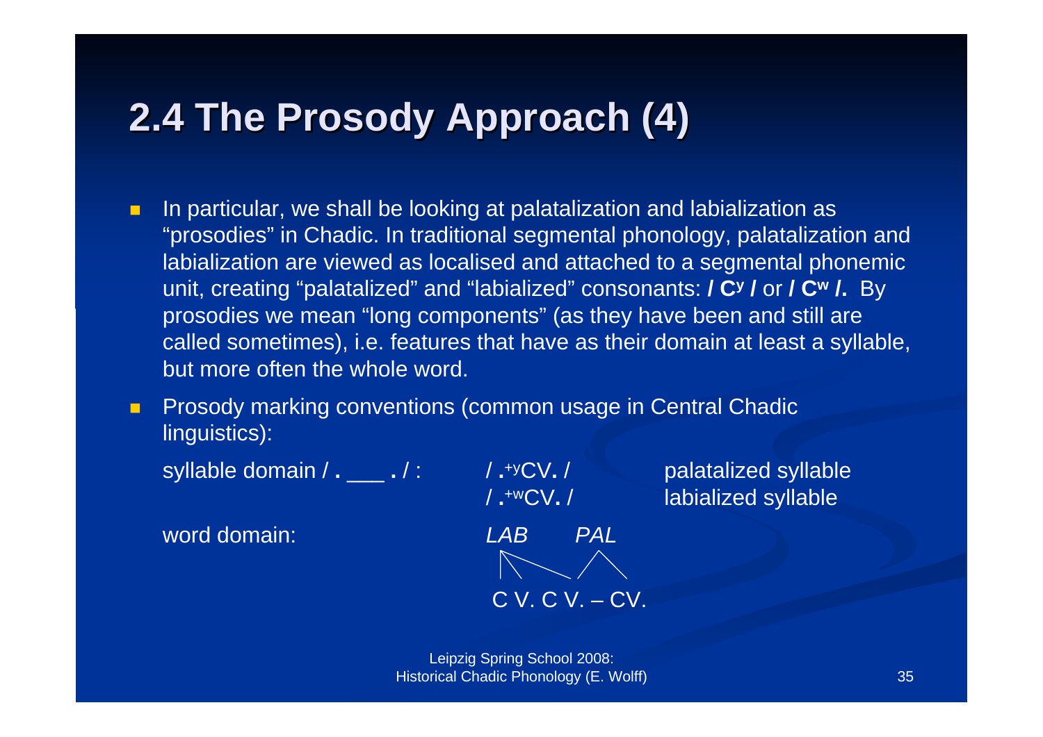# 2.4 The Prosody Approach (4)

- In particular, we shall be looking at palatalization and labialization as "prosodies" in Chadic. In traditional segmental phonology, palatalization and labialization are viewed as localised and attached to a segmental phonemic unit, creating "palatalized" and "labialized" consonants: **/ $C^y$ /** or **/ $C^w$ /.** By prosodies we mean "long components" (as they have been and still are called sometimes), i.e. features that have as their domain at least a syllable, but more often the whole word.
- Prosody marking conventions (common usage in Central Chadic linguistics):

syllable domain / **.** ___ **.** / : / **.**$^{+y}$CV**.** / palatalized syllable

/ **.**$^{+w}$CV**.** / labialized syllable

word domain: *LAB* *PAL*

C V. C V. – CV.

Leipzig Spring School 2008:
Historical Chadic Phonology (E. Wolff)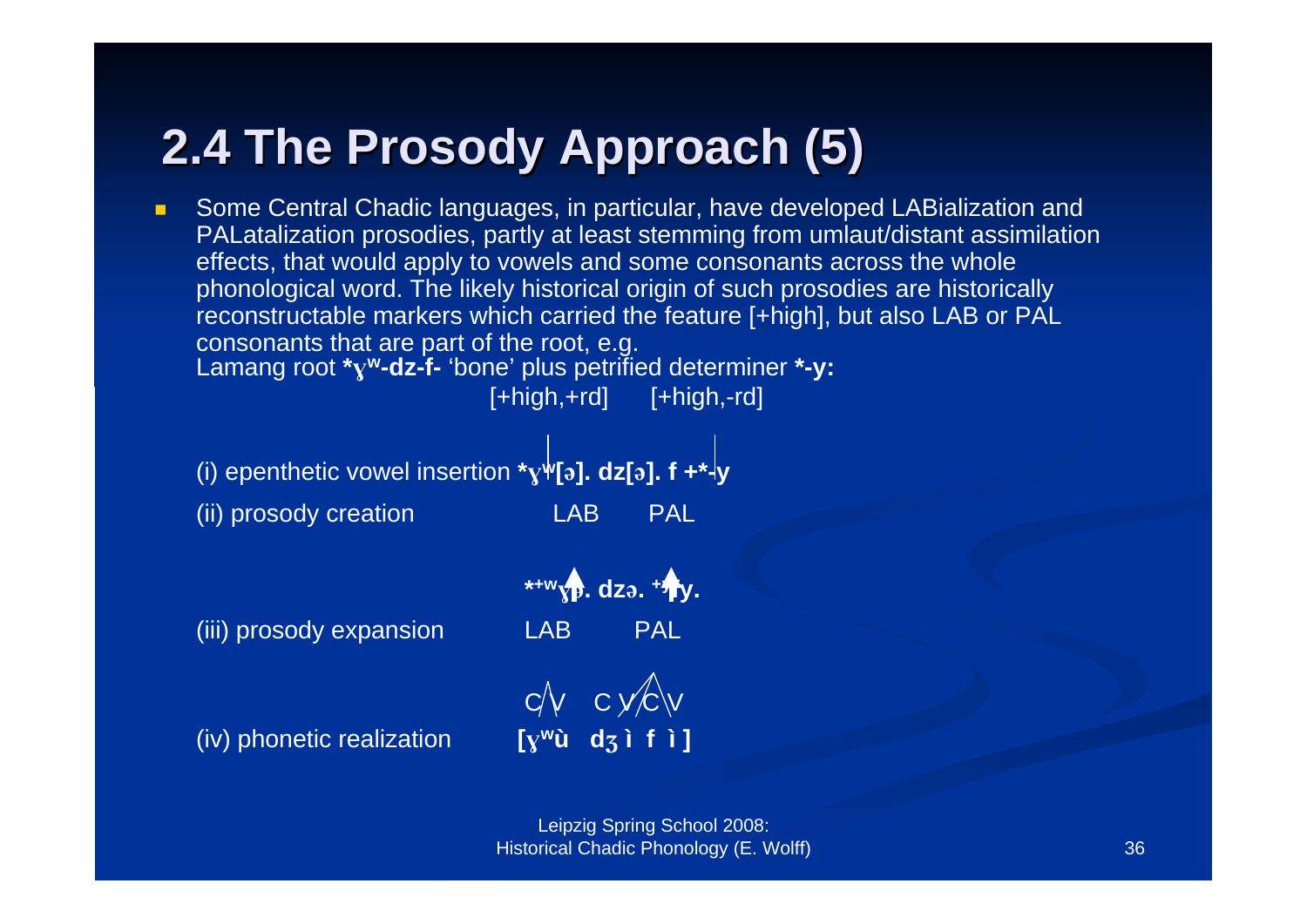# 2.4 The Prosody Approach (5)

- Some Central Chadic languages, in particular, have developed LABialization and PALatalization prosodies, partly at least stemming from umlaut/distant assimilation effects, that would apply to vowels and some consonants across the whole phonological word. The likely historical origin of such prosodies are historically reconstructable markers which carried the feature [+high], but also LAB or PAL consonants that are part of the root, e.g.
  Lamang root ***ɣʷ-dz-f-** 'bone' plus petrified determiner ***-y:**
  [+high,+rd]  [+high,-rd]

(i) epenthetic vowel insertion ***ɣʷ[ə]. dz[ə]. f +*-y**

(ii) prosody creation  LAB  PAL

***+wɣə. dzə. +ʸfy.**

(iii) prosody expansion  LAB  PAL

C V  C V C V

(iv) phonetic realization  **[ɣʷù dʒ ì f ì ]**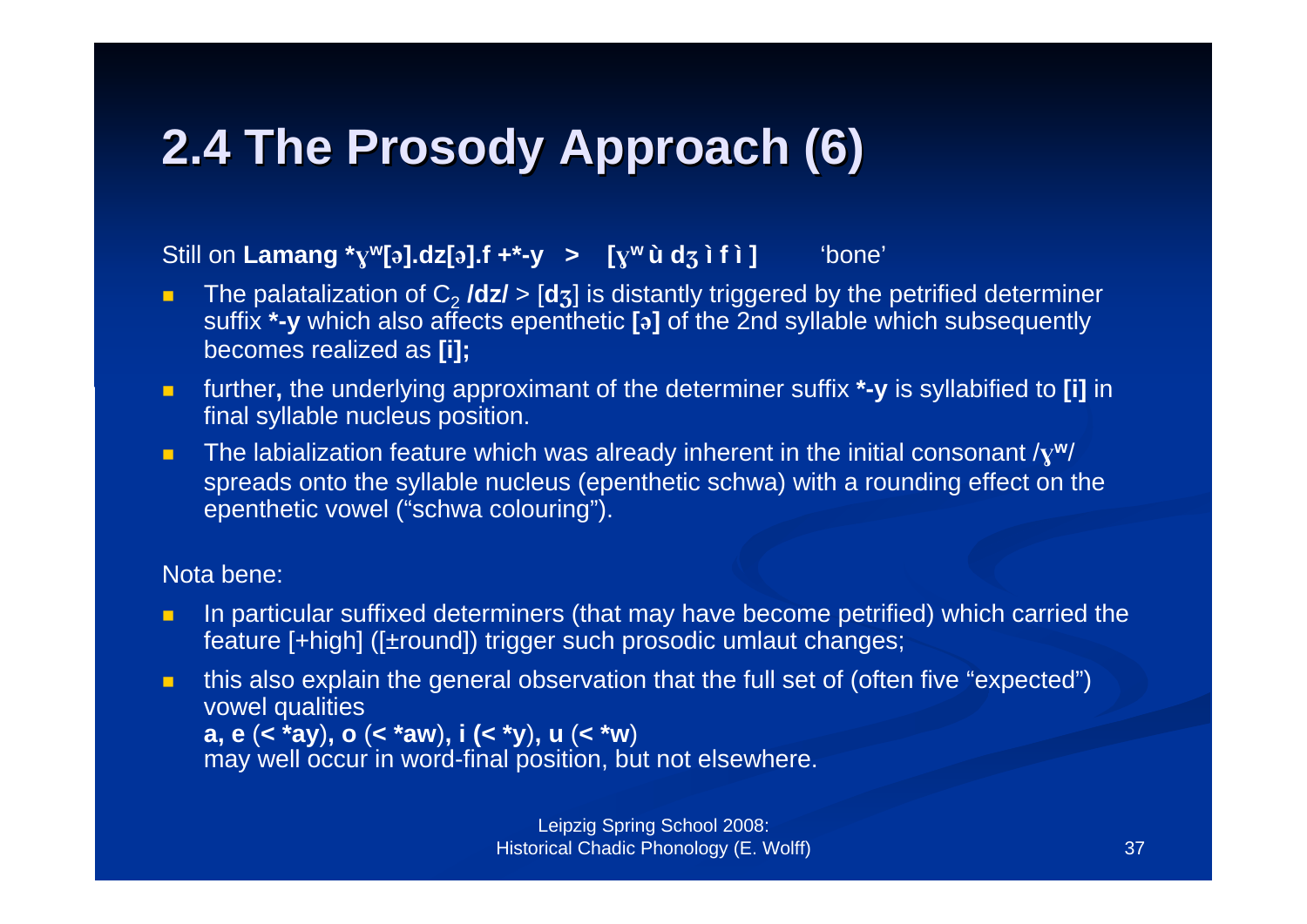# 2.4 The Prosody Approach (6)

Still on **Lamang *ɣʷ[ə].dz[ə].f +*-y > [ɣʷ ù dʒ ì f ì ]** 'bone'

- The palatalization of $C_2$ **/dz/** > [**dʒ**] is distantly triggered by the petrified determiner suffix ***-y** which also affects epenthetic **[ə]** of the 2nd syllable which subsequently becomes realized as **[i];**
- further**,** the underlying approximant of the determiner suffix ***-y** is syllabified to **[i]** in final syllable nucleus position.
- The labialization feature which was already inherent in the initial consonant /**ɣʷ**/ spreads onto the syllable nucleus (epenthetic schwa) with a rounding effect on the epenthetic vowel ("schwa colouring").

Nota bene:

- In particular suffixed determiners (that may have become petrified) which carried the feature [+high] ([±round]) trigger such prosodic umlaut changes;
- this also explain the general observation that the full set of (often five "expected") vowel qualities
  **a, e** (**< *ay**)**, o** (**< *aw**)**, i (< *y**)**, u** (**< *w**)
  may well occur in word-final position, but not elsewhere.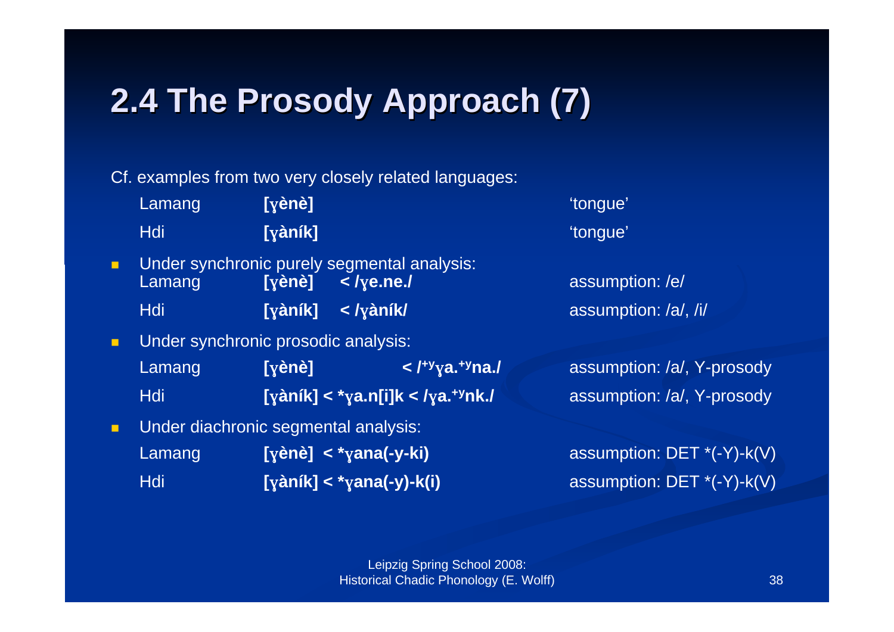# 2.4 The Prosody Approach (7)

Cf. examples from two very closely related languages:

| | | |
|---|---|---|
| Lamang | **[ɣènè]** | 'tongue' |
| Hdi | **[ɣàník]** | 'tongue' |

- Under synchronic purely segmental analysis:

| | | |
|---|---|---|
| Lamang | **[ɣènè] < /ɣe.ne./** | assumption: /e/ |
| Hdi | **[ɣàník] < /ɣàník/** | assumption: /a/, /i/ |

- Under synchronic prosodic analysis:

| | | |
|---|---|---|
| Lamang | **[ɣènè] < /$^{+y}$ɣa.$^{+y}$na./** | assumption: /a/, Y-prosody |
| Hdi | **[ɣàník] < *ɣa.n[i]k < /ɣa.$^{+y}$nk./** | assumption: /a/, Y-prosody |

- Under diachronic segmental analysis:

| | | |
|---|---|---|
| Lamang | **[ɣènè] < *ɣana(-y-ki)** | assumption: DET *(-Y)-k(V) |
| Hdi | **[ɣàník] < *ɣana(-y)-k(i)** | assumption: DET *(-Y)-k(V) |

Leipzig Spring School 2008: Historical Chadic Phonology (E. Wolff)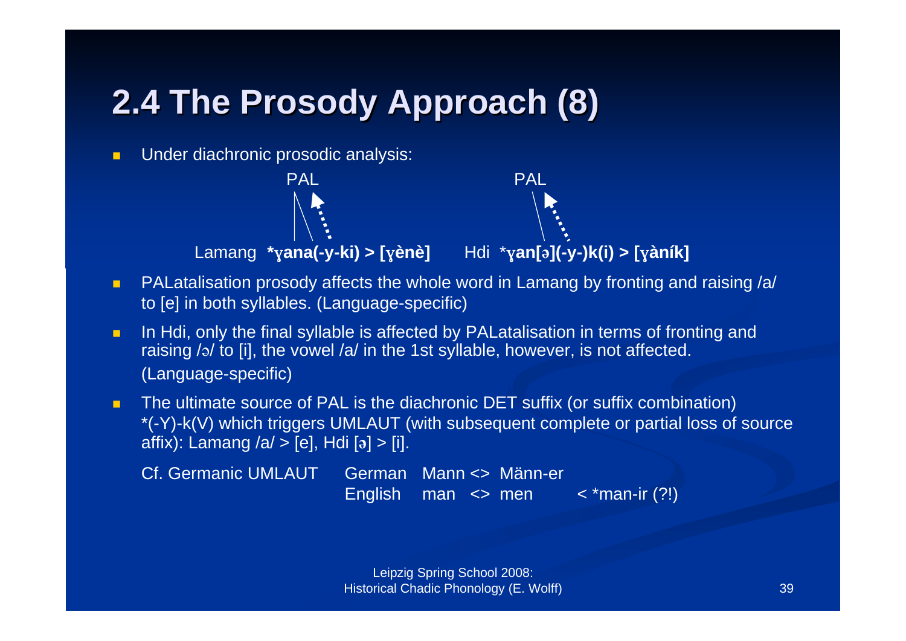# 2.4 The Prosody Approach (8)

- Under diachronic prosodic analysis:

```
              PAL                                   PAL
Lamang  *ɣana(-y-ki) > [ɣènè]      Hdi  *ɣan[ə](-y-)k(i) > [ɣàník]
```

Lamang **\*ɣana(-y-ki) > [ɣènè]** Hdi \***ɣan[ə](-y-)k(i) > [ɣàník]**

- PALatalisation prosody affects the whole word in Lamang by fronting and raising /a/ to [e] in both syllables. (Language-specific)
- In Hdi, only the final syllable is affected by PALatalisation in terms of fronting and raising /ə/ to [i], the vowel /a/ in the 1st syllable, however, is not affected. (Language-specific)
- The ultimate source of PAL is the diachronic DET suffix (or suffix combination) *(-Y)-k(V) which triggers UMLAUT (with subsequent complete or partial loss of source affix): Lamang /a/ > [e], Hdi [ə] > [i].

  Cf. Germanic UMLAUT German Mann <> Männ-er
  English man <> men < *man-ir (?!)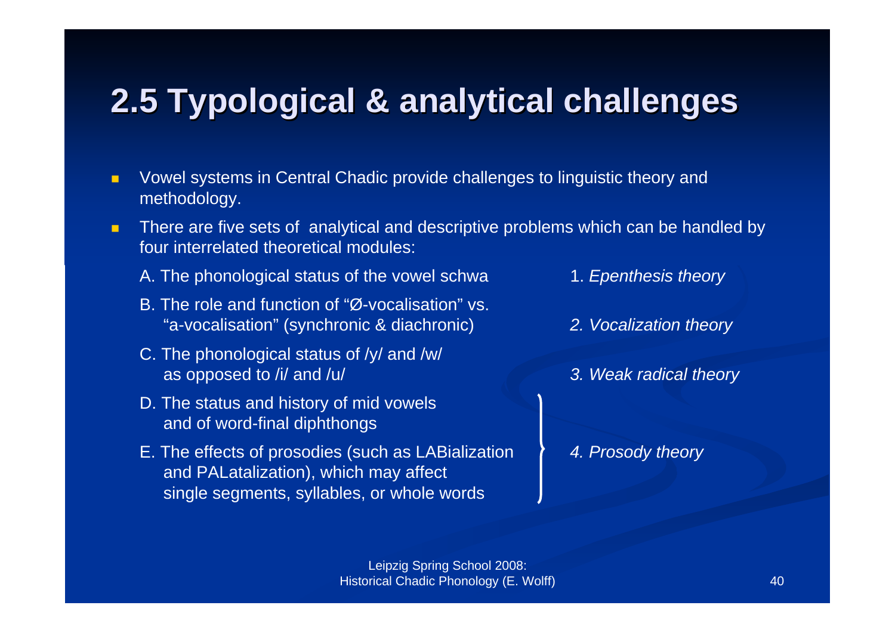# 2.5 Typological & analytical challenges

- Vowel systems in Central Chadic provide challenges to linguistic theory and methodology.
- There are five sets of analytical and descriptive problems which can be handled by four interrelated theoretical modules:

| Problems | Theoretical modules |
|---|---|
| A. The phonological status of the vowel schwa | 1. *Epenthesis theory* |
| B. The role and function of "Ø-vocalisation" vs. "a-vocalisation" (synchronic & diachronic) | *2. Vocalization theory* |
| C. The phonological status of /y/ and /w/ as opposed to /i/ and /u/ | *3. Weak radical theory* |
| D. The status and history of mid vowels and of word-final diphthongs | *4. Prosody theory* (D–E) |
| E. The effects of prosodies (such as LABialization and PALatalization), which may affect single segments, syllables, or whole words | |

Leipzig Spring School 2008: Historical Chadic Phonology (E. Wolff)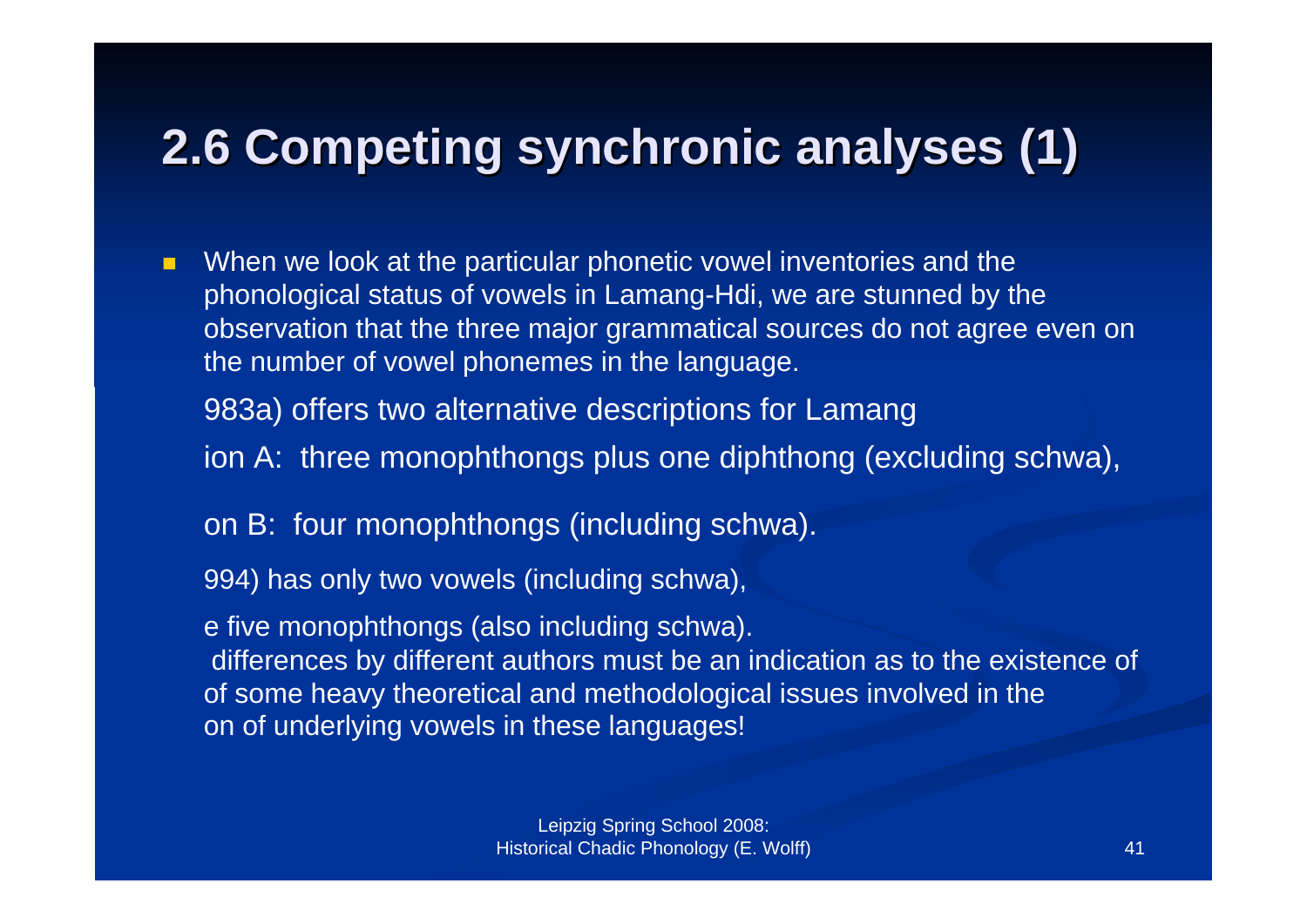## 2.6 Competing synchronic analyses (1)

- When we look at the particular phonetic vowel inventories and the phonological status of vowels in Lamang-Hdi, we are stunned by the observation that the three major grammatical sources do not agree even on the number of vowel phonemes in the language.

  983a) offers two alternative descriptions for Lamang

  ion A: three monophthongs plus one diphthong (excluding schwa),

  on B: four monophthongs (including schwa).

  994) has only two vowels (including schwa),

  e five monophthongs (also including schwa).
  differences by different authors must be an indication as to the existence of of some heavy theoretical and methodological issues involved in the on of underlying vowels in these languages!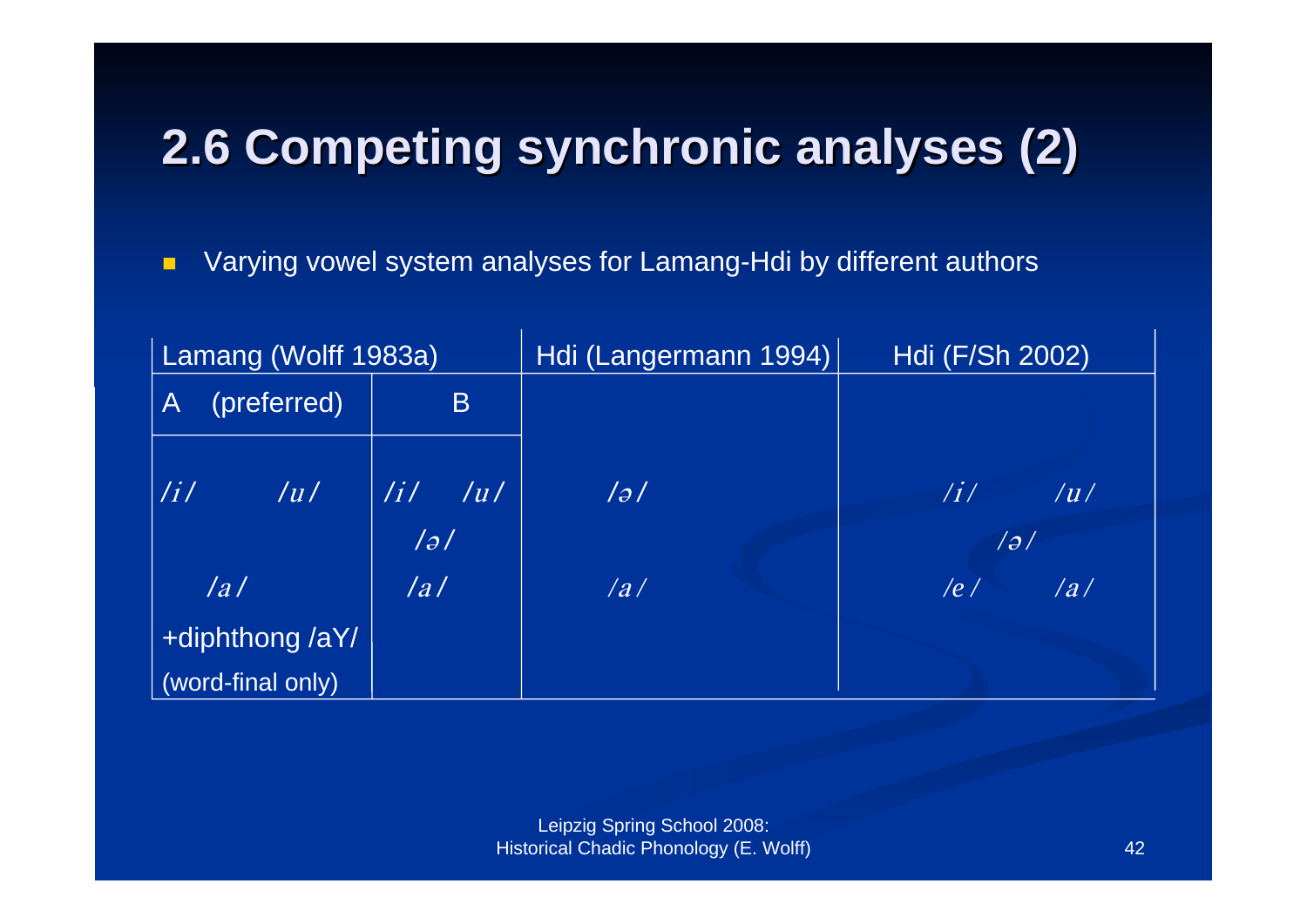# 2.6 Competing synchronic analyses (2)

- Varying vowel system analyses for Lamang-Hdi by different authors

| Lamang (Wolff 1983a) | | Hdi (Langermann 1994) | Hdi (F/Sh 2002) |
|---|---|---|---|
| A (preferred) | B | | |
| /i/ /u/ | /i/ /u/ | /ə/ | /i/ /u/ |
| | /ə/ | | /ə/ |
| /a/ | /a/ | /a/ | /e/ /a/ |
| +diphthong /aY/ | | | |
| (word-final only) | | | |

Leipzig Spring School 2008:
Historical Chadic Phonology (E. Wolff)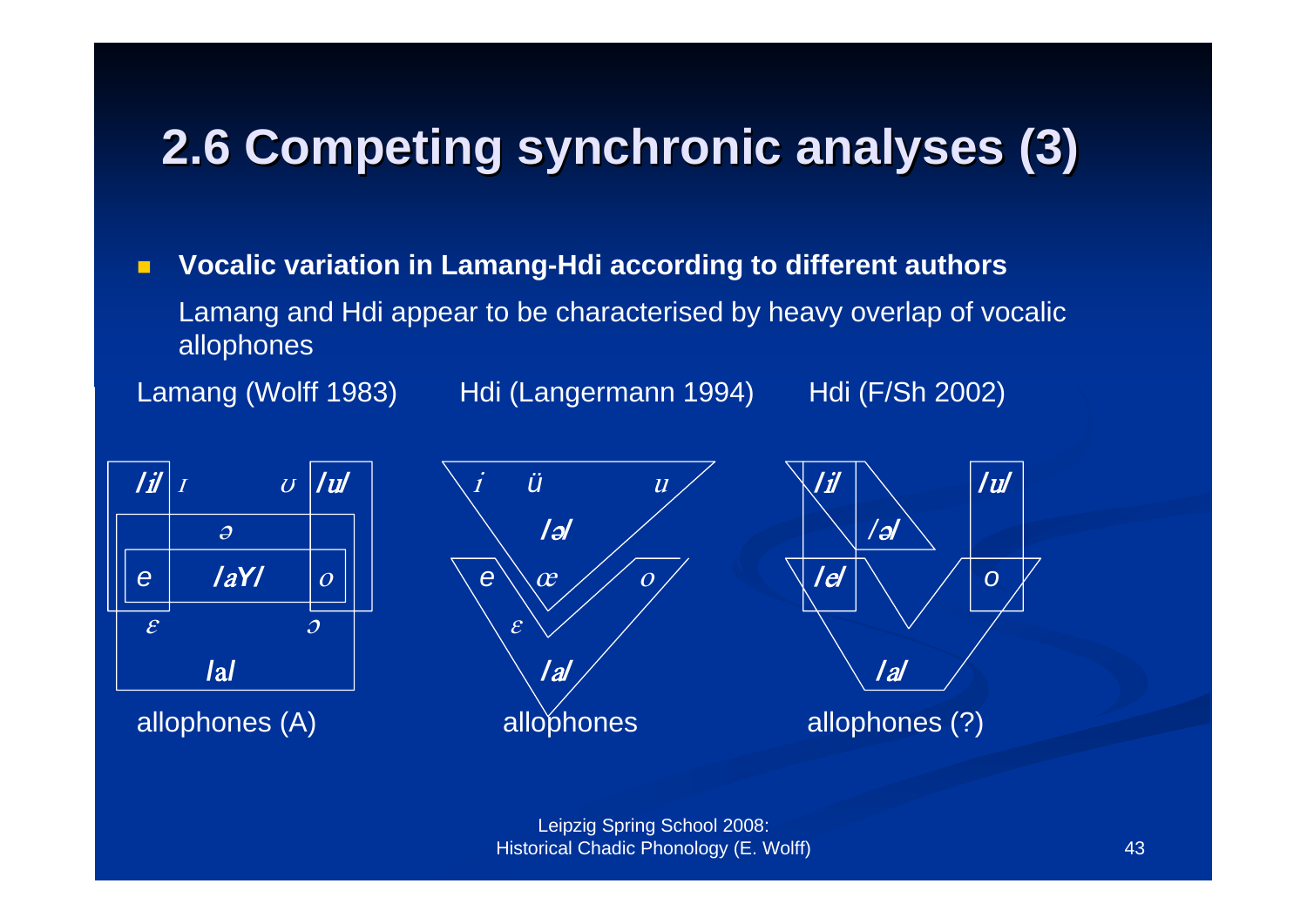# 2.6 Competing synchronic analyses (3)

- **Vocalic variation in Lamang-Hdi according to different authors**

  Lamang and Hdi appear to be characterised by heavy overlap of vocalic allophones

Lamang (Wolff 1983) Hdi (Langermann 1994) Hdi (F/Sh 2002)

/i/ ɪ ʊ /u/ ə e /aY/ o ɛ ɔ /a/

allophones (A)

i ü u /ə/ e œ o ɛ /a/

allophones

/i/ /u/ /ə/ /e/ o /a/

allophones (?)

Leipzig Spring School 2008:
Historical Chadic Phonology (E. Wolff)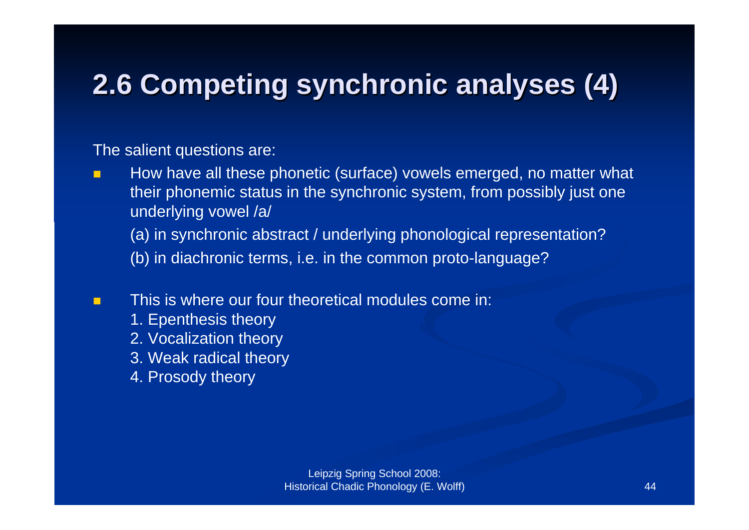# 2.6 Competing synchronic analyses (4)

The salient questions are:

- How have all these phonetic (surface) vowels emerged, no matter what their phonemic status in the synchronic system, from possibly just one underlying vowel /a/

  (a) in synchronic abstract / underlying phonological representation?

  (b) in diachronic terms, i.e. in the common proto-language?

- This is where our four theoretical modules come in:
  1. Epenthesis theory
  2. Vocalization theory
  3. Weak radical theory
  4. Prosody theory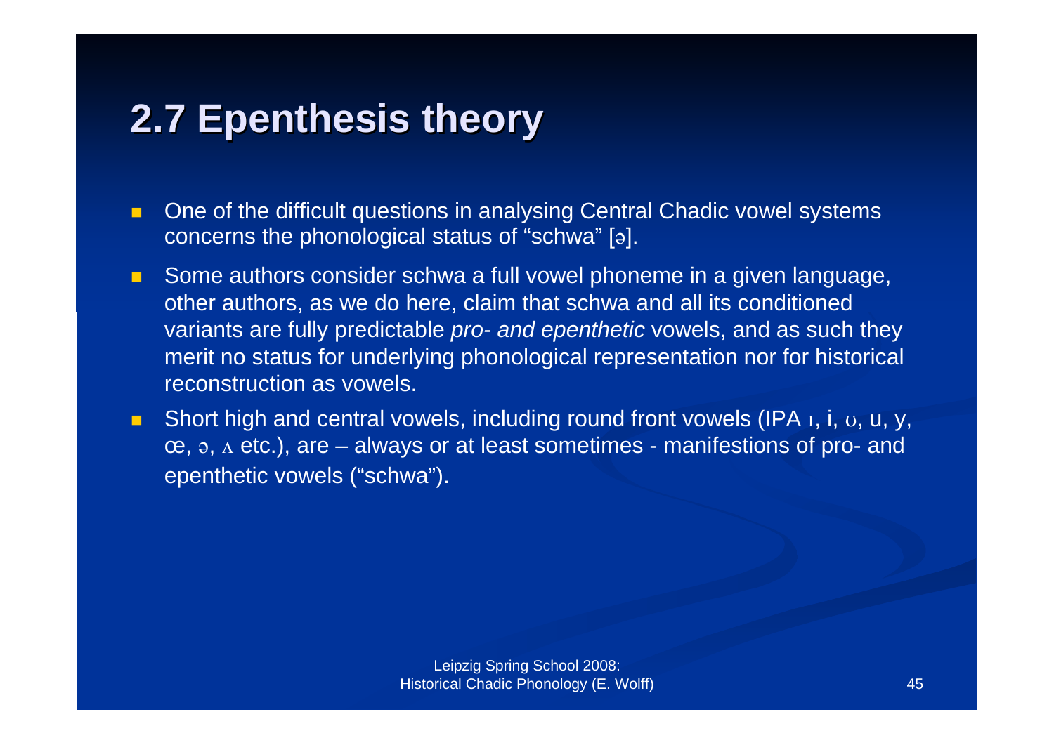## 2.7 Epenthesis theory

- One of the difficult questions in analysing Central Chadic vowel systems concerns the phonological status of “schwa” [ə].
- Some authors consider schwa a full vowel phoneme in a given language, other authors, as we do here, claim that schwa and all its conditioned variants are fully predictable *pro- and epenthetic* vowels, and as such they merit no status for underlying phonological representation nor for historical reconstruction as vowels.
- Short high and central vowels, including round front vowels (IPA ɪ, i, ʊ, u, y, œ, ə, ʌ etc.), are – always or at least sometimes - manifestions of pro- and epenthetic vowels (“schwa”).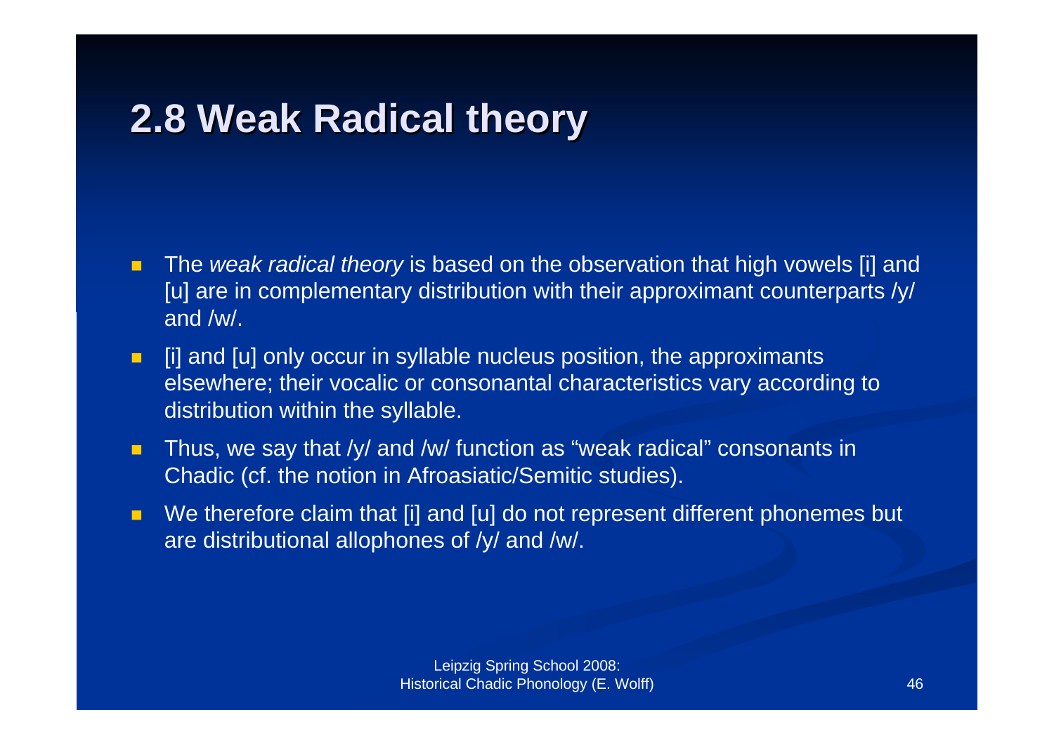## 2.8 Weak Radical theory

- The *weak radical theory* is based on the observation that high vowels [i] and [u] are in complementary distribution with their approximant counterparts /y/ and /w/.
- [i] and [u] only occur in syllable nucleus position, the approximants elsewhere; their vocalic or consonantal characteristics vary according to distribution within the syllable.
- Thus, we say that /y/ and /w/ function as “weak radical” consonants in Chadic (cf. the notion in Afroasiatic/Semitic studies).
- We therefore claim that [i] and [u] do not represent different phonemes but are distributional allophones of /y/ and /w/.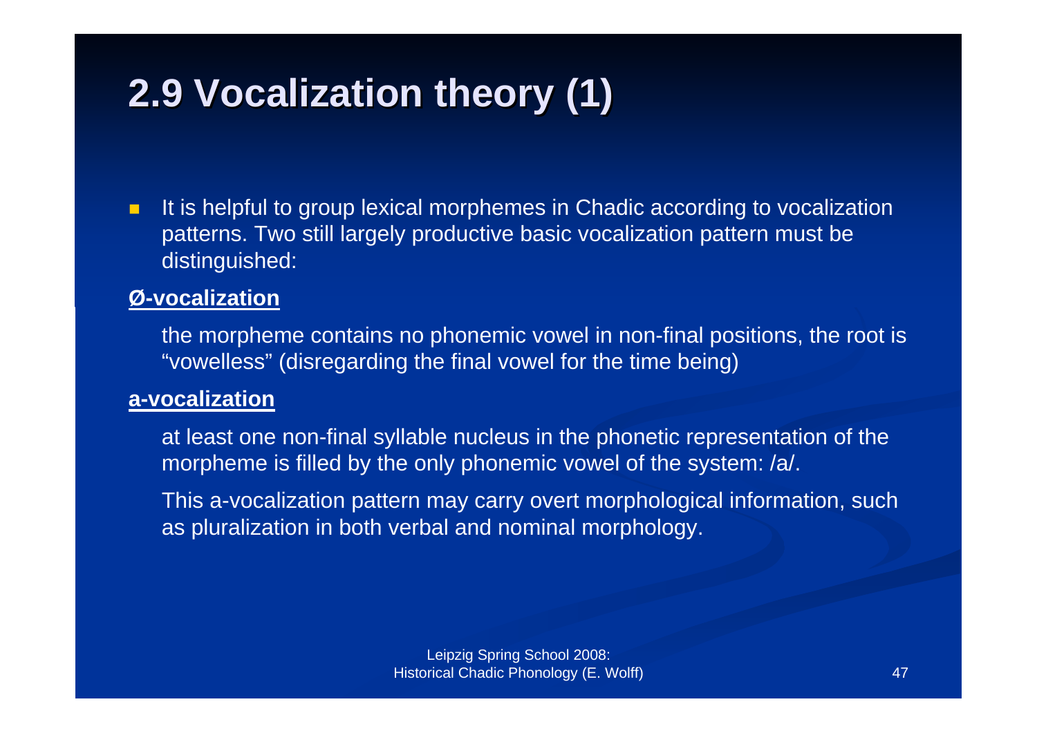# 2.9 Vocalization theory (1)

- It is helpful to group lexical morphemes in Chadic according to vocalization patterns. Two still largely productive basic vocalization pattern must be distinguished:

**Ø-vocalization**

the morpheme contains no phonemic vowel in non-final positions, the root is "vowelless" (disregarding the final vowel for the time being)

**a-vocalization**

at least one non-final syllable nucleus in the phonetic representation of the morpheme is filled by the only phonemic vowel of the system: /a/.

This a-vocalization pattern may carry overt morphological information, such as pluralization in both verbal and nominal morphology.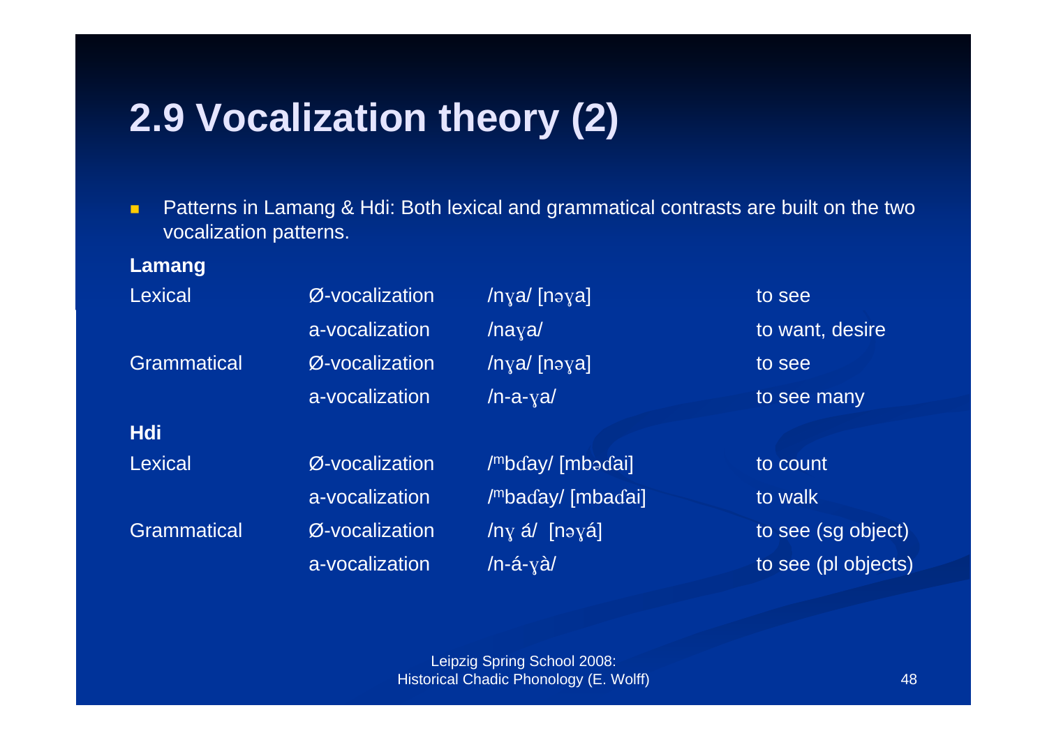# 2.9 Vocalization theory (2)

- Patterns in Lamang & Hdi: Both lexical and grammatical contrasts are built on the two vocalization patterns.

**Lamang**

| | | | |
|---|---|---|---|
| Lexical | Ø-vocalization | /nɣa/ [nəɣa] | to see |
| | a-vocalization | /naɣa/ | to want, desire |
| Grammatical | Ø-vocalization | /nɣa/ [nəɣa] | to see |
| | a-vocalization | /n-a-ɣa/ | to see many |

**Hdi**

| | | | |
|---|---|---|---|
| Lexical | Ø-vocalization | /ᵐbɗay/ [mbəɗai] | to count |
| | a-vocalization | /ᵐbaɗay/ [mbaɗai] | to walk |
| Grammatical | Ø-vocalization | /nɣ á/ [nəɣá] | to see (sg object) |
| | a-vocalization | /n-á-ɣà/ | to see (pl objects) |

Leipzig Spring School 2008:
Historical Chadic Phonology (E. Wolff)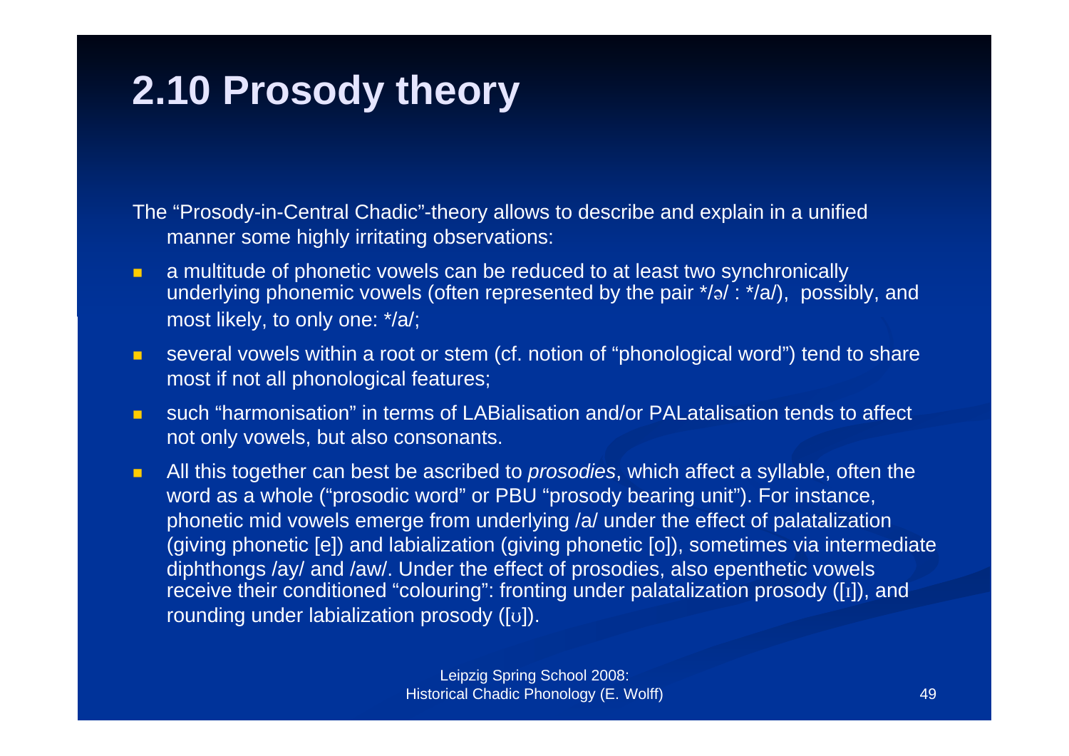# 2.10 Prosody theory

The "Prosody-in-Central Chadic"-theory allows to describe and explain in a unified manner some highly irritating observations:

- a multitude of phonetic vowels can be reduced to at least two synchronically underlying phonemic vowels (often represented by the pair */ə/ : */a/), possibly, and most likely, to only one: */a/;
- several vowels within a root or stem (cf. notion of "phonological word") tend to share most if not all phonological features;
- such "harmonisation" in terms of LABialisation and/or PALatalisation tends to affect not only vowels, but also consonants.
- All this together can best be ascribed to *prosodies*, which affect a syllable, often the word as a whole ("prosodic word" or PBU "prosody bearing unit"). For instance, phonetic mid vowels emerge from underlying /a/ under the effect of palatalization (giving phonetic [e]) and labialization (giving phonetic [o]), sometimes via intermediate diphthongs /ay/ and /aw/. Under the effect of prosodies, also epenthetic vowels receive their conditioned "colouring": fronting under palatalization prosody ([ɪ]), and rounding under labialization prosody ([ʊ]).

Leipzig Spring School 2008: Historical Chadic Phonology (E. Wolff)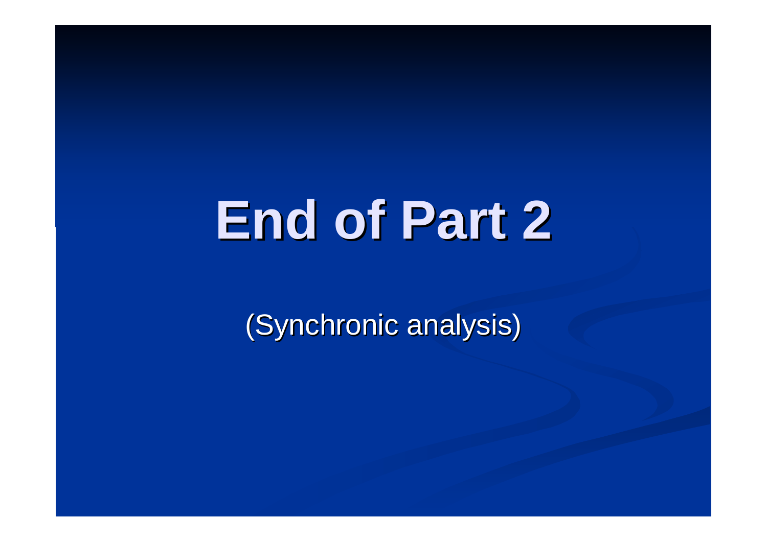# End of Part 2

(Synchronic analysis)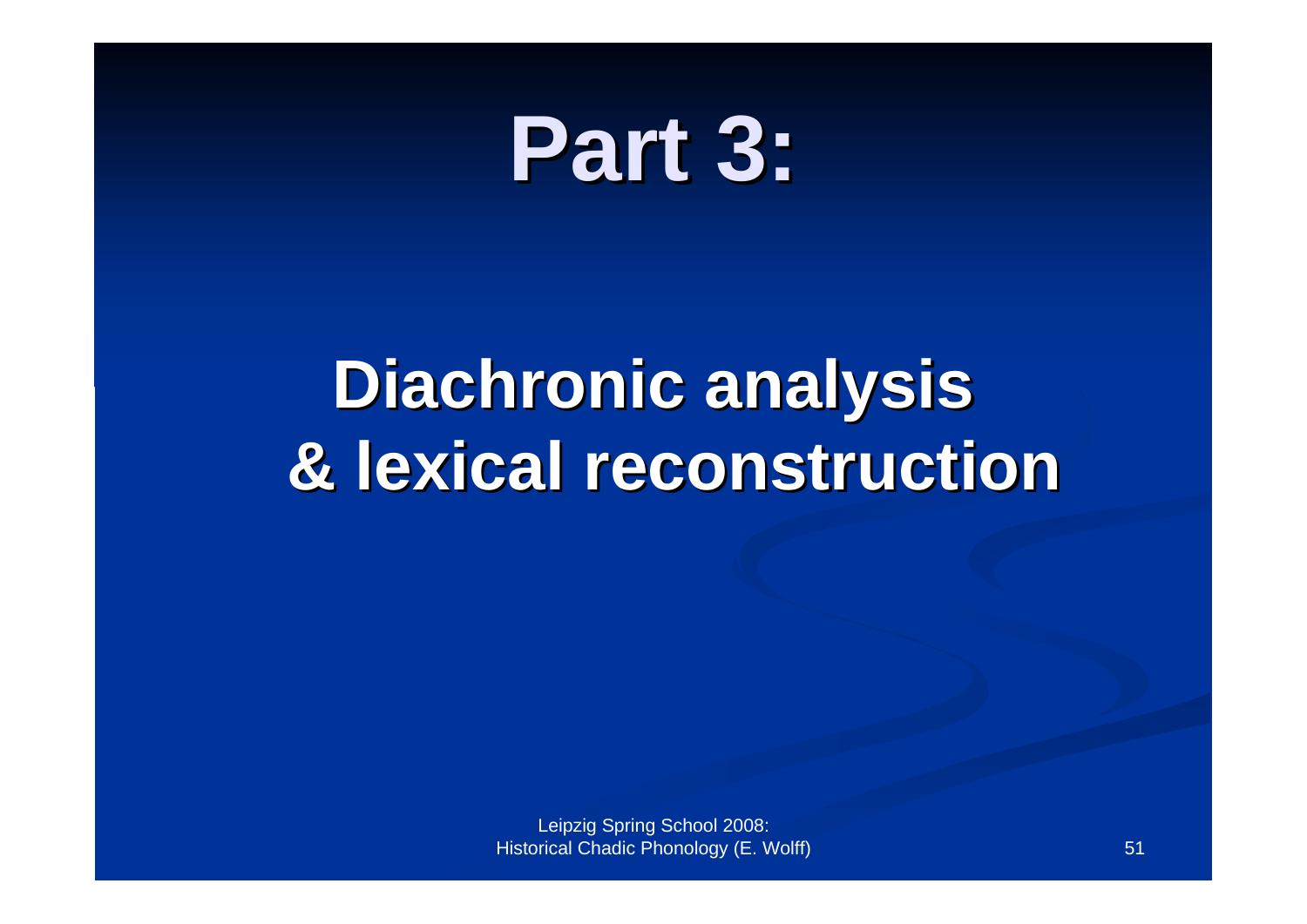# Part 3:

## Diachronic analysis & lexical reconstruction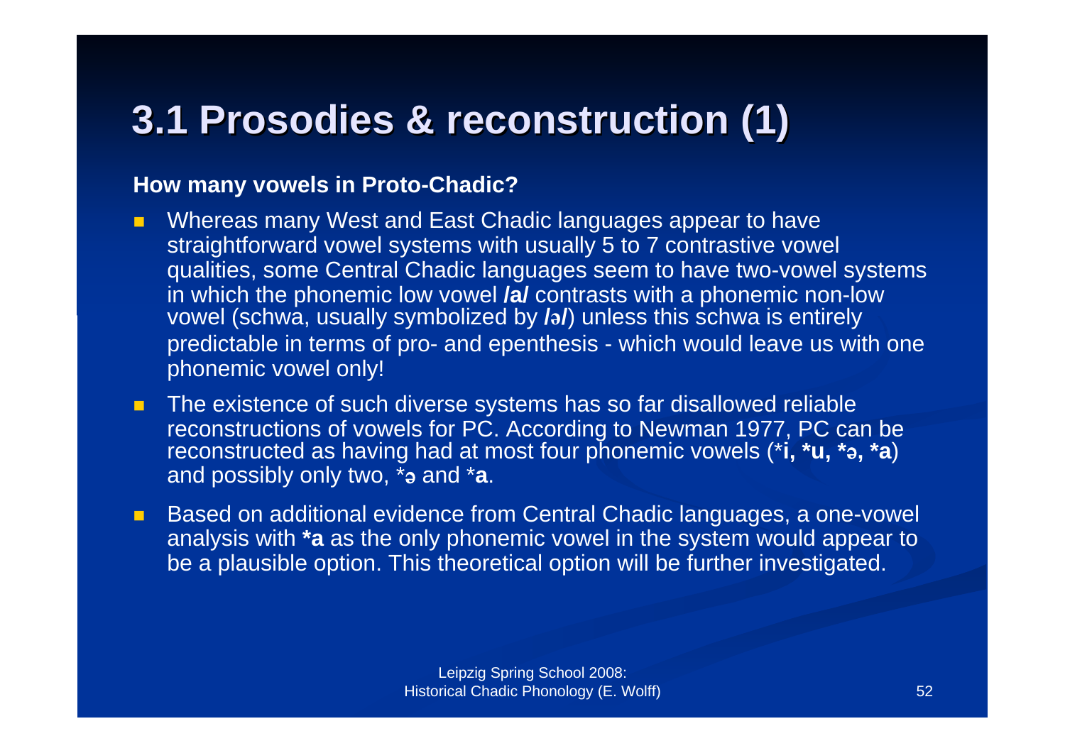# 3.1 Prosodies & reconstruction (1)

**How many vowels in Proto-Chadic?**

- Whereas many West and East Chadic languages appear to have straightforward vowel systems with usually 5 to 7 contrastive vowel qualities, some Central Chadic languages seem to have two-vowel systems in which the phonemic low vowel ***/a/*** contrasts with a phonemic non-low vowel (schwa, usually symbolized by ***/ə/***) unless this schwa is entirely predictable in terms of pro- and epenthesis - which would leave us with one phonemic vowel only!
- The existence of such diverse systems has so far disallowed reliable reconstructions of vowels for PC. According to Newman 1977, PC can be reconstructed as having had at most four phonemic vowels (\***i, *u, *ə, *a**) and possibly only two, \***ə** and \***a**.
- Based on additional evidence from Central Chadic languages, a one-vowel analysis with ***a** as the only phonemic vowel in the system would appear to be a plausible option. This theoretical option will be further investigated.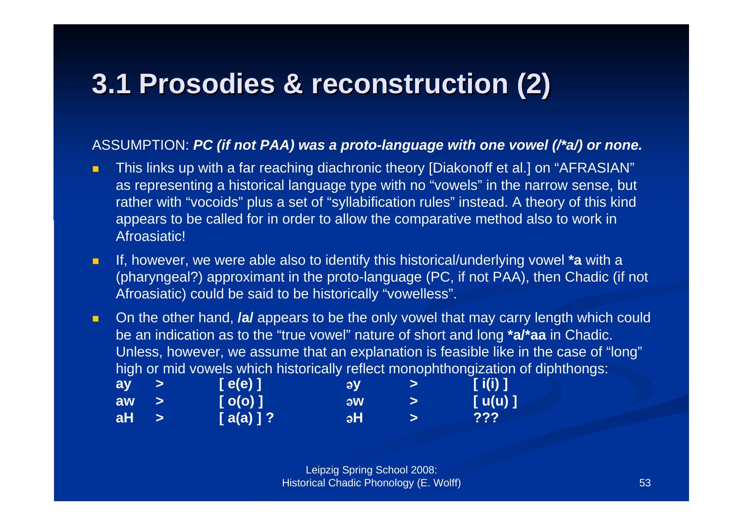# 3.1 Prosodies & reconstruction (2)

ASSUMPTION: ***PC (if not PAA) was a proto-language with one vowel (/*a/) or none.***

- This links up with a far reaching diachronic theory [Diakonoff et al.] on "AFRASIAN" as representing a historical language type with no "vowels" in the narrow sense, but rather with "vocoids" plus a set of "syllabification rules" instead. A theory of this kind appears to be called for in order to allow the comparative method also to work in Afroasiatic!
- If, however, we were able also to identify this historical/underlying vowel ***a** with a (pharyngeal?) approximant in the proto-language (PC, if not PAA), then Chadic (if not Afroasiatic) could be said to be historically "vowelless".
- On the other hand, ***/a/*** appears to be the only vowel that may carry length which could be an indication as to the "true vowel" nature of short and long ***a/*aa** in Chadic. Unless, however, we assume that an explanation is feasible like in the case of "long" high or mid vowels which historically reflect monophthongization of diphthongs:

| | | | | | |
|---|---|---|---|---|---|
| **ay** | **>** | **[ e(e) ]** | **əy** | **>** | **[ i(i) ]** |
| **aw** | **>** | **[ o(o) ]** | **əw** | **>** | **[ u(u) ]** |
| **aH** | **>** | **[ a(a) ] ?** | **əH** | **>** | **???** |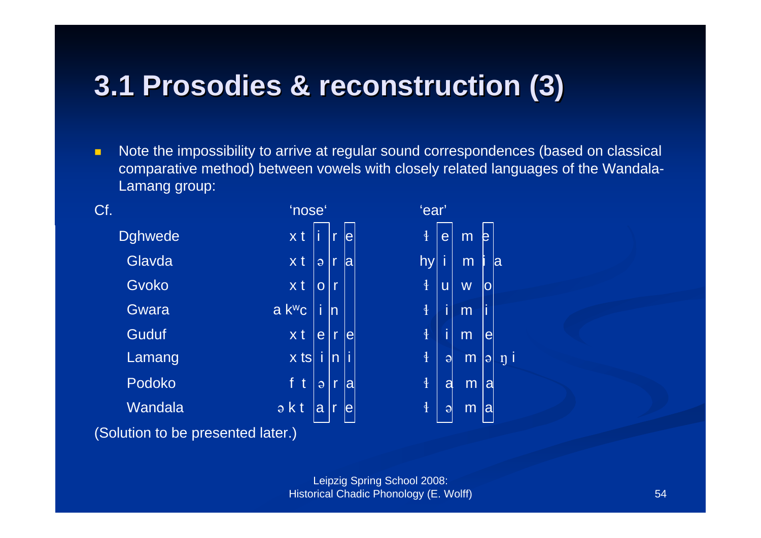# 3.1 Prosodies & reconstruction (3)

- Note the impossibility to arrive at regular sound correspondences (based on classical comparative method) between vowels with closely related languages of the Wandala-Lamang group:

Cf.

| | 'nose' | 'ear' |
|---|---|---|
| Dghwede | xt i r e | ɬ e m e |
| Glavda | xt ə r a | hy i m i a |
| Gvoko | xt o r | ɬ u w o |
| Gwara | a kʷc i n | ɬ i m i |
| Guduf | xt e r e | ɬ i m e |
| Lamang | x ts i n i | ɬ ə m ə ŋ i |
| Podoko | f t ə r a | ɬ a m a |
| Wandala | ə k t a r e | ɬ ə m a |

(Solution to be presented later.)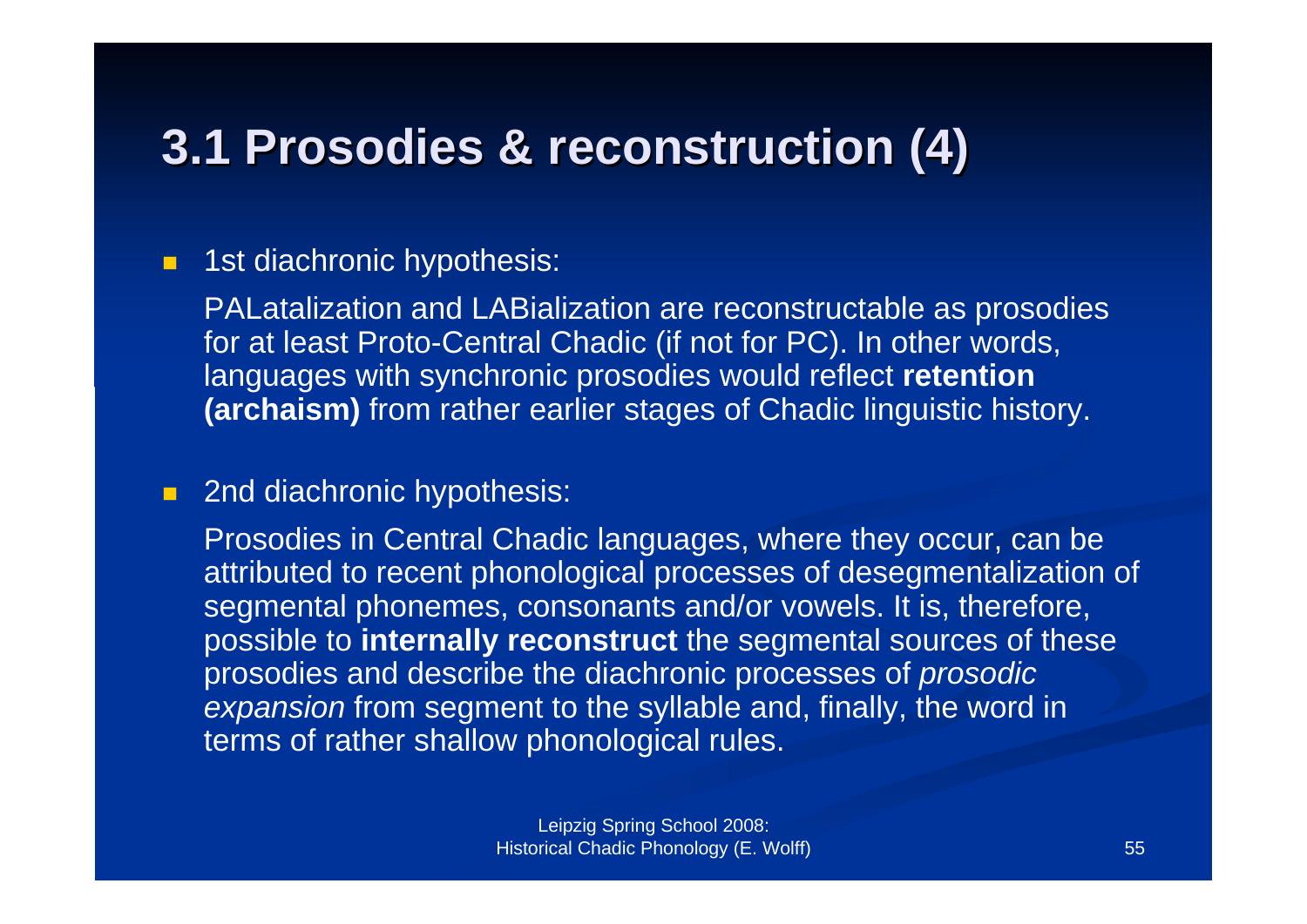# 3.1 Prosodies & reconstruction (4)

- 1st diachronic hypothesis:

  PALatalization and LABialization are reconstructable as prosodies for at least Proto-Central Chadic (if not for PC). In other words, languages with synchronic prosodies would reflect **retention (archaism)** from rather earlier stages of Chadic linguistic history.

- 2nd diachronic hypothesis:

  Prosodies in Central Chadic languages, where they occur, can be attributed to recent phonological processes of desegmentalization of segmental phonemes, consonants and/or vowels. It is, therefore, possible to **internally reconstruct** the segmental sources of these prosodies and describe the diachronic processes of *prosodic expansion* from segment to the syllable and, finally, the word in terms of rather shallow phonological rules.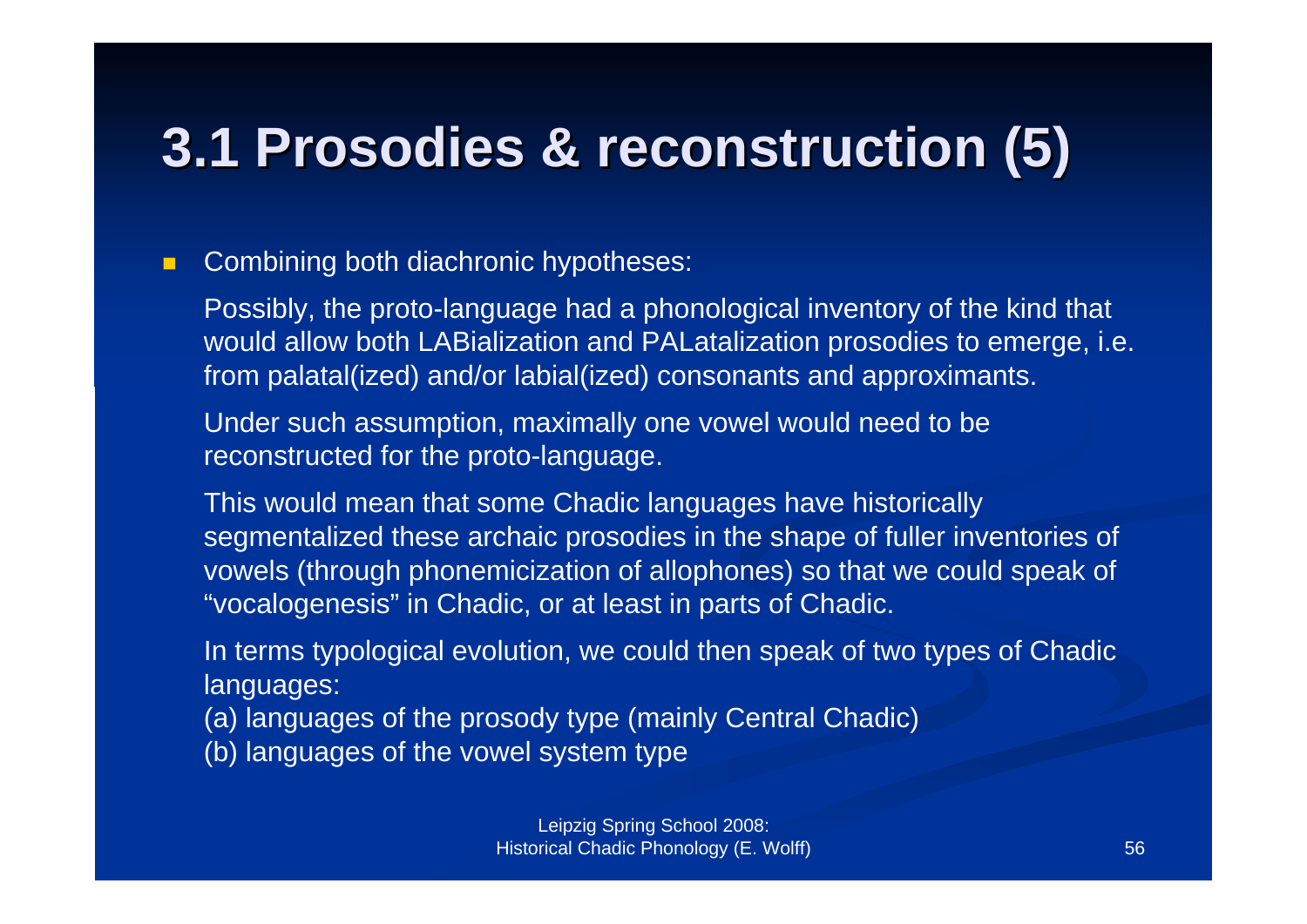# 3.1 Prosodies & reconstruction (5)

- Combining both diachronic hypotheses:

  Possibly, the proto-language had a phonological inventory of the kind that would allow both LABialization and PALatalization prosodies to emerge, i.e. from palatal(ized) and/or labial(ized) consonants and approximants.

  Under such assumption, maximally one vowel would need to be reconstructed for the proto-language.

  This would mean that some Chadic languages have historically segmentalized these archaic prosodies in the shape of fuller inventories of vowels (through phonemicization of allophones) so that we could speak of "vocalogenesis" in Chadic, or at least in parts of Chadic.

  In terms typological evolution, we could then speak of two types of Chadic languages:
  (a) languages of the prosody type (mainly Central Chadic)
  (b) languages of the vowel system type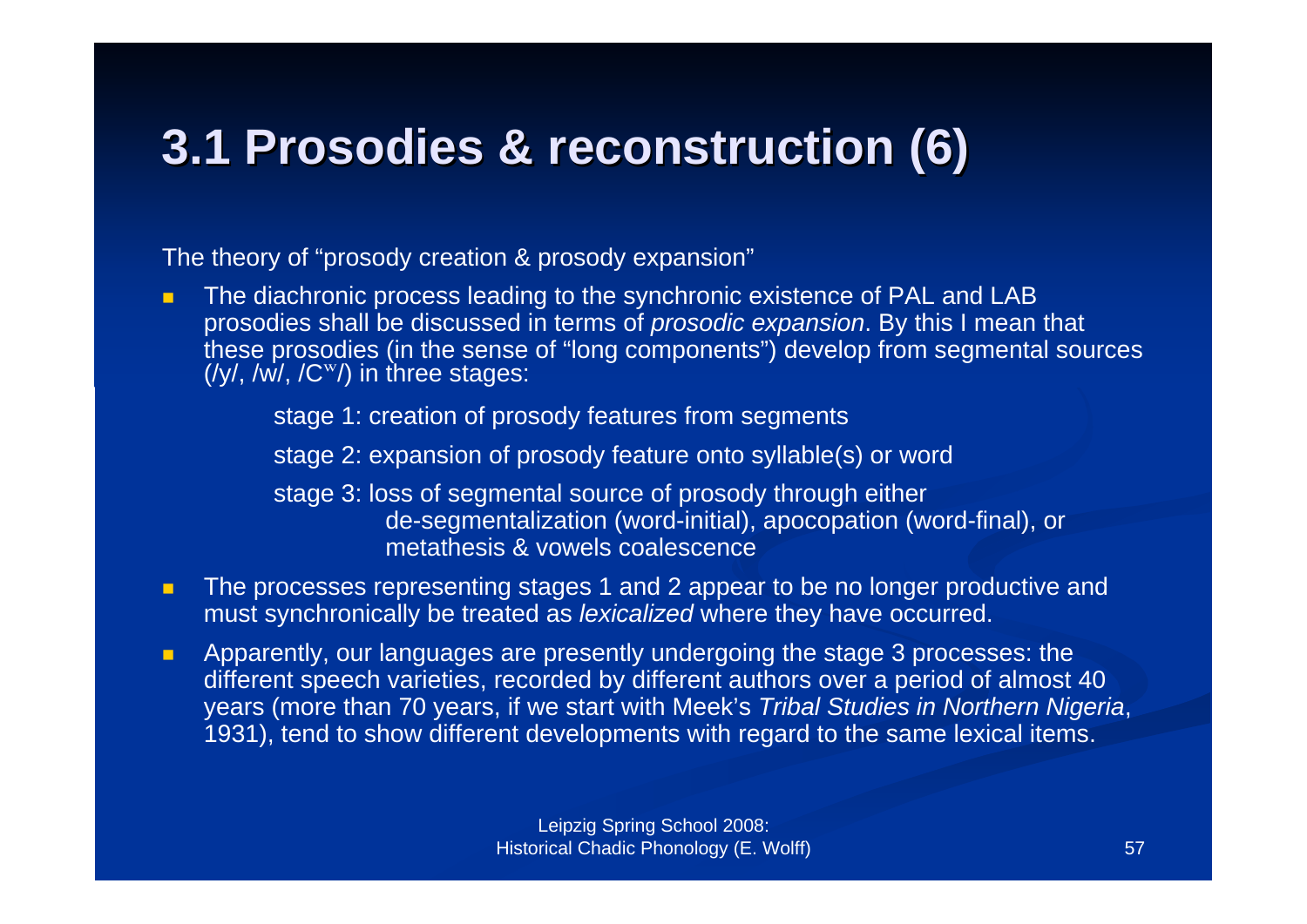# 3.1 Prosodies & reconstruction (6)

The theory of "prosody creation & prosody expansion"

- The diachronic process leading to the synchronic existence of PAL and LAB prosodies shall be discussed in terms of *prosodic expansion*. By this I mean that these prosodies (in the sense of "long components") develop from segmental sources (/y/, /w/, /Cʷ/) in three stages:

  stage 1: creation of prosody features from segments

  stage 2: expansion of prosody feature onto syllable(s) or word

  stage 3: loss of segmental source of prosody through either
  de-segmentalization (word-initial), apocopation (word-final), or
  metathesis & vowels coalescence

- The processes representing stages 1 and 2 appear to be no longer productive and must synchronically be treated as *lexicalized* where they have occurred.
- Apparently, our languages are presently undergoing the stage 3 processes: the different speech varieties, recorded by different authors over a period of almost 40 years (more than 70 years, if we start with Meek's *Tribal Studies in Northern Nigeria*, 1931), tend to show different developments with regard to the same lexical items.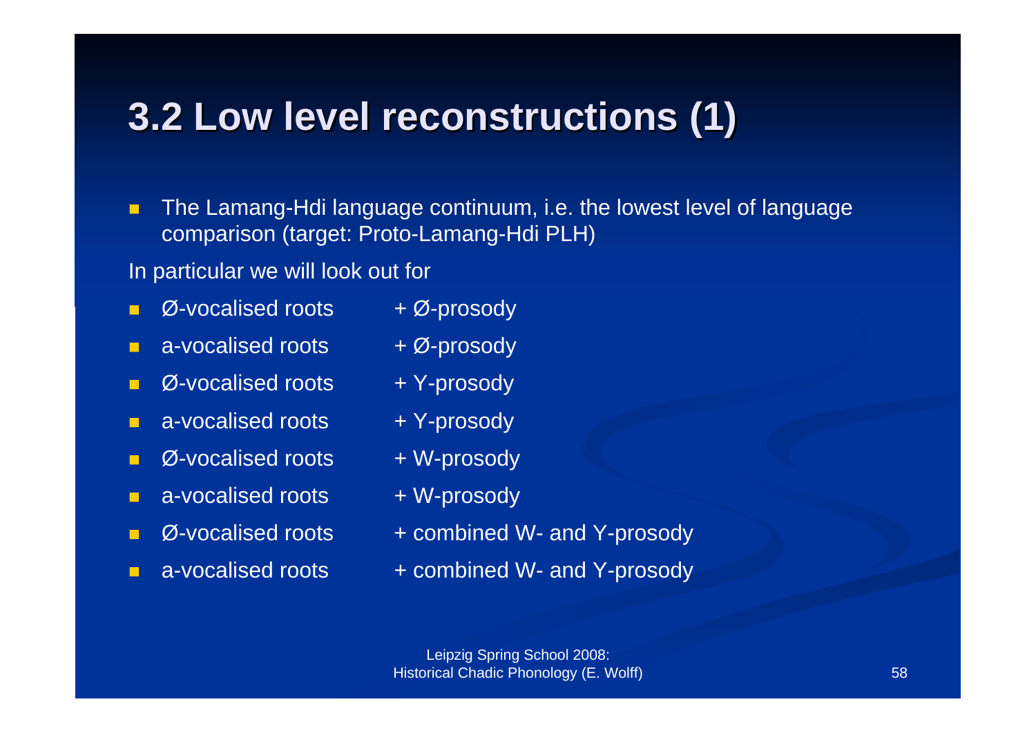# 3.2 Low level reconstructions (1)

- The Lamang-Hdi language continuum, i.e. the lowest level of language comparison (target: Proto-Lamang-Hdi PLH)

In particular we will look out for

- Ø-vocalised roots + Ø-prosody
- a-vocalised roots + Ø-prosody
- Ø-vocalised roots + Y-prosody
- a-vocalised roots + Y-prosody
- Ø-vocalised roots + W-prosody
- a-vocalised roots + W-prosody
- Ø-vocalised roots + combined W- and Y-prosody
- a-vocalised roots + combined W- and Y-prosody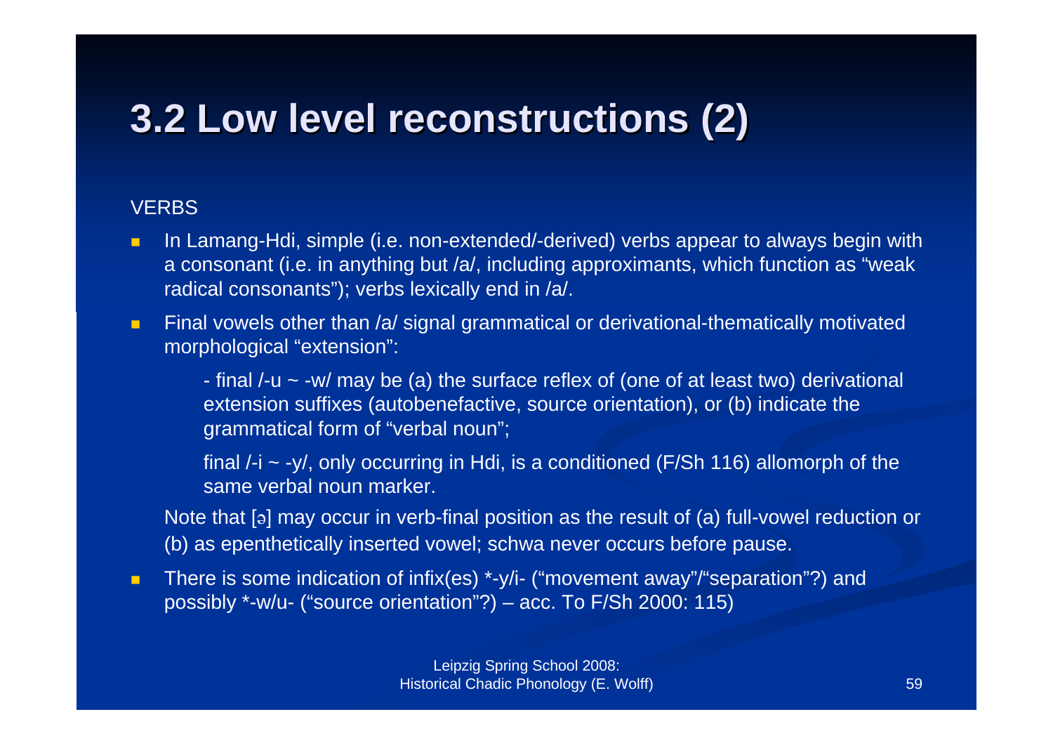# 3.2 Low level reconstructions (2)

VERBS

- In Lamang-Hdi, simple (i.e. non-extended/-derived) verbs appear to always begin with a consonant (i.e. in anything but /a/, including approximants, which function as "weak radical consonants"); verbs lexically end in /a/.
- Final vowels other than /a/ signal grammatical or derivational-thematically motivated morphological "extension":

  - final /-u ~ -w/ may be (a) the surface reflex of (one of at least two) derivational extension suffixes (autobenefactive, source orientation), or (b) indicate the grammatical form of "verbal noun";

  final /-i ~ -y/, only occurring in Hdi, is a conditioned (F/Sh 116) allomorph of the same verbal noun marker.

  Note that [ə] may occur in verb-final position as the result of (a) full-vowel reduction or (b) as epenthetically inserted vowel; schwa never occurs before pause.

- There is some indication of infix(es) *-y/i- ("movement away"/"separation"?) and possibly *-w/u- ("source orientation"?) – acc. To F/Sh 2000: 115)

Leipzig Spring School 2008: Historical Chadic Phonology (E. Wolff)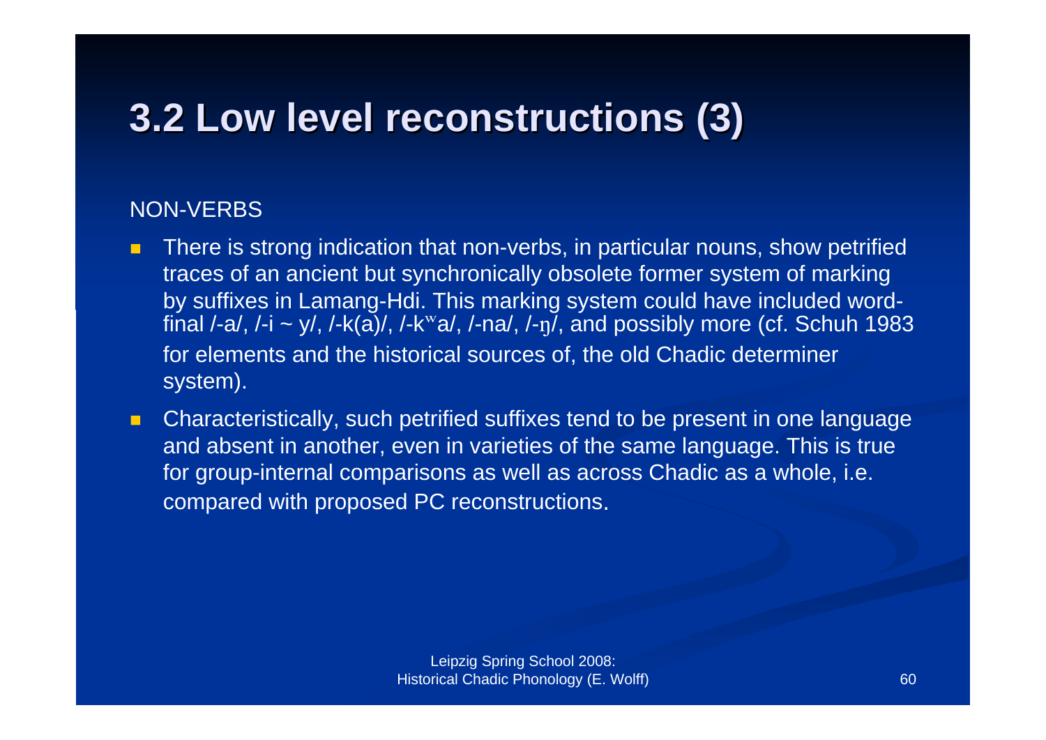# 3.2 Low level reconstructions (3)

NON-VERBS

- There is strong indication that non-verbs, in particular nouns, show petrified traces of an ancient but synchronically obsolete former system of marking by suffixes in Lamang-Hdi. This marking system could have included word-final /-a/, /-i ~ y/, /-k(a)/, /-kʷa/, /-na/, /-ŋ/, and possibly more (cf. Schuh 1983 for elements and the historical sources of, the old Chadic determiner system).
- Characteristically, such petrified suffixes tend to be present in one language and absent in another, even in varieties of the same language. This is true for group-internal comparisons as well as across Chadic as a whole, i.e. compared with proposed PC reconstructions.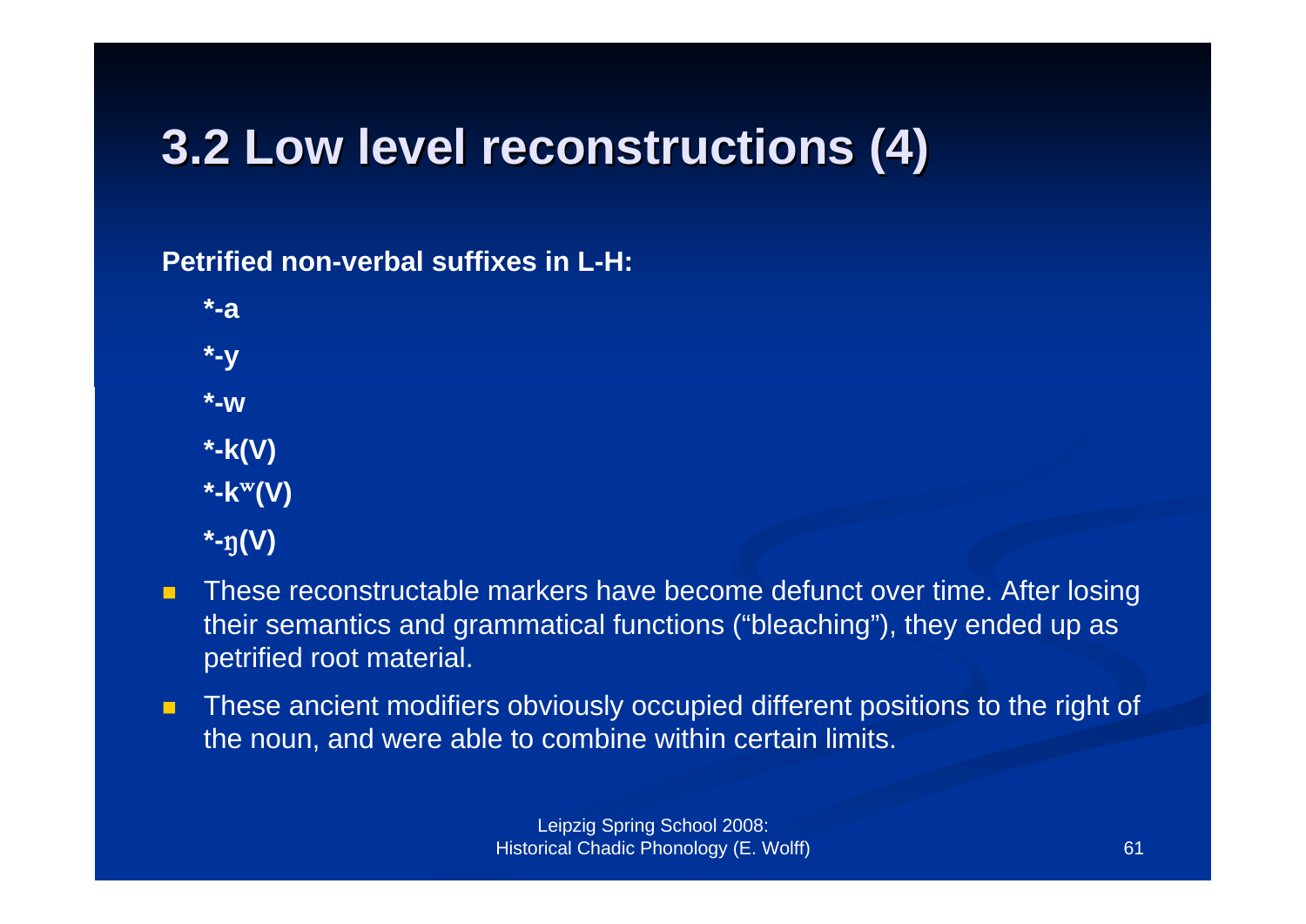# 3.2 Low level reconstructions (4)

**Petrified non-verbal suffixes in L-H:**

**\*-a**

**\*-y**

**\*-w**

**\*-k(V)**

**\*-kʷ(V)**

**\*-ŋ(V)**

- These reconstructable markers have become defunct over time. After losing their semantics and grammatical functions (“bleaching”), they ended up as petrified root material.
- These ancient modifiers obviously occupied different positions to the right of the noun, and were able to combine within certain limits.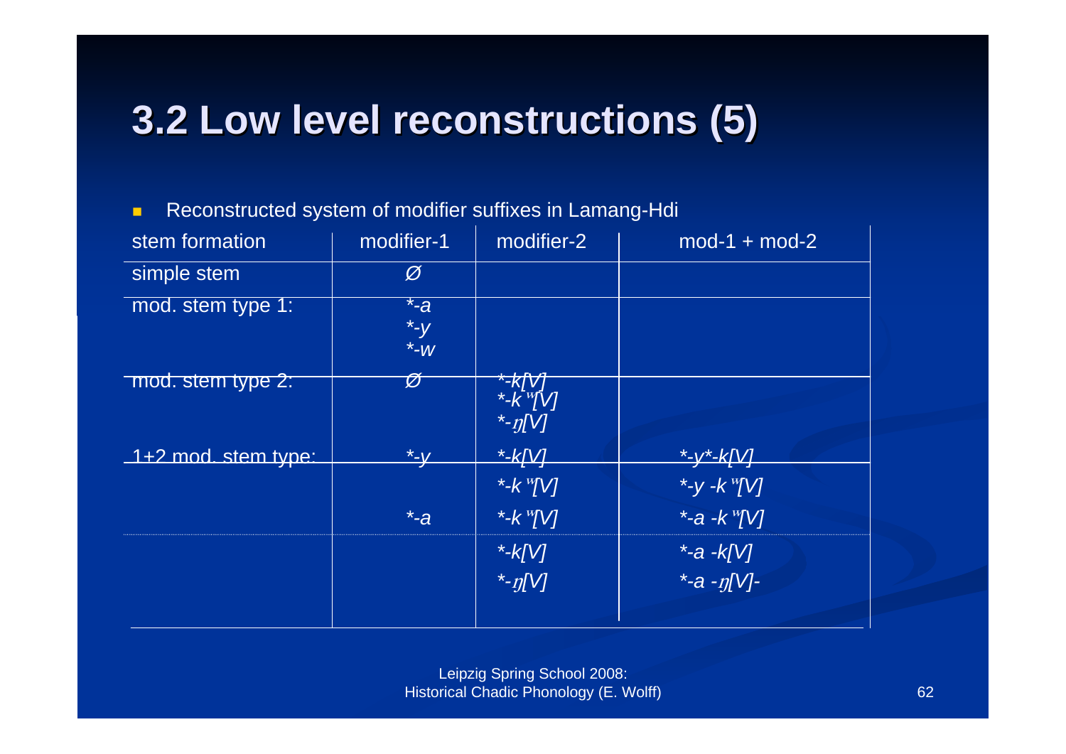# 3.2 Low level reconstructions (5)

- Reconstructed system of modifier suffixes in Lamang-Hdi

| stem formation | modifier-1 | modifier-2 | mod-1 + mod-2 |
|---|---|---|---|
| simple stem | Ø | | |
| mod. stem type 1: | *\*-a*<br>*\*-y*<br>*\*-w* | | |
| mod. stem type 2: | Ø | *\*-k[V]*<br>*\*-kʷ[V]*<br>*\*-ŋ[V]* | |
| 1+2 mod. stem type: | *\*-y* | *\*-k[V]* | *\*-y\*-k[V]* |
| | | *\*-kʷ[V]* | *\*-y -kʷ[V]* |
| | *\*-a* | *\*-kʷ[V]* | *\*-a -kʷ[V]* |
| | | *\*-k[V]* | *\*-a -k[V]* |
| | | *\*-ŋ[V]* | *\*-a -ŋ[V]-* |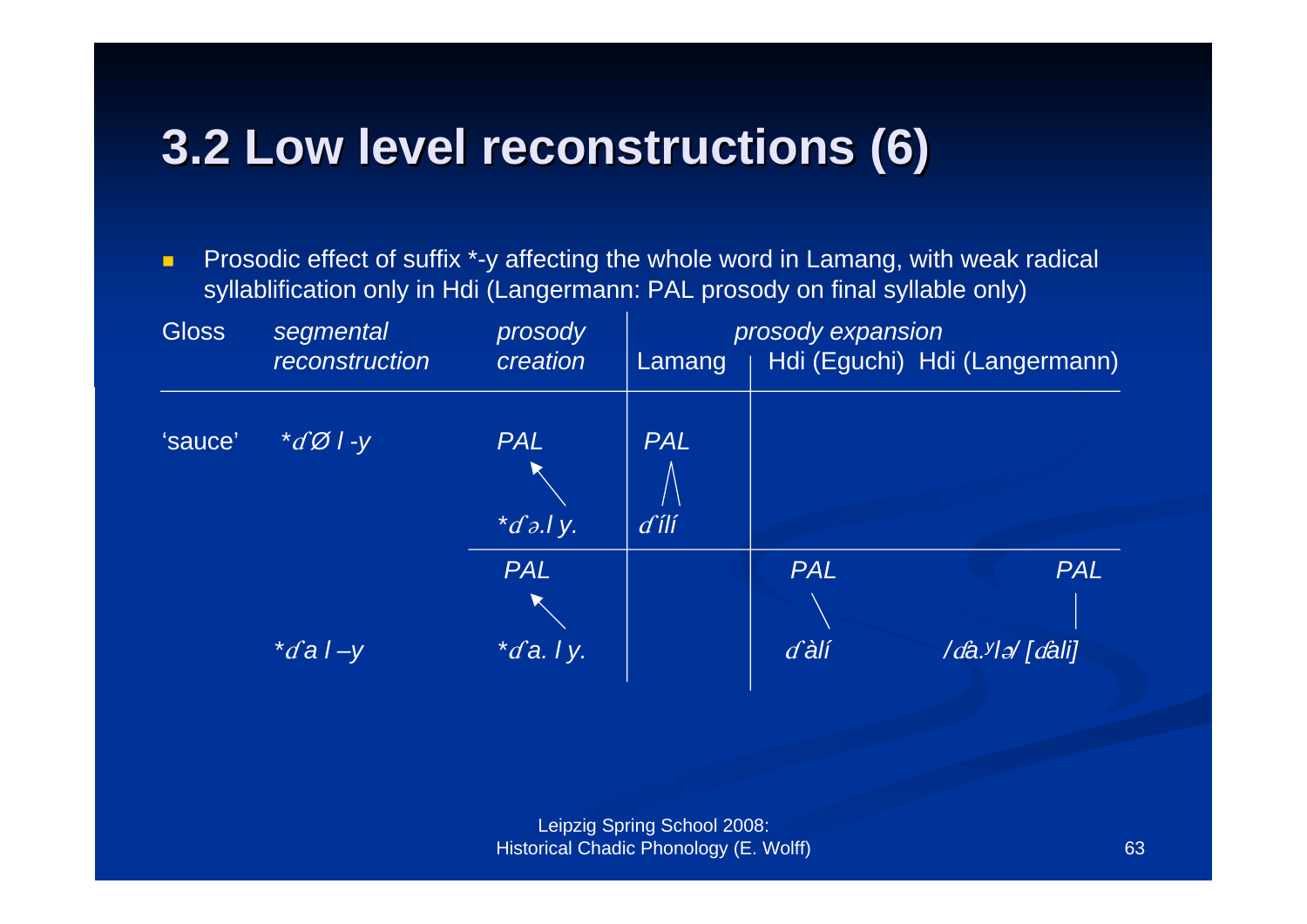# 3.2 Low level reconstructions (6)

- Prosodic effect of suffix *-y affecting the whole word in Lamang, with weak radical syllablification only in Hdi (Langermann: PAL prosody on final syllable only)

| Gloss | *segmental reconstruction* | *prosody creation* | *prosody expansion* Lamang | Hdi (Eguchi) | Hdi (Langermann) |
|---|---|---|---|---|---|
| 'sauce' | *\*ɗ Ø l -y* | *PAL* ↖ *\*ɗ ə.l y.* | *PAL* / \ *ɗílí* | | |
| | *\*ɗ a l –y* | *PAL* ↖ *\*ɗ a. l y.* | | *PAL* \ *ɗàlí* | *PAL* \| */ɗa.ʸlə/ [ɗali]* |

Leipzig Spring School 2008: Historical Chadic Phonology (E. Wolff)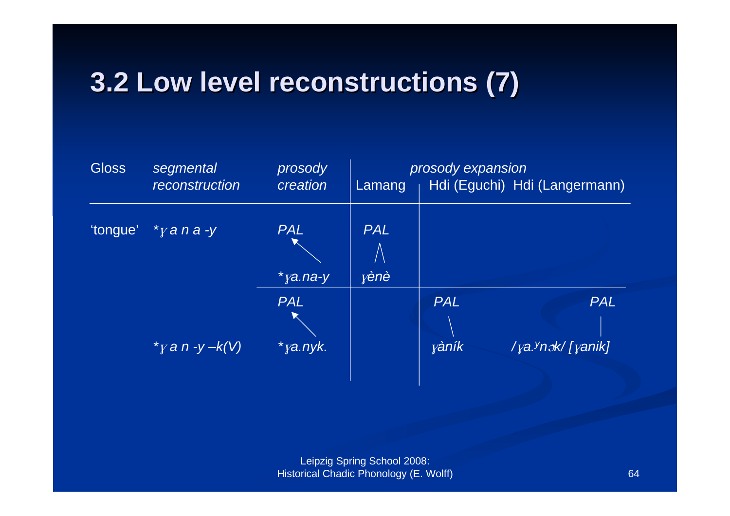# 3.2 Low level reconstructions (7)

| Gloss | *segmental reconstruction* | *prosody creation* | Lamang | Hdi (Eguchi) | Hdi (Langermann) |
|---|---|---|---|---|---|
| 'tongue' | *\*ɣ a n a -y* | *PAL* | *PAL* | | |
| | | *\*ɣa.na-y* | *ɣènè* | | |
| | | *PAL* | | *PAL* | *PAL* |
| | *\*ɣ a n -y –k(V)* | *\*ɣa.nyk.* | | *ɣàník* | */ɣa.ʸnək/ [ɣanik]* |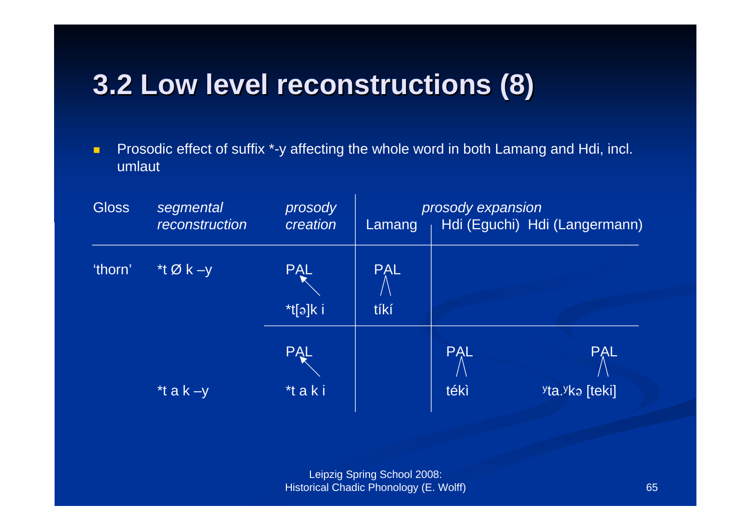# 3.2 Low level reconstructions (8)

- Prosodic effect of suffix *-y affecting the whole word in both Lamang and Hdi, incl. umlaut

| Gloss | *segmental reconstruction* | *prosody creation* | Lamang | *prosody expansion* Hdi (Eguchi) | Hdi (Langermann) |
|---|---|---|---|---|---|
| 'thorn' | *t Ø k –y | PAL *t[ə]k i | PAL tíkí | | |
| | *t a k –y | PAL *t a k i | | PAL tékì | PAL ʸta.ʸkə [teki] |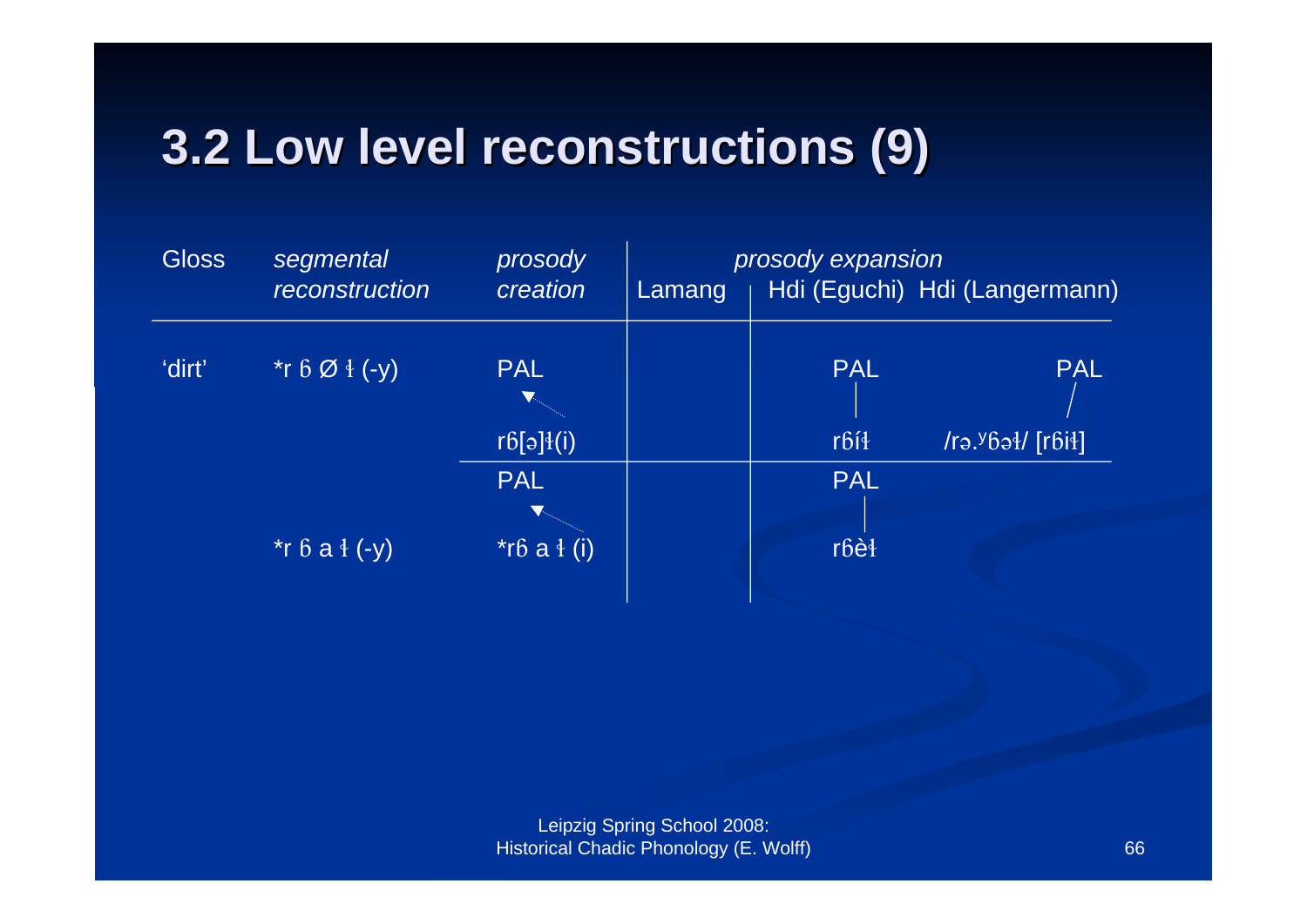# 3.2 Low level reconstructions (9)

| Gloss | *segmental reconstruction* | *prosody creation* | *prosody expansion* Lamang | Hdi (Eguchi) | Hdi (Langermann) |
|---|---|---|---|---|---|
| 'dirt' | *r ɓ Ø ɨ (-y) | PAL | | PAL | PAL |
| | | rɓ[ə]ɬ(i) | | rɓíɬ | /rə.ʸɓəɬ/ [rɓiɬ] |
| | | PAL | | PAL | |
| | *r ɓ a ɨ (-y) | *rɓ a ɨ (i) | | rɓèɬ | |

Leipzig Spring School 2008:
Historical Chadic Phonology (E. Wolff)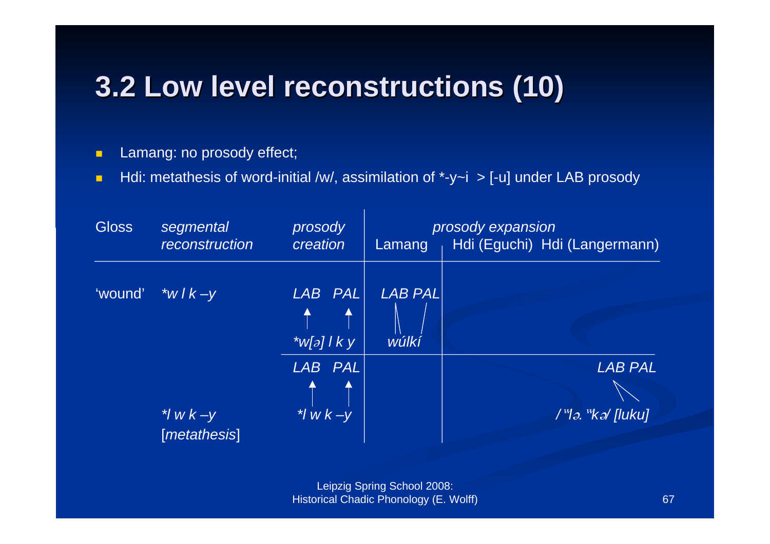# 3.2 Low level reconstructions (10)

- Lamang: no prosody effect;
- Hdi: metathesis of word-initial /w/, assimilation of *-y~i > [-u] under LAB prosody

| Gloss | segmental reconstruction | prosody creation | prosody expansion: Lamang | prosody expansion: Hdi (Eguchi) | prosody expansion: Hdi (Langermann) |
|---|---|---|---|---|---|
| 'wound' | *w l k –y | LAB PAL *w[ə] l k y | LAB PAL wúlkí | | |
| | *l w k –y [*metathesis*] | LAB PAL *l w k –y | | | LAB PAL /ʷlə. ʷkə/ [luku] |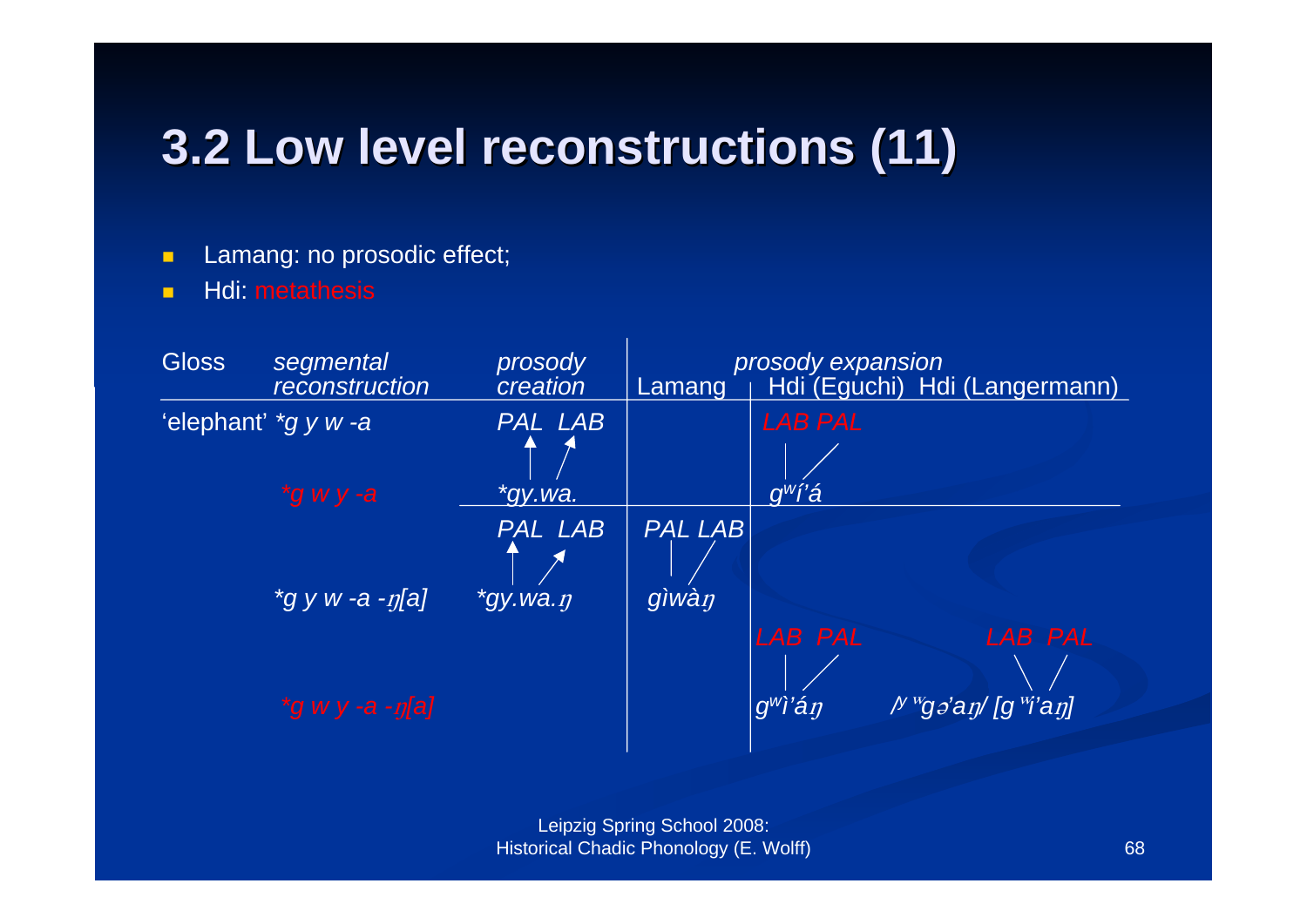# 3.2 Low level reconstructions (11)

- Lamang: no prosodic effect;
- Hdi: metathesis

| Gloss | segmental reconstruction | prosody creation | Lamang | prosody expansion Hdi (Eguchi) | Hdi (Langermann) |
|---|---|---|---|---|---|
| 'elephant' | *g y w -a | PAL LAB | | LAB PAL | |
| | *g w y -a | *gy.wa. | | gʷí'á | |
| | | PAL LAB | PAL LAB | | |
| | *g y w -a -ŋ[a] | *gy.wa.ŋ | gìwàŋ | | |
| | | | | LAB PAL | LAB PAL |
| | *g w y -a -ŋ[a] | | | gʷì'áŋ | /ʸ ʷgə'aŋ/ [g ʷi'aŋ] |

Leipzig Spring School 2008:
Historical Chadic Phonology (E. Wolff)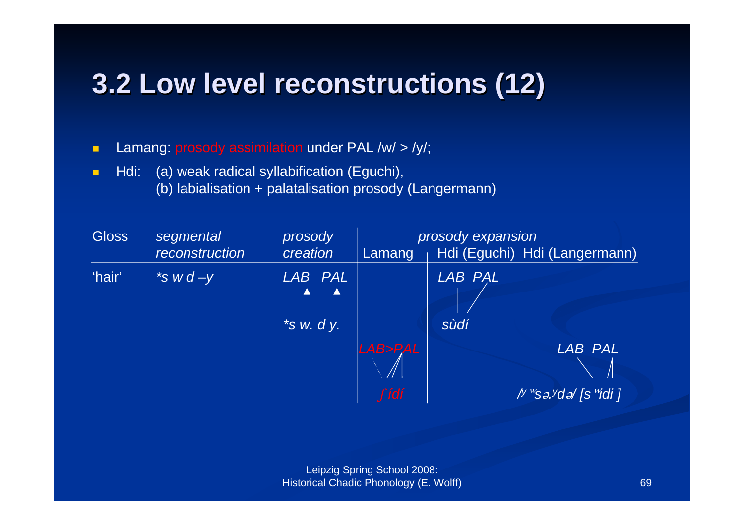## 3.2 Low level reconstructions (12)

- Lamang: prosody assimilation under PAL /w/ > /y/;
- Hdi: (a) weak radical syllabification (Eguchi),
  (b) labialisation + palatalisation prosody (Langermann)

| Gloss | *segmental reconstruction* | *prosody creation* | Lamang | Hdi (Eguchi) | Hdi (Langermann) |
|---|---|---|---|---|---|
| 'hair' | *\*s w d –y* | *LAB PAL* | | *LAB PAL* | |
| | | *\*s w. d y.* | | *sùdí* | |
| | | | *LAB>PAL* | | *LAB PAL* |
| | | | *ʃídí* | | */ʸ ʷsə.ʸdə/ [s ʷidi ]* |

*prosody expansion* (spanning Lamang, Hdi (Eguchi), Hdi (Langermann))

Leipzig Spring School 2008: Historical Chadic Phonology (E. Wolff)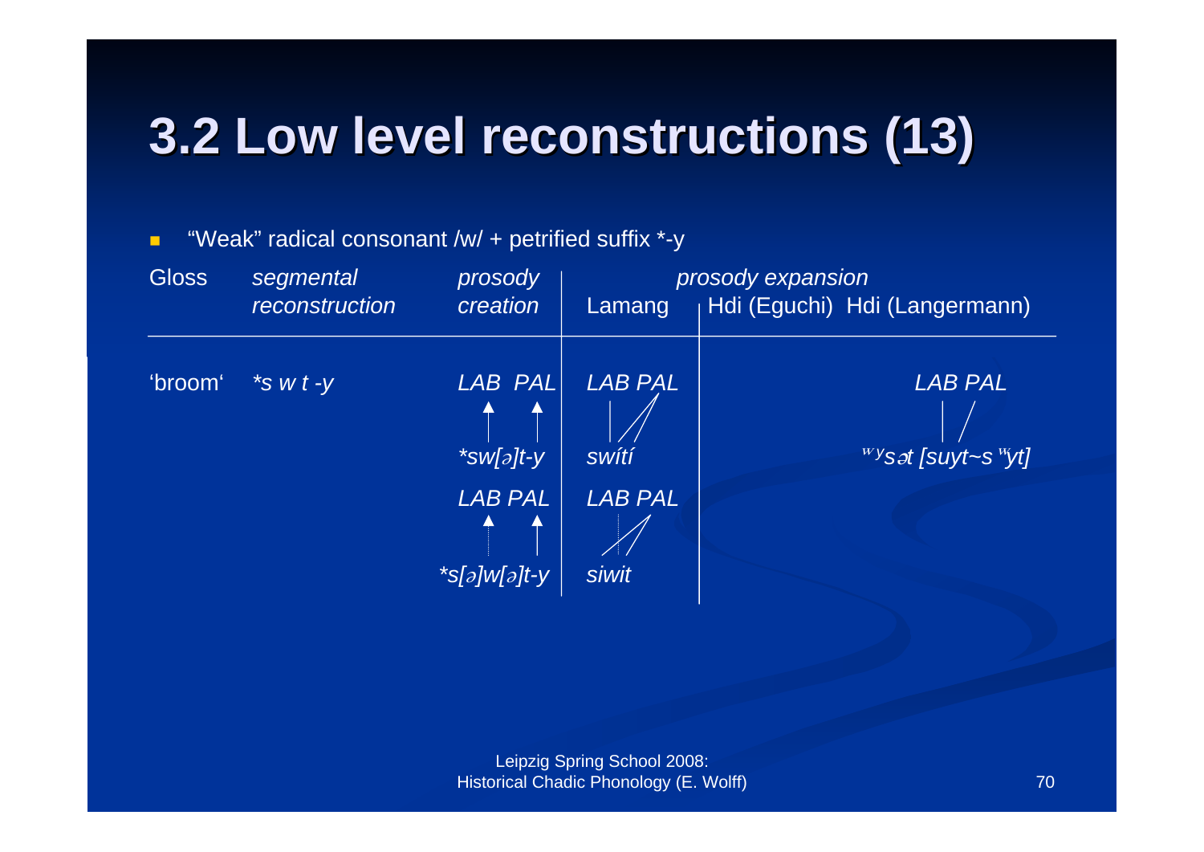# 3.2 Low level reconstructions (13)

- "Weak" radical consonant /w/ + petrified suffix *-y

| Gloss | segmental reconstruction | prosody creation | Lamang | Hdi (Eguchi) | Hdi (Langermann) |
|---|---|---|---|---|---|
| 'broom' | *s w t -y | LAB PAL ↑ ↑ *sw[ə]t-y | LAB PAL \| / / swítí | | LAB PAL \| / ʷʸsət [suyt~sʷÿt] |
| | | LAB PAL ↑ ↑ *s[ə]w[ə]t-y | LAB PAL / / siwit | | |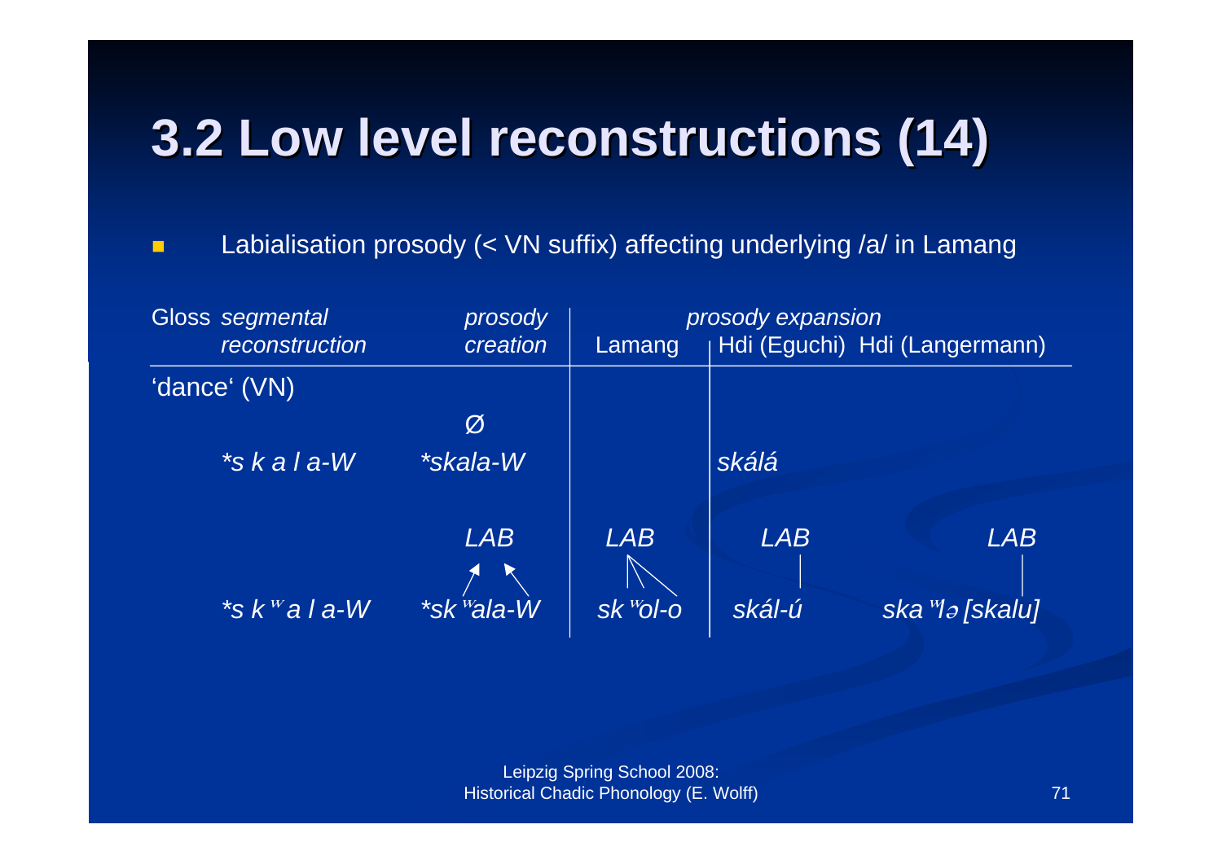# 3.2 Low level reconstructions (14)

- Labialisation prosody (< VN suffix) affecting underlying /a/ in Lamang

| Gloss | *segmental reconstruction* | *prosody creation* | Lamang | Hdi (Eguchi) | Hdi (Langermann) |
|---|---|---|---|---|---|
| 'dance' (VN) | | | | | |
| | | *Ø* | | | |
| | **s k a l a-W* | **skala-W* | | *skálá* | |
| | | *LAB* | *LAB* | *LAB* | *LAB* |
| | **s kʷ a l a-W* | **skʷala-W* | *skʷol-o* | *skál-ú* | *skaʷlə [skalu]* |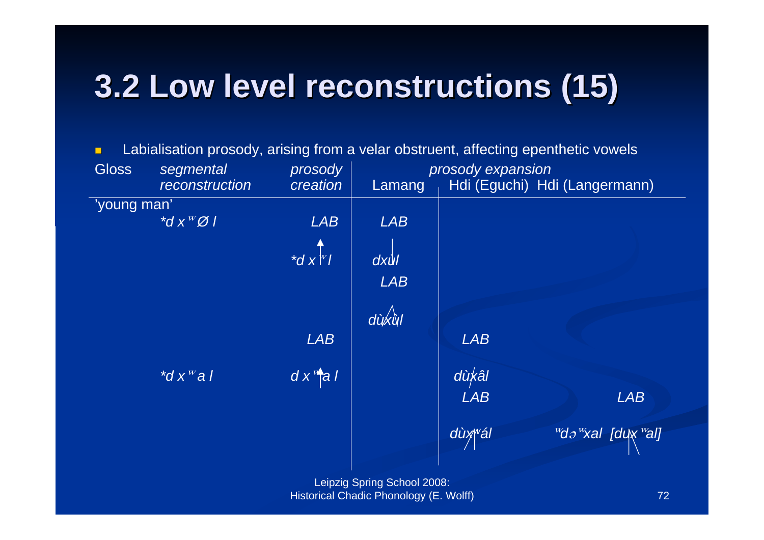# 3.2 Low level reconstructions (15)

- Labialisation prosody, arising from a velar obstruent, affecting epenthetic vowels

| Gloss | segmental reconstruction | prosody creation | Lamang | Hdi (Eguchi) | Hdi (Langermann) |
|---|---|---|---|---|---|
| 'young man' | | | | | |
| | *d x ʷ Ø l | LAB | LAB | | |
| | | *d x ʷ l | dxùl | | |
| | | | LAB | | |
| | | | dùxùl | | |
| | | LAB | | LAB | |
| | *d x ʷ a l | d x ʷ a l | | dùxâl | |
| | | | | LAB | LAB |
| | | | | dùxʷál | ʷdəʷxal [duxʷal] |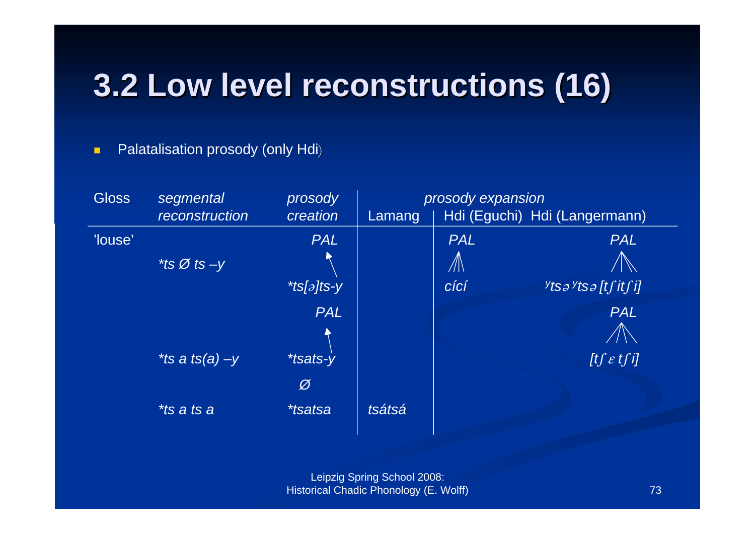# 3.2 Low level reconstructions (16)

- Palatalisation prosody (only Hdi)

| Gloss | *segmental reconstruction* | *prosody creation* | Lamang | *prosody expansion* Hdi (Eguchi) | Hdi (Langermann) |
|---|---|---|---|---|---|
| 'louse' | | *PAL* | | *PAL* | *PAL* |
| | **ts Ø ts –y* | ↑ | | /\|\ | /\|\ |
| | | **ts[ə]ts-y* | | *cící* | *ʸtsəʸtsə [tʃitʃi]* |
| | | *PAL* | | | *PAL* |
| | | ↑ | | | /\|\ |
| | **ts a ts(a) –y* | **tsats-y* | | | *[tʃɛtʃi]* |
| | | *Ø* | | | |
| | **ts a ts a* | **tsatsa* | *tsátsá* | | |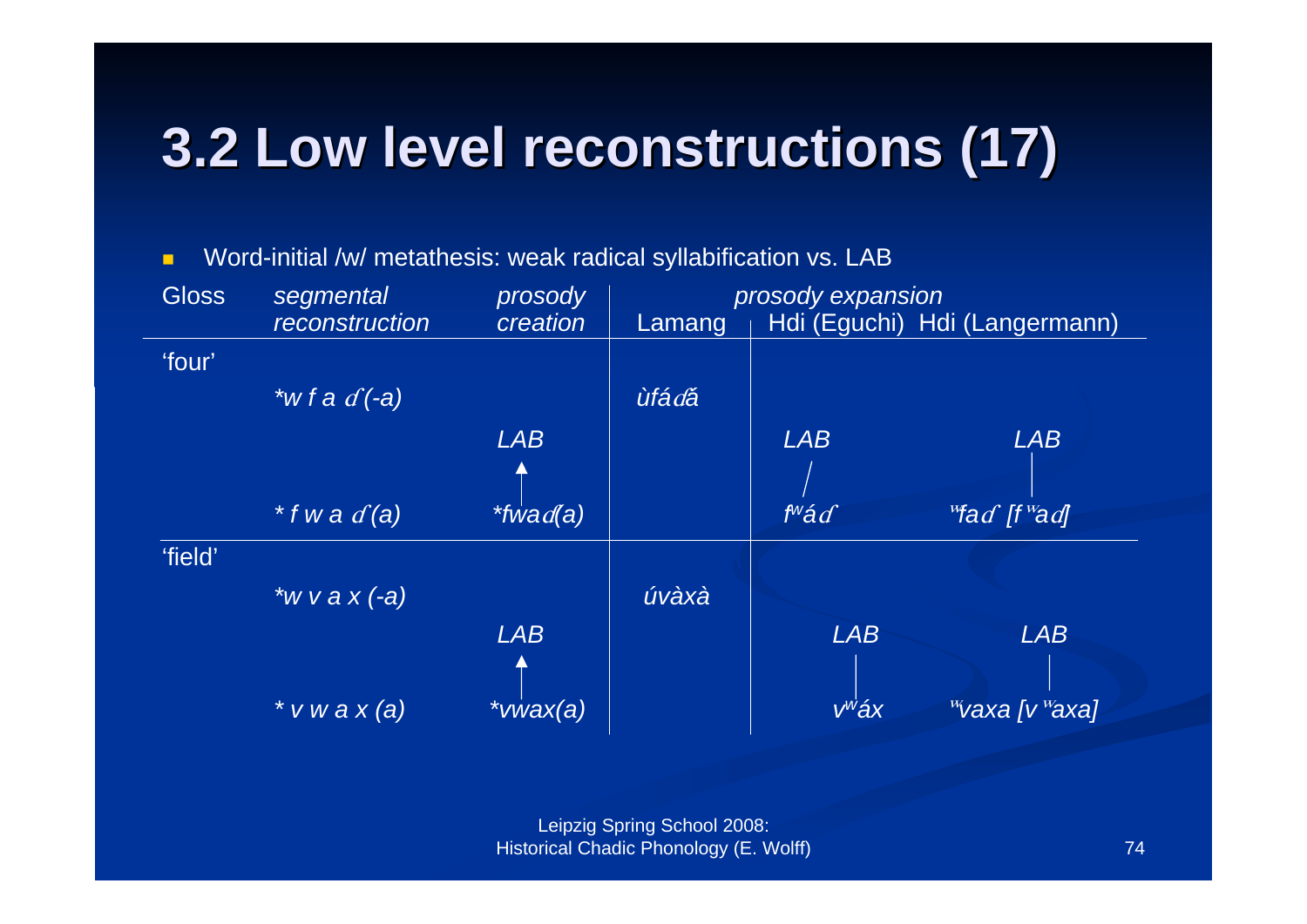# 3.2 Low level reconstructions (17)

- Word-initial /w/ metathesis: weak radical syllabification vs. LAB

| Gloss | *segmental reconstruction* | *prosody creation* | Lamang | *prosody expansion* Hdi (Eguchi) | Hdi (Langermann) |
|---|---|---|---|---|---|
| 'four' | | | | | |
| | *\*w f a ɗ (-a)* | | *ùfáɗá̃* | | |
| | | *LAB* ↑ | | *LAB* / | *LAB* \| |
| | *\* f w a ɗ (a)* | *\*fwaɗ(a)* | | *fʷáɗ* | *ʷfaɗ [f ʷaɗ]* |
| 'field' | | | | | |
| | *\*w v a x (-a)* | | *úvàxà* | | |
| | | *LAB* ↑ | | *LAB* \| | *LAB* \| |
| | *\* v w a x (a)* | *\*vwax(a)* | | *vʷáx* | *ʷvaxa [v ʷaxa]* |

Leipzig Spring School 2008:
Historical Chadic Phonology (E. Wolff)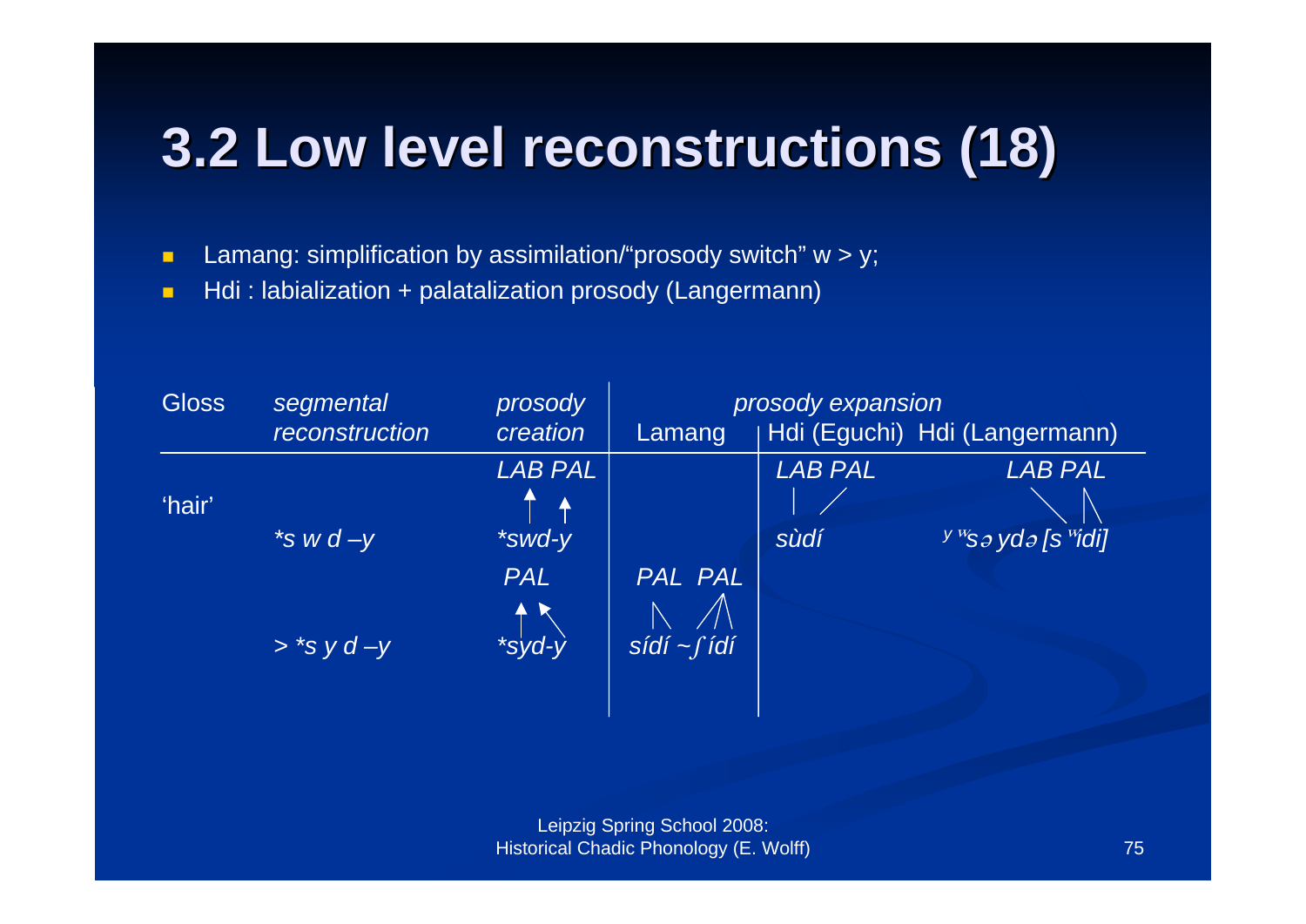# 3.2 Low level reconstructions (18)

- Lamang: simplification by assimilation/"prosody switch" w > y;
- Hdi : labialization + palatalization prosody (Langermann)

| Gloss | *segmental reconstruction* | *prosody creation* | Lamang | Hdi (Eguchi) | Hdi (Langermann) |
|---|---|---|---|---|---|
| | | *LAB PAL* | | *LAB PAL* | *LAB PAL* |
| 'hair' | **s w d –y* | **swd-y* | | *sùdí* | *ʸ ʷsə ydə [s ʷidi]* |
| | | *PAL* | *PAL PAL* | | |
| | *> *s y d –y* | **syd-y* | *sídí ~ ʃ ídí* | | |

(*prosody expansion* spans the Lamang, Hdi (Eguchi) and Hdi (Langermann) columns.)

Leipzig Spring School 2008:
Historical Chadic Phonology (E. Wolff)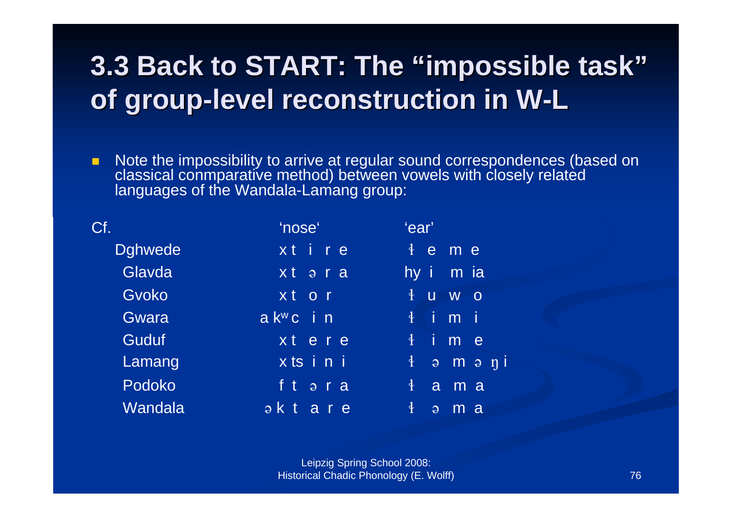# 3.3 Back to START: The "impossible task" of group-level reconstruction in W-L

- Note the impossibility to arrive at regular sound correspondences (based on classical conmparative method) between vowels with closely related languages of the Wandala-Lamang group:

| Cf. | 'nose' | 'ear' |
|---|---|---|
| Dghwede | x t i r e | ɬ e m e |
| Glavda | x t ə r a | hy i m ia |
| Gvoko | x t o r | ɬ u w o |
| Gwara | a kʷ c i n | ɬ i m i |
| Guduf | x t e r e | ɬ i m e |
| Lamang | x ts i n i | ɬ ə m ə ŋ i |
| Podoko | f t ə r a | ɬ a m a |
| Wandala | ə k t a r e | ɬ ə m a |

Leipzig Spring School 2008:
Historical Chadic Phonology (E. Wolff)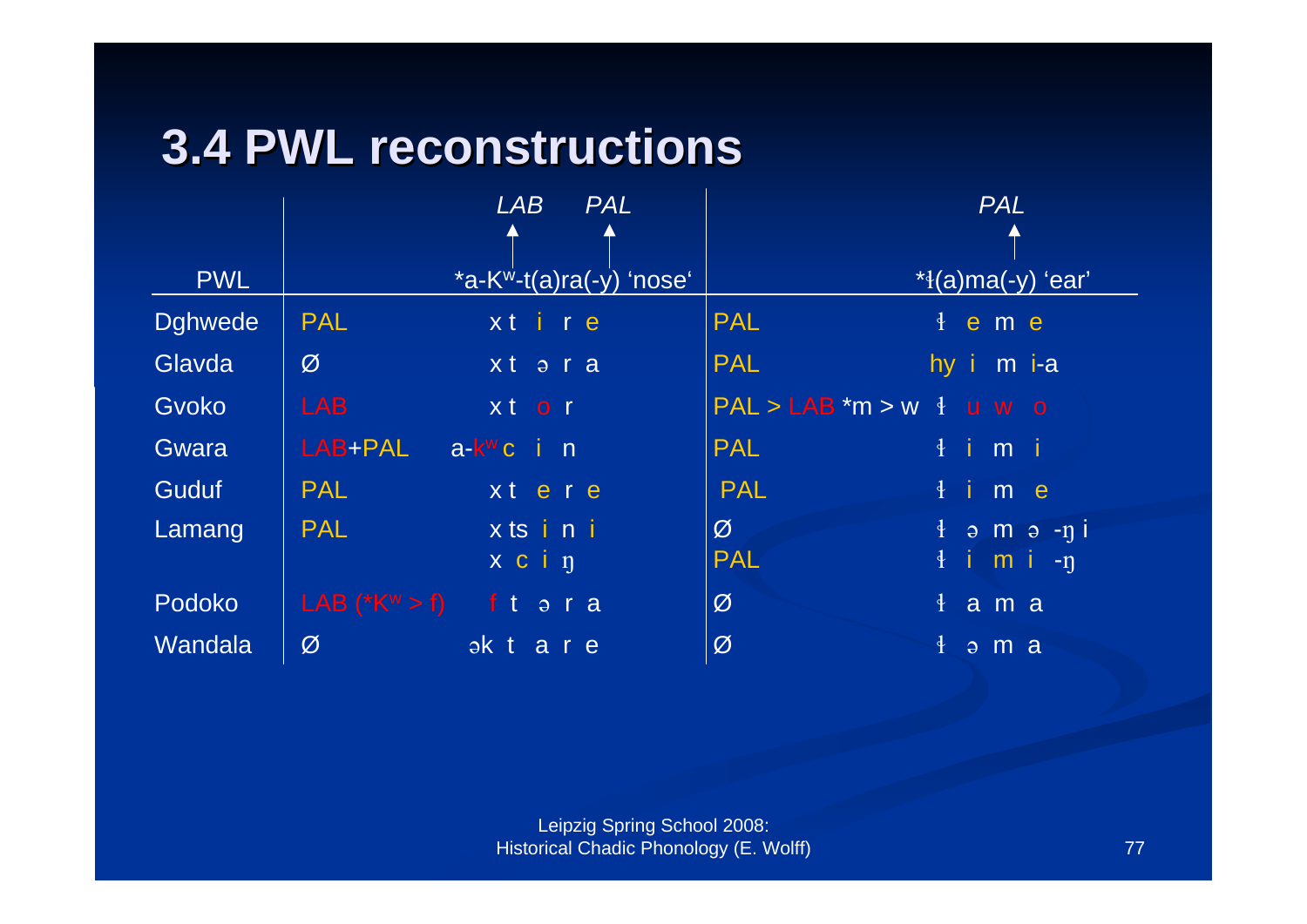# 3.4 PWL reconstructions

| | *LAB* ↑ *PAL* ↑ | | *PAL* ↑ | |
|---|---|---|---|---|
| PWL | | *a-Kʷ-t(a)ra(-y) 'nose' | | *ɬ(a)ma(-y) 'ear' |
| Dghwede | PAL | x t i r e | PAL | ɬ e m e |
| Glavda | Ø | x t ə r a | PAL | hy i m i-a |
| Gvoko | LAB | x t o r | PAL > LAB *m > w | ɬ u w o |
| Gwara | LAB+PAL | a-kʷ c i n | PAL | ɬ i m i |
| Guduf | PAL | x t e r e | PAL | ɬ i m e |
| Lamang | PAL | x ts i n i<br>x c i ŋ | Ø<br>PAL | ɬ ə m ə -ŋ i<br>ɬ i m i -ŋ |
| Podoko | LAB (*Kʷ > f) | f t ə r a | Ø | ɬ a m a |
| Wandala | Ø | ək t a r e | Ø | ɬ ə m a |

Leipzig Spring School 2008:
Historical Chadic Phonology (E. Wolff)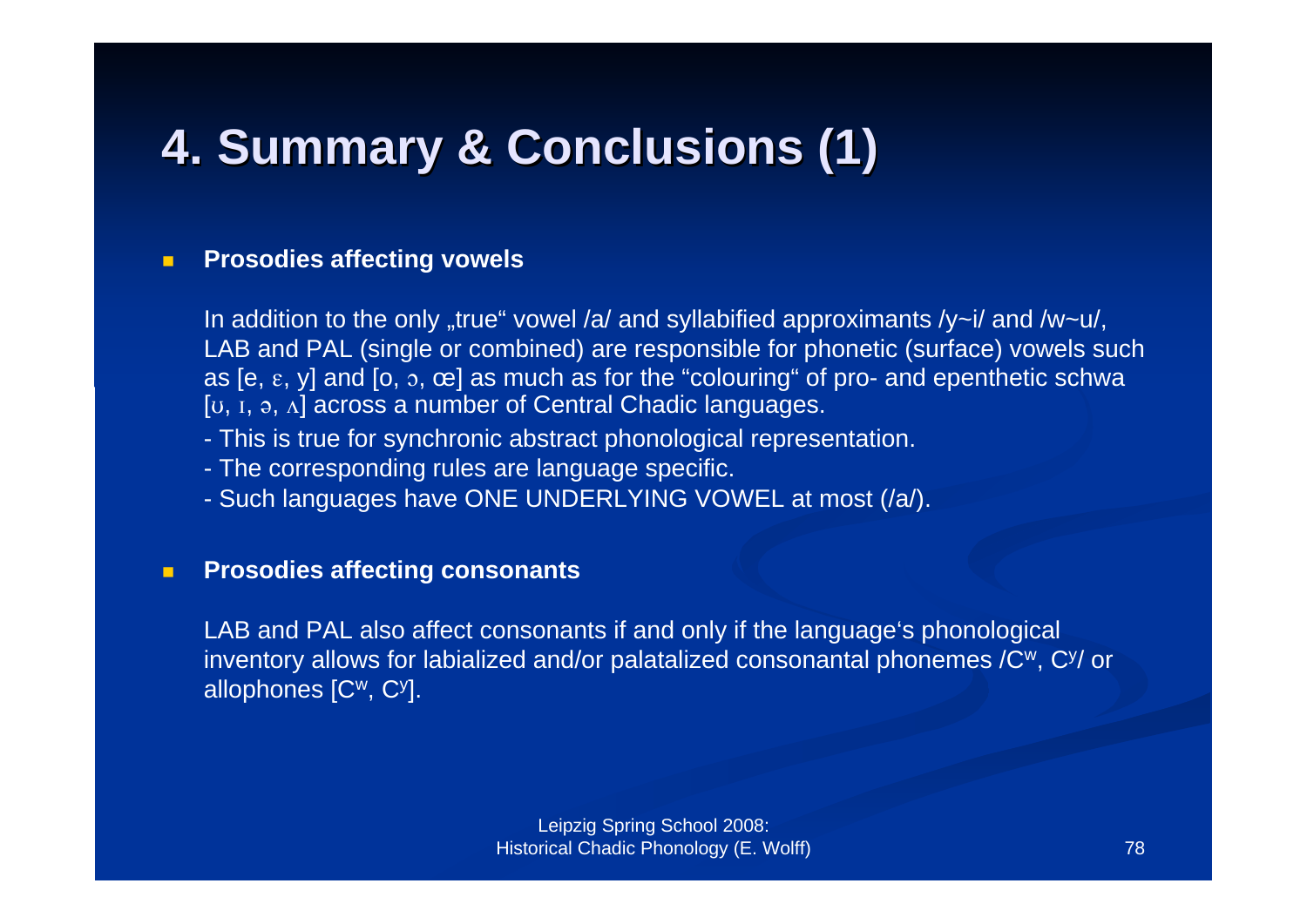# 4. Summary & Conclusions (1)

- **Prosodies affecting vowels**

  In addition to the only „true“ vowel /a/ and syllabified approximants /y~i/ and /w~u/, LAB and PAL (single or combined) are responsible for phonetic (surface) vowels such as [e, ɛ, y] and [o, ɔ, œ] as much as for the “colouring“ of pro- and epenthetic schwa [ʊ, ɪ, ə, ʌ] across a number of Central Chadic languages.

  - This is true for synchronic abstract phonological representation.
  - The corresponding rules are language specific.
  - Such languages have ONE UNDERLYING VOWEL at most (/a/).

- **Prosodies affecting consonants**

  LAB and PAL also affect consonants if and only if the language‘s phonological inventory allows for labialized and/or palatalized consonantal phonemes /$C^w$, $C^y$/ or allophones [$C^w$, $C^y$].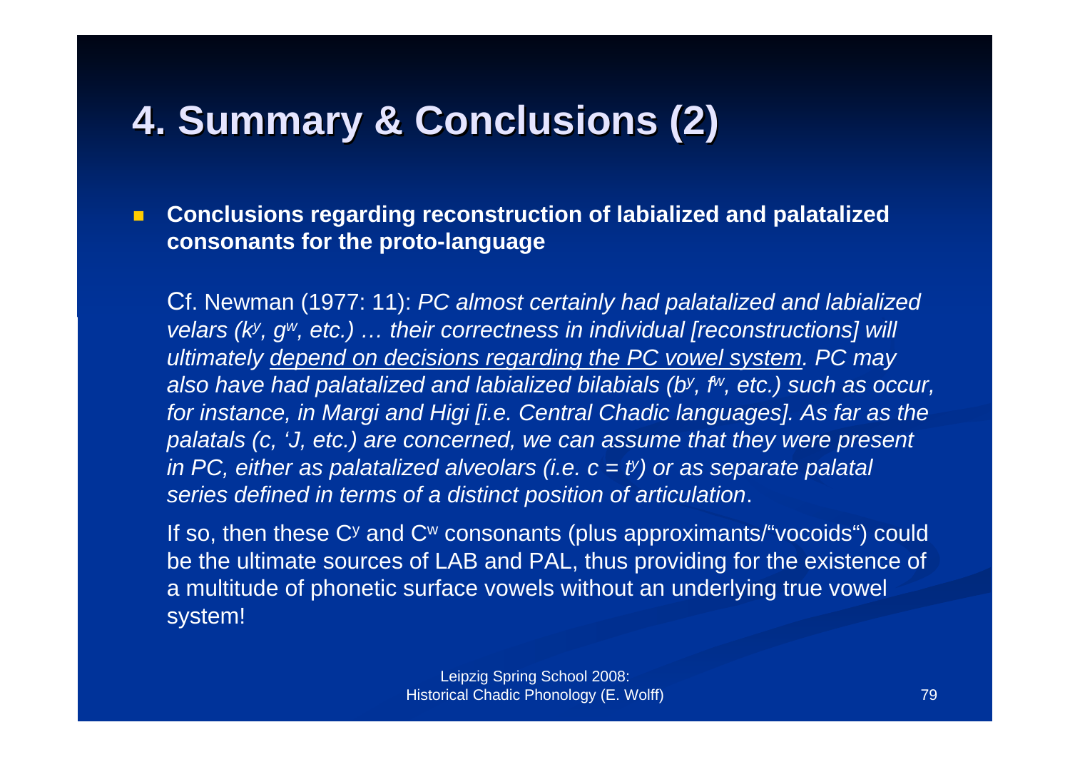# 4. Summary & Conclusions (2)

- **Conclusions regarding reconstruction of labialized and palatalized consonants for the proto-language**

  Cf. Newman (1977: 11): *PC almost certainly had palatalized and labialized velars ($k^y$, $g^w$, etc.) … their correctness in individual [reconstructions] will ultimately <u>depend on decisions regarding the PC vowel system</u>. PC may also have had palatalized and labialized bilabials ($b^y$, $f^w$, etc.) such as occur, for instance, in Margi and Higi [i.e. Central Chadic languages]. As far as the palatals (c, 'J, etc.) are concerned, we can assume that they were present in PC, either as palatalized alveolars (i.e. $c = t^y$) or as separate palatal series defined in terms of a distinct position of articulation*.

  If so, then these $C^y$ and $C^w$ consonants (plus approximants/"vocoids") could be the ultimate sources of LAB and PAL, thus providing for the existence of a multitude of phonetic surface vowels without an underlying true vowel system!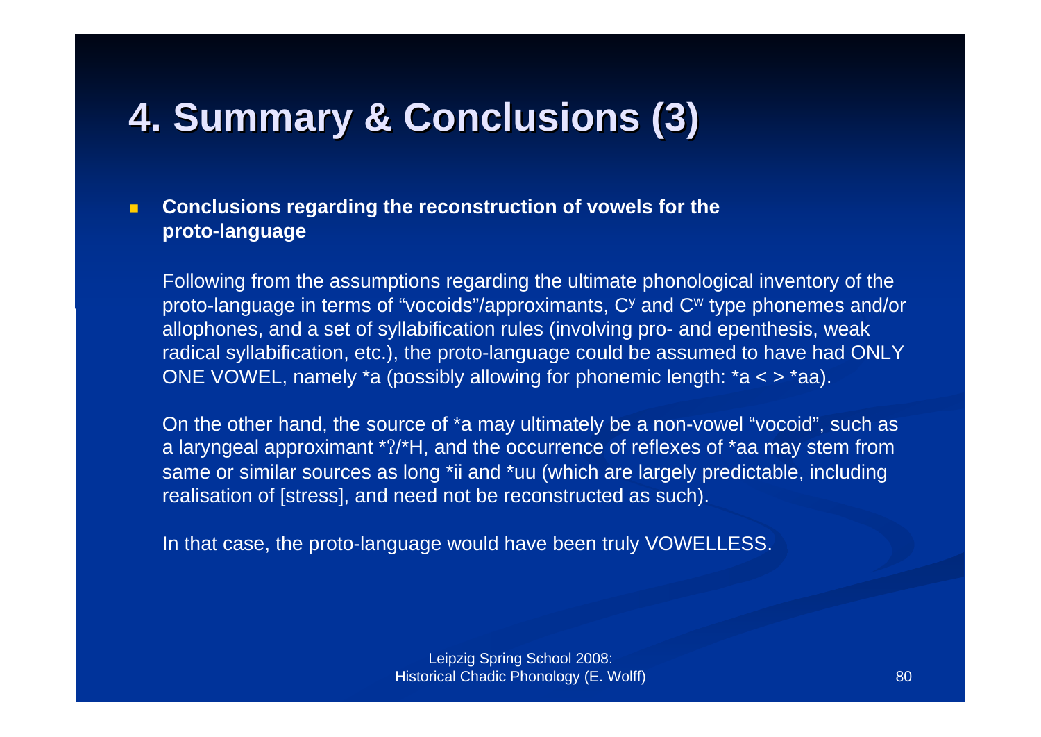# 4. Summary & Conclusions (3)

- **Conclusions regarding the reconstruction of vowels for the proto-language**

  Following from the assumptions regarding the ultimate phonological inventory of the proto-language in terms of "vocoids"/approximants, $C^y$ and $C^w$ type phonemes and/or allophones, and a set of syllabification rules (involving pro- and epenthesis, weak radical syllabification, etc.), the proto-language could be assumed to have had ONLY ONE VOWEL, namely *a (possibly allowing for phonemic length: *a < > *aa).

  On the other hand, the source of *a may ultimately be a non-vowel "vocoid", such as a laryngeal approximant *ʔ/*H, and the occurrence of reflexes of *aa may stem from same or similar sources as long *ii and *uu (which are largely predictable, including realisation of [stress], and need not be reconstructed as such).

  In that case, the proto-language would have been truly VOWELLESS.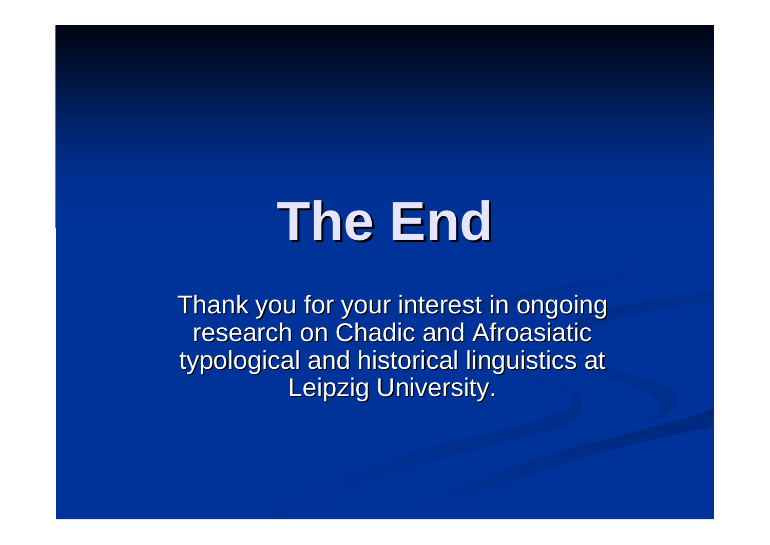# The End

Thank you for your interest in ongoing research on Chadic and Afroasiatic typological and historical linguistics at Leipzig University.